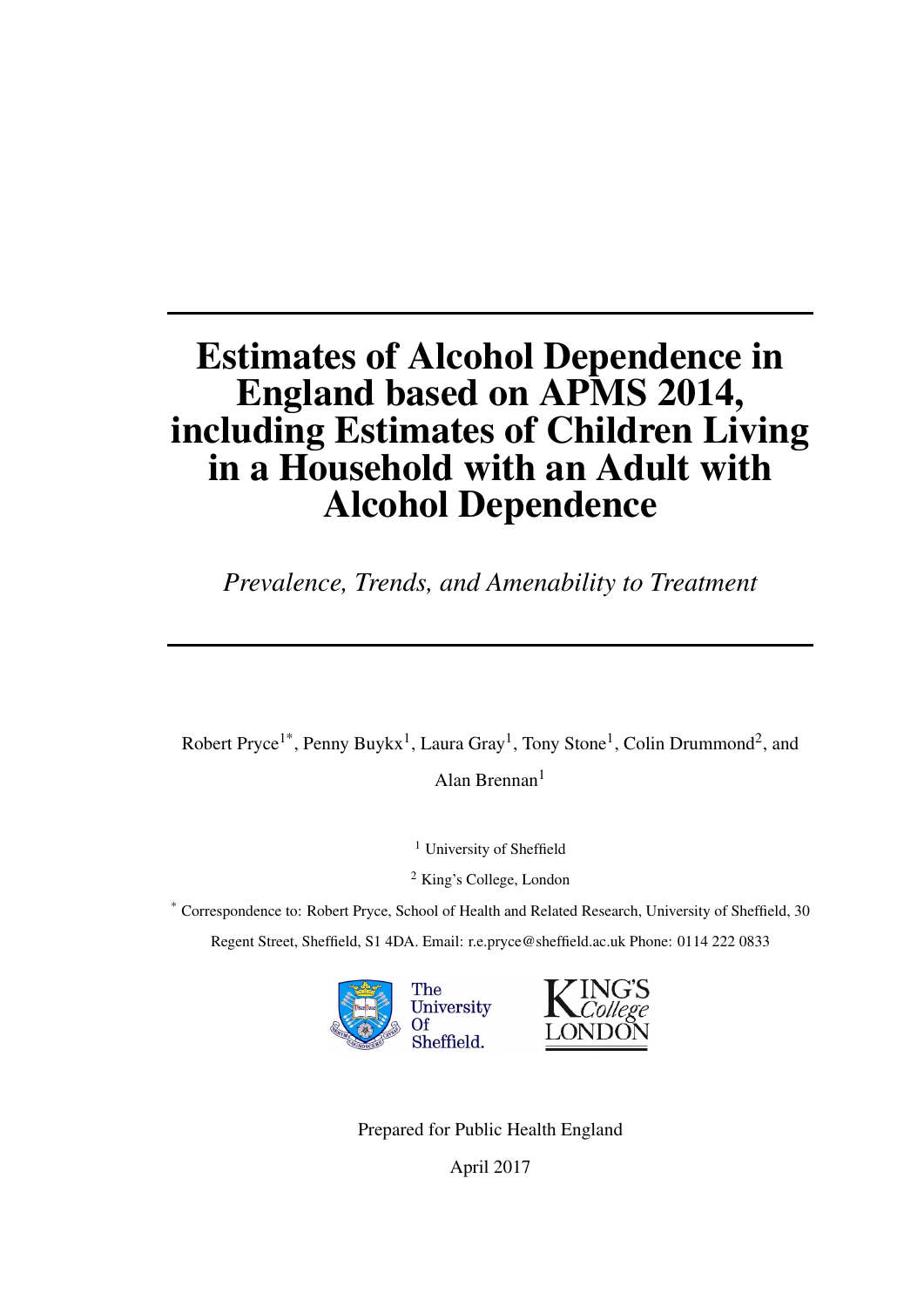# Estimates of Alcohol Dependence in England based on APMS 2014, including Estimates of Children Living in a Household with an Adult with Alcohol Dependence

*Prevalence, Trends, and Amenability to Treatment*

Robert Pryce[1*], Penny Buykx[1], Laura Gray[1], Tony Stone[1], Colin Drummond[2], and Alan Brennan[1]

[1] University of Sheffield

[2] King's College, London

[*] Correspondence to: Robert Pryce, School of Health and Related Research, University of Sheffield, 30 Regent Street, Sheffield, S1 4DA. Email: r.e.pryce@sheffield.ac.uk Phone: 0114 222 0833

Prepared for Public Health England

April 2017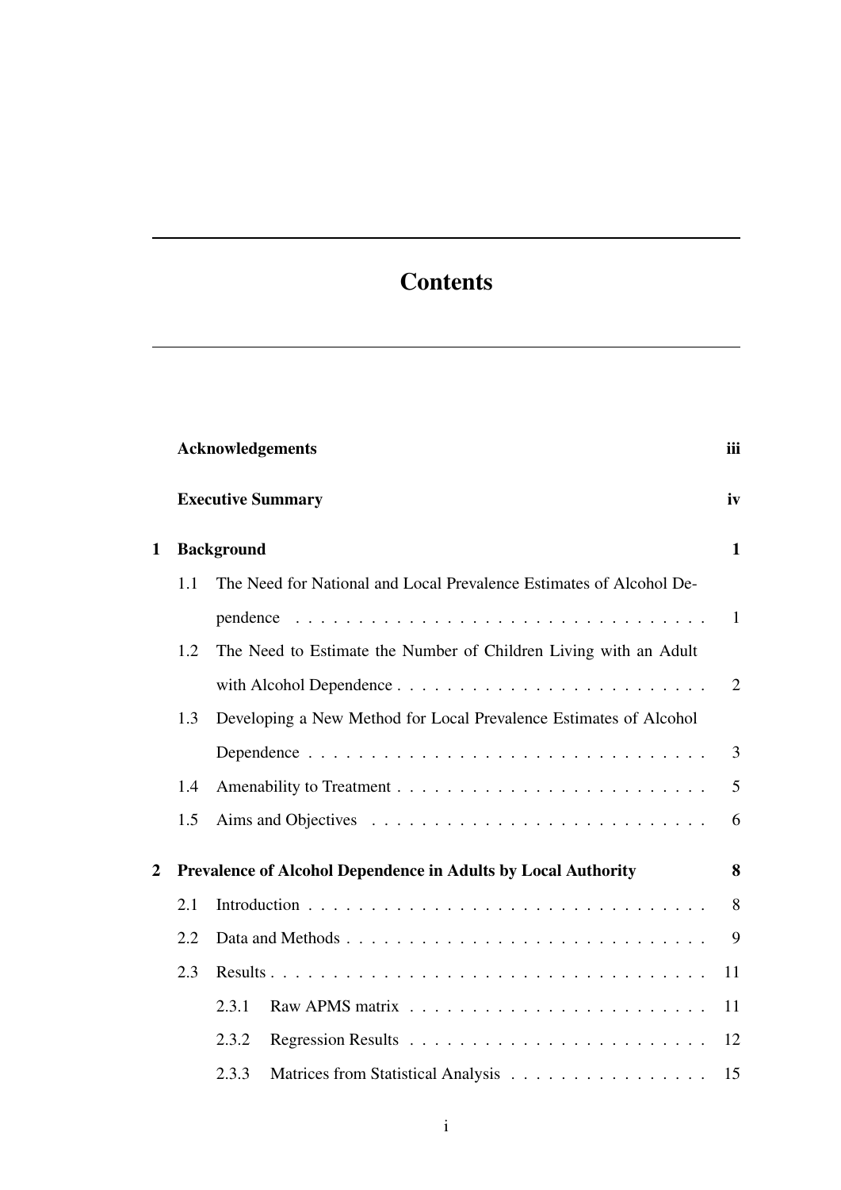# Contents

**Acknowledgements** **iii**

**Executive Summary** **iv**

**1 Background** **1**

- 1.1 The Need for National and Local Prevalence Estimates of Alcohol Dependence . . . 1
- 1.2 The Need to Estimate the Number of Children Living with an Adult with Alcohol Dependence . . . 2
- 1.3 Developing a New Method for Local Prevalence Estimates of Alcohol Dependence . . . 3
- 1.4 Amenability to Treatment . . . 5
- 1.5 Aims and Objectives . . . 6

**2 Prevalence of Alcohol Dependence in Adults by Local Authority** **8**

- 2.1 Introduction . . . 8
- 2.2 Data and Methods . . . 9
- 2.3 Results . . . 11
  - 2.3.1 Raw APMS matrix . . . 11
  - 2.3.2 Regression Results . . . 12
  - 2.3.3 Matrices from Statistical Analysis . . . 15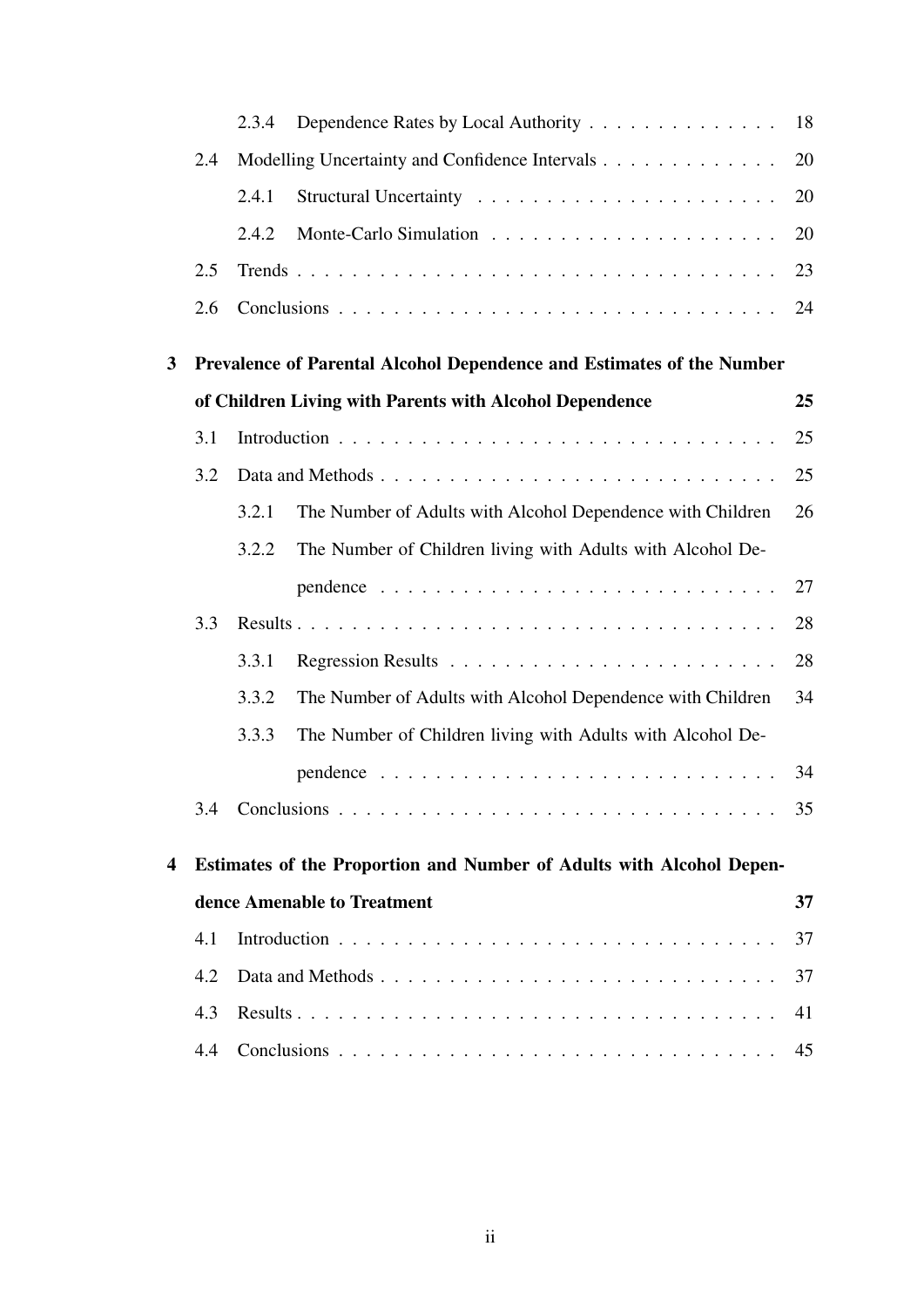- 2.3.4 Dependence Rates by Local Authority . . . . . . . . . . . . . . 18
- 2.4 Modelling Uncertainty and Confidence Intervals . . . . . . . . . . . . . 20
  - 2.4.1 Structural Uncertainty . . . . . . . . . . . . . . . . . . . . . . 20
  - 2.4.2 Monte-Carlo Simulation . . . . . . . . . . . . . . . . . . . . . 20
- 2.5 Trends . . . . . . . . . . . . . . . . . . . . . . . . . . . . . . . . . . 23
- 2.6 Conclusions . . . . . . . . . . . . . . . . . . . . . . . . . . . . . . . 24

**3 Prevalence of Parental Alcohol Dependence and Estimates of the Number of Children Living with Parents with Alcohol Dependence** **25**

- 3.1 Introduction . . . . . . . . . . . . . . . . . . . . . . . . . . . . . . . 25
- 3.2 Data and Methods . . . . . . . . . . . . . . . . . . . . . . . . . . . . 25
  - 3.2.1 The Number of Adults with Alcohol Dependence with Children 26
  - 3.2.2 The Number of Children living with Adults with Alcohol Dependence . . . . . . . . . . . . . . . . . . . . . . . . . . . . 27
- 3.3 Results . . . . . . . . . . . . . . . . . . . . . . . . . . . . . . . . . . 28
  - 3.3.1 Regression Results . . . . . . . . . . . . . . . . . . . . . . . . 28
  - 3.3.2 The Number of Adults with Alcohol Dependence with Children 34
  - 3.3.3 The Number of Children living with Adults with Alcohol Dependence . . . . . . . . . . . . . . . . . . . . . . . . . . . . 34
- 3.4 Conclusions . . . . . . . . . . . . . . . . . . . . . . . . . . . . . . . 35

**4 Estimates of the Proportion and Number of Adults with Alcohol Dependence Amenable to Treatment** **37**

- 4.1 Introduction . . . . . . . . . . . . . . . . . . . . . . . . . . . . . . . 37
- 4.2 Data and Methods . . . . . . . . . . . . . . . . . . . . . . . . . . . . 37
- 4.3 Results . . . . . . . . . . . . . . . . . . . . . . . . . . . . . . . . . . 41
- 4.4 Conclusions . . . . . . . . . . . . . . . . . . . . . . . . . . . . . . . 45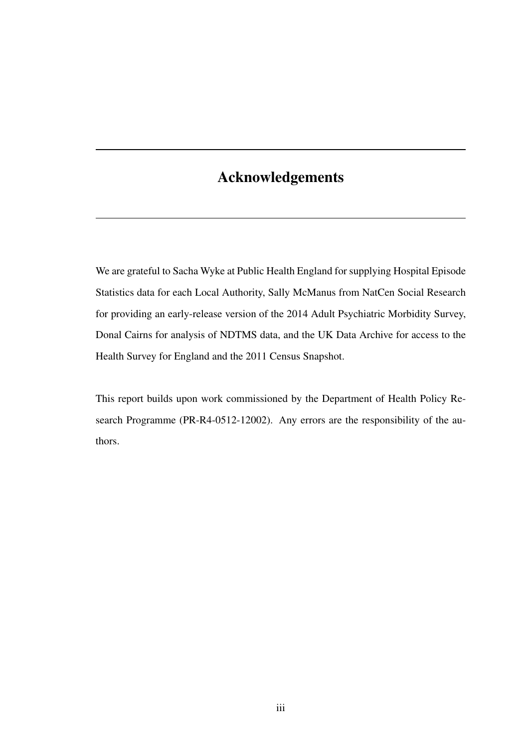# Acknowledgements

We are grateful to Sacha Wyke at Public Health England for supplying Hospital Episode Statistics data for each Local Authority, Sally McManus from NatCen Social Research for providing an early-release version of the 2014 Adult Psychiatric Morbidity Survey, Donal Cairns for analysis of NDTMS data, and the UK Data Archive for access to the Health Survey for England and the 2011 Census Snapshot.

This report builds upon work commissioned by the Department of Health Policy Research Programme (PR-R4-0512-12002). Any errors are the responsibility of the authors.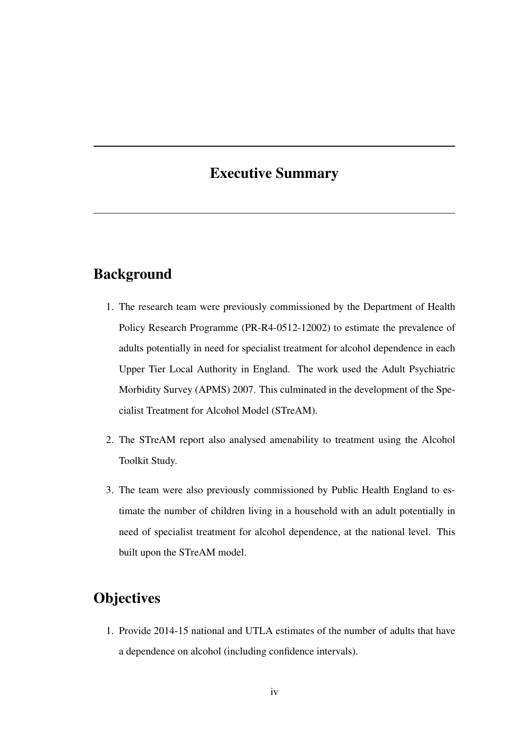# Executive Summary

## Background

1. The research team were previously commissioned by the Department of Health Policy Research Programme (PR-R4-0512-12002) to estimate the prevalence of adults potentially in need for specialist treatment for alcohol dependence in each Upper Tier Local Authority in England. The work used the Adult Psychiatric Morbidity Survey (APMS) 2007. This culminated in the development of the Specialist Treatment for Alcohol Model (STreAM).

2. The STreAM report also analysed amenability to treatment using the Alcohol Toolkit Study.

3. The team were also previously commissioned by Public Health England to estimate the number of children living in a household with an adult potentially in need of specialist treatment for alcohol dependence, at the national level. This built upon the STreAM model.

## Objectives

1. Provide 2014-15 national and UTLA estimates of the number of adults that have a dependence on alcohol (including confidence intervals).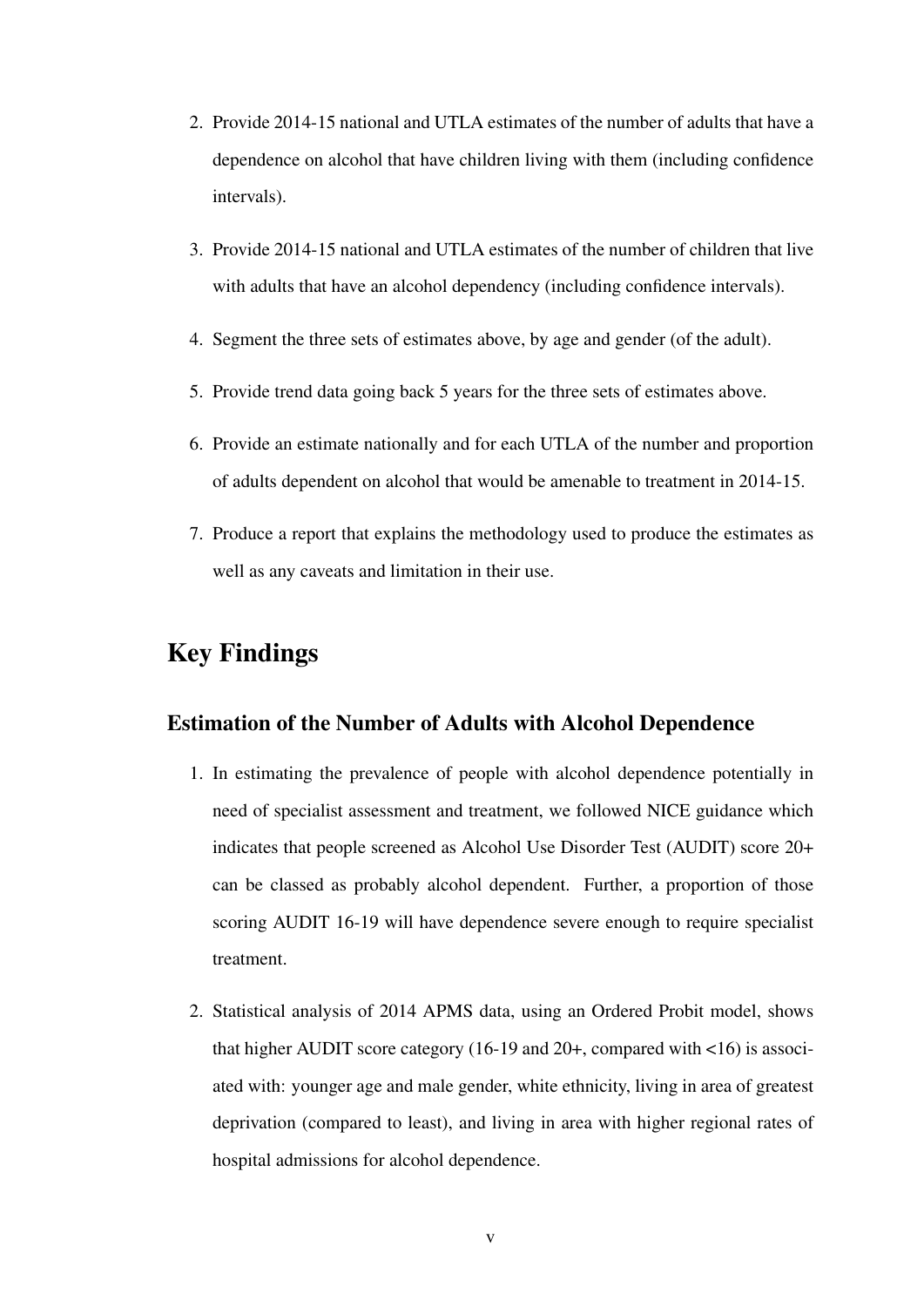2. Provide 2014-15 national and UTLA estimates of the number of adults that have a dependence on alcohol that have children living with them (including confidence intervals).
3. Provide 2014-15 national and UTLA estimates of the number of children that live with adults that have an alcohol dependency (including confidence intervals).
4. Segment the three sets of estimates above, by age and gender (of the adult).
5. Provide trend data going back 5 years for the three sets of estimates above.
6. Provide an estimate nationally and for each UTLA of the number and proportion of adults dependent on alcohol that would be amenable to treatment in 2014-15.
7. Produce a report that explains the methodology used to produce the estimates as well as any caveats and limitation in their use.

## Key Findings

### Estimation of the Number of Adults with Alcohol Dependence

1. In estimating the prevalence of people with alcohol dependence potentially in need of specialist assessment and treatment, we followed NICE guidance which indicates that people screened as Alcohol Use Disorder Test (AUDIT) score 20+ can be classed as probably alcohol dependent. Further, a proportion of those scoring AUDIT 16-19 will have dependence severe enough to require specialist treatment.
2. Statistical analysis of 2014 APMS data, using an Ordered Probit model, shows that higher AUDIT score category (16-19 and 20+, compared with <16) is associated with: younger age and male gender, white ethnicity, living in area of greatest deprivation (compared to least), and living in area with higher regional rates of hospital admissions for alcohol dependence.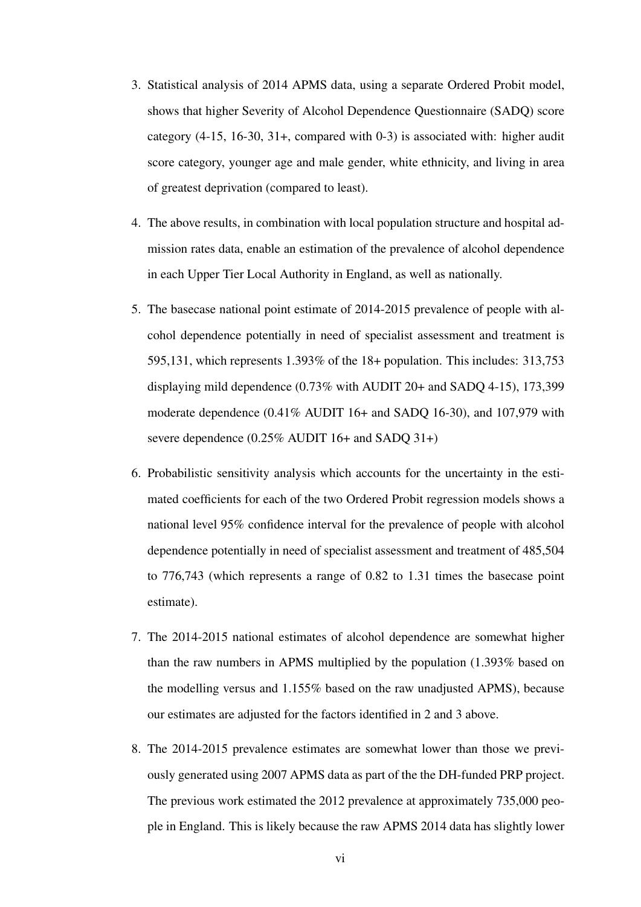3. Statistical analysis of 2014 APMS data, using a separate Ordered Probit model, shows that higher Severity of Alcohol Dependence Questionnaire (SADQ) score category (4-15, 16-30, 31+, compared with 0-3) is associated with: higher audit score category, younger age and male gender, white ethnicity, and living in area of greatest deprivation (compared to least).

4. The above results, in combination with local population structure and hospital admission rates data, enable an estimation of the prevalence of alcohol dependence in each Upper Tier Local Authority in England, as well as nationally.

5. The basecase national point estimate of 2014-2015 prevalence of people with alcohol dependence potentially in need of specialist assessment and treatment is 595,131, which represents 1.393% of the 18+ population. This includes: 313,753 displaying mild dependence (0.73% with AUDIT 20+ and SADQ 4-15), 173,399 moderate dependence (0.41% AUDIT 16+ and SADQ 16-30), and 107,979 with severe dependence (0.25% AUDIT 16+ and SADQ 31+)

6. Probabilistic sensitivity analysis which accounts for the uncertainty in the estimated coefficients for each of the two Ordered Probit regression models shows a national level 95% confidence interval for the prevalence of people with alcohol dependence potentially in need of specialist assessment and treatment of 485,504 to 776,743 (which represents a range of 0.82 to 1.31 times the basecase point estimate).

7. The 2014-2015 national estimates of alcohol dependence are somewhat higher than the raw numbers in APMS multiplied by the population (1.393% based on the modelling versus and 1.155% based on the raw unadjusted APMS), because our estimates are adjusted for the factors identified in 2 and 3 above.

8. The 2014-2015 prevalence estimates are somewhat lower than those we previously generated using 2007 APMS data as part of the the DH-funded PRP project. The previous work estimated the 2012 prevalence at approximately 735,000 people in England. This is likely because the raw APMS 2014 data has slightly lower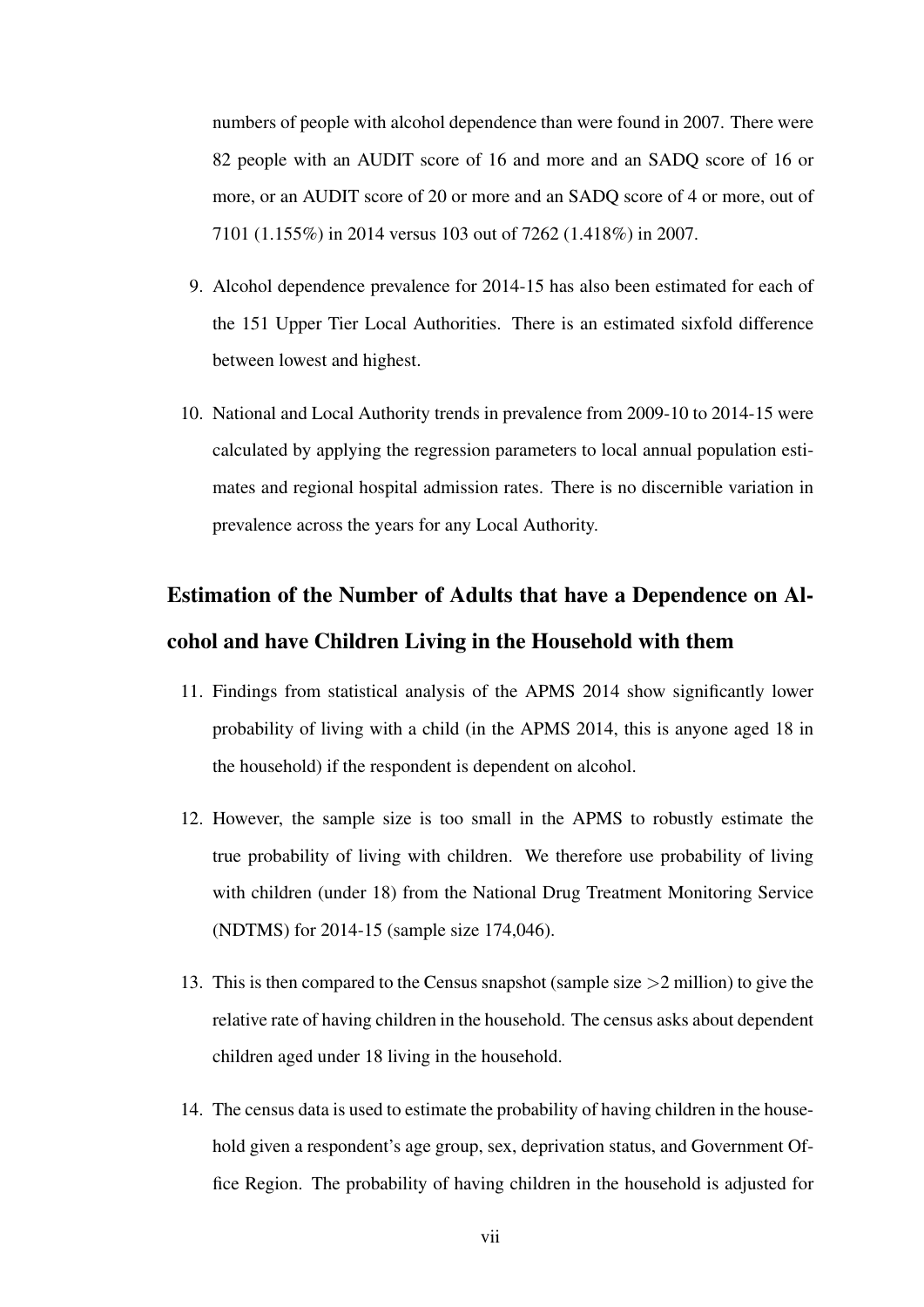numbers of people with alcohol dependence than were found in 2007. There were 82 people with an AUDIT score of 16 and more and an SADQ score of 16 or more, or an AUDIT score of 20 or more and an SADQ score of 4 or more, out of 7101 (1.155%) in 2014 versus 103 out of 7262 (1.418%) in 2007.

9. Alcohol dependence prevalence for 2014-15 has also been estimated for each of the 151 Upper Tier Local Authorities. There is an estimated sixfold difference between lowest and highest.

10. National and Local Authority trends in prevalence from 2009-10 to 2014-15 were calculated by applying the regression parameters to local annual population estimates and regional hospital admission rates. There is no discernible variation in prevalence across the years for any Local Authority.

## Estimation of the Number of Adults that have a Dependence on Alcohol and have Children Living in the Household with them

11. Findings from statistical analysis of the APMS 2014 show significantly lower probability of living with a child (in the APMS 2014, this is anyone aged 18 in the household) if the respondent is dependent on alcohol.

12. However, the sample size is too small in the APMS to robustly estimate the true probability of living with children. We therefore use probability of living with children (under 18) from the National Drug Treatment Monitoring Service (NDTMS) for 2014-15 (sample size 174,046).

13. This is then compared to the Census snapshot (sample size >2 million) to give the relative rate of having children in the household. The census asks about dependent children aged under 18 living in the household.

14. The census data is used to estimate the probability of having children in the household given a respondent's age group, sex, deprivation status, and Government Office Region. The probability of having children in the household is adjusted for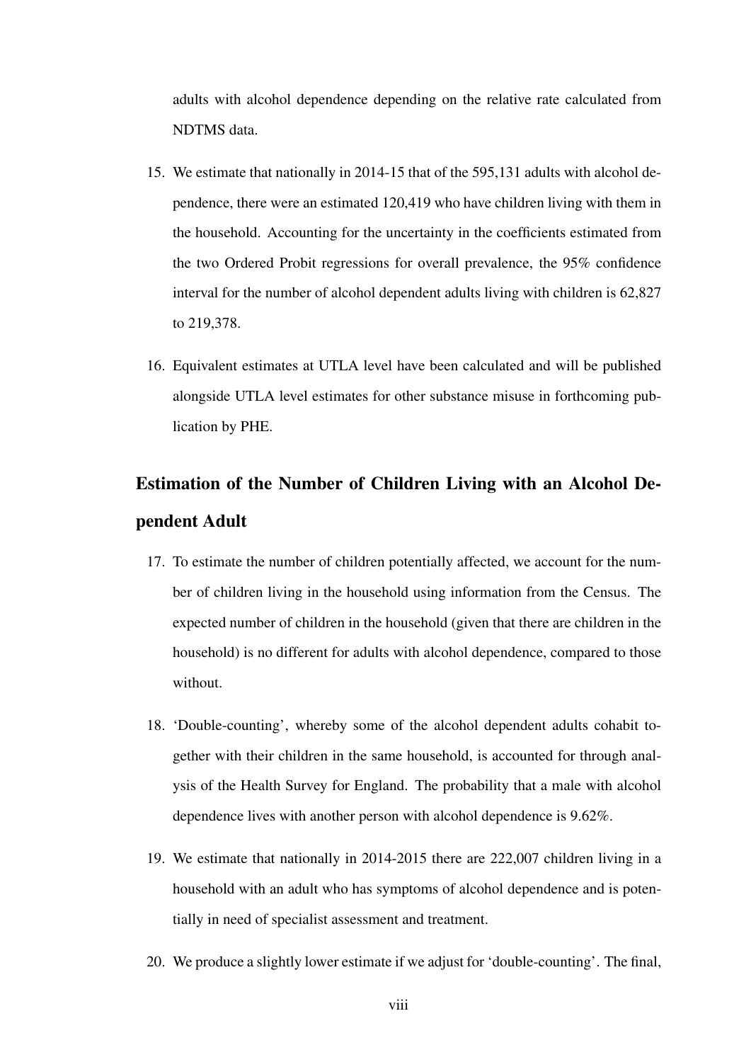adults with alcohol dependence depending on the relative rate calculated from NDTMS data.

15. We estimate that nationally in 2014-15 that of the 595,131 adults with alcohol dependence, there were an estimated 120,419 who have children living with them in the household. Accounting for the uncertainty in the coefficients estimated from the two Ordered Probit regressions for overall prevalence, the 95% confidence interval for the number of alcohol dependent adults living with children is 62,827 to 219,378.

16. Equivalent estimates at UTLA level have been calculated and will be published alongside UTLA level estimates for other substance misuse in forthcoming publication by PHE.

## Estimation of the Number of Children Living with an Alcohol Dependent Adult

17. To estimate the number of children potentially affected, we account for the number of children living in the household using information from the Census. The expected number of children in the household (given that there are children in the household) is no different for adults with alcohol dependence, compared to those without.

18. 'Double-counting', whereby some of the alcohol dependent adults cohabit together with their children in the same household, is accounted for through analysis of the Health Survey for England. The probability that a male with alcohol dependence lives with another person with alcohol dependence is 9.62%.

19. We estimate that nationally in 2014-2015 there are 222,007 children living in a household with an adult who has symptoms of alcohol dependence and is potentially in need of specialist assessment and treatment.

20. We produce a slightly lower estimate if we adjust for 'double-counting'. The final,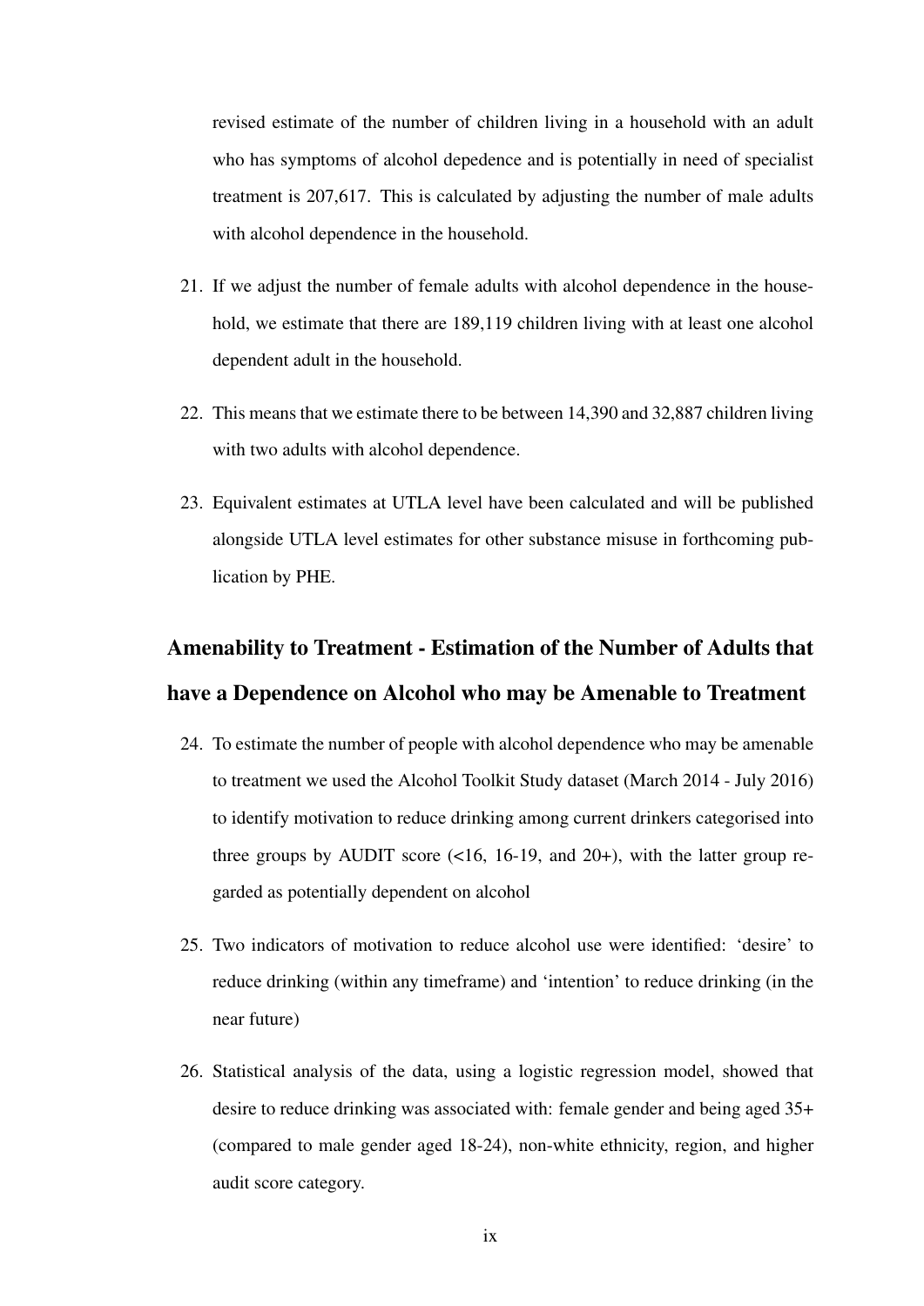revised estimate of the number of children living in a household with an adult who has symptoms of alcohol depedence and is potentially in need of specialist treatment is 207,617. This is calculated by adjusting the number of male adults with alcohol dependence in the household.

21. If we adjust the number of female adults with alcohol dependence in the household, we estimate that there are 189,119 children living with at least one alcohol dependent adult in the household.

22. This means that we estimate there to be between 14,390 and 32,887 children living with two adults with alcohol dependence.

23. Equivalent estimates at UTLA level have been calculated and will be published alongside UTLA level estimates for other substance misuse in forthcoming publication by PHE.

## Amenability to Treatment - Estimation of the Number of Adults that have a Dependence on Alcohol who may be Amenable to Treatment

24. To estimate the number of people with alcohol dependence who may be amenable to treatment we used the Alcohol Toolkit Study dataset (March 2014 - July 2016) to identify motivation to reduce drinking among current drinkers categorised into three groups by AUDIT score (<16, 16-19, and 20+), with the latter group regarded as potentially dependent on alcohol

25. Two indicators of motivation to reduce alcohol use were identified: 'desire' to reduce drinking (within any timeframe) and 'intention' to reduce drinking (in the near future)

26. Statistical analysis of the data, using a logistic regression model, showed that desire to reduce drinking was associated with: female gender and being aged 35+ (compared to male gender aged 18-24), non-white ethnicity, region, and higher audit score category.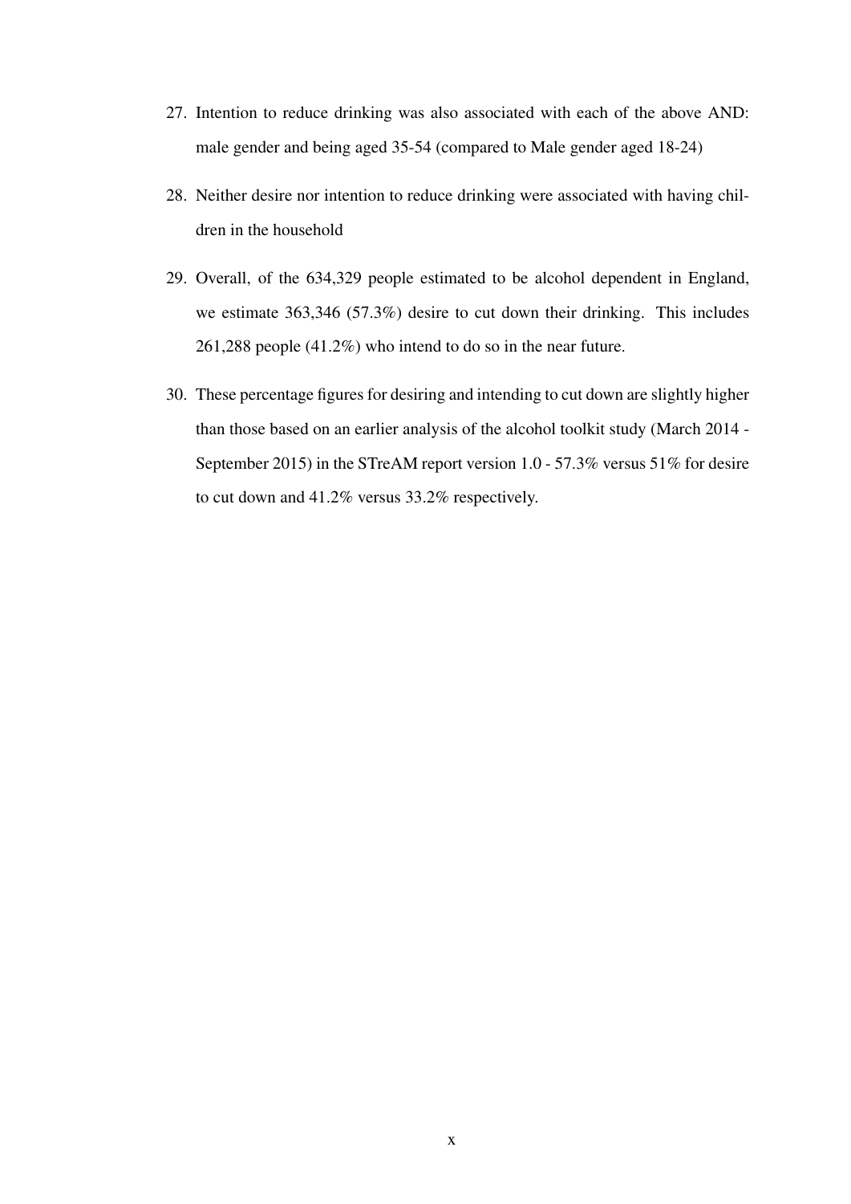27. Intention to reduce drinking was also associated with each of the above AND: male gender and being aged 35-54 (compared to Male gender aged 18-24)

28. Neither desire nor intention to reduce drinking were associated with having children in the household

29. Overall, of the 634,329 people estimated to be alcohol dependent in England, we estimate 363,346 (57.3%) desire to cut down their drinking. This includes 261,288 people (41.2%) who intend to do so in the near future.

30. These percentage figures for desiring and intending to cut down are slightly higher than those based on an earlier analysis of the alcohol toolkit study (March 2014 - September 2015) in the STreAM report version 1.0 - 57.3% versus 51% for desire to cut down and 41.2% versus 33.2% respectively.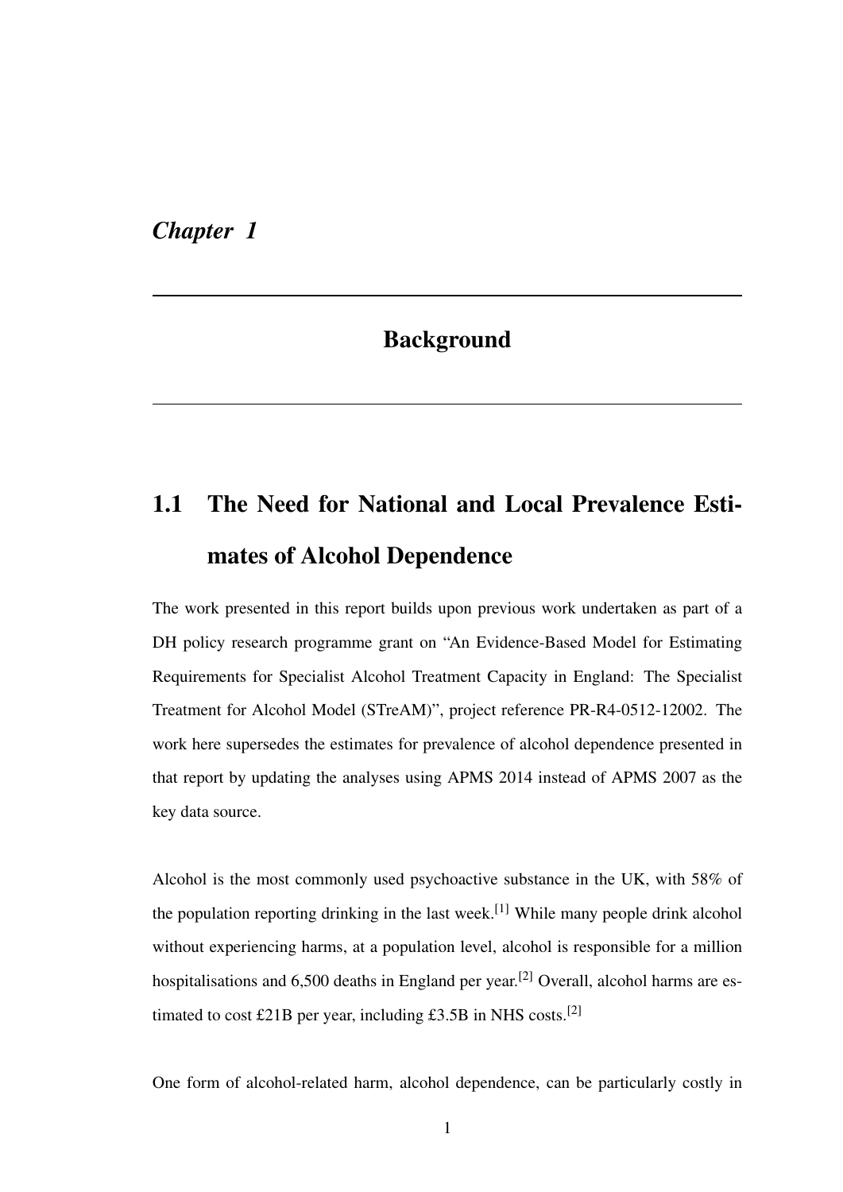*Chapter 1*

# Background

## 1.1 The Need for National and Local Prevalence Estimates of Alcohol Dependence

The work presented in this report builds upon previous work undertaken as part of a DH policy research programme grant on "An Evidence-Based Model for Estimating Requirements for Specialist Alcohol Treatment Capacity in England: The Specialist Treatment for Alcohol Model (STreAM)", project reference PR-R4-0512-12002. The work here supersedes the estimates for prevalence of alcohol dependence presented in that report by updating the analyses using APMS 2014 instead of APMS 2007 as the key data source.

Alcohol is the most commonly used psychoactive substance in the UK, with 58% of the population reporting drinking in the last week.[1] While many people drink alcohol without experiencing harms, at a population level, alcohol is responsible for a million hospitalisations and 6,500 deaths in England per year.[2] Overall, alcohol harms are estimated to cost £21B per year, including £3.5B in NHS costs.[2]

One form of alcohol-related harm, alcohol dependence, can be particularly costly in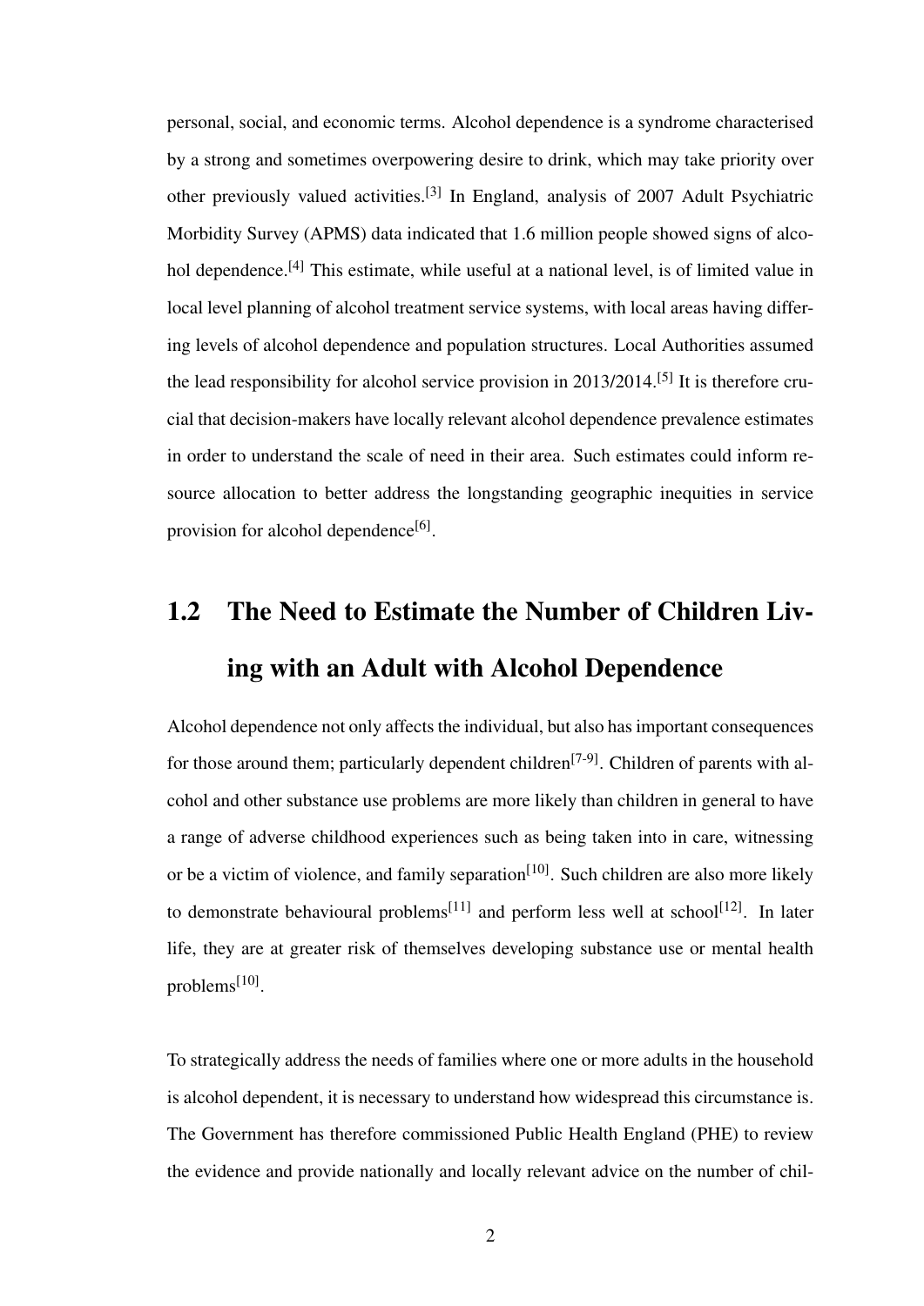personal, social, and economic terms. Alcohol dependence is a syndrome characterised by a strong and sometimes overpowering desire to drink, which may take priority over other previously valued activities.[3] In England, analysis of 2007 Adult Psychiatric Morbidity Survey (APMS) data indicated that 1.6 million people showed signs of alcohol dependence.[4] This estimate, while useful at a national level, is of limited value in local level planning of alcohol treatment service systems, with local areas having differing levels of alcohol dependence and population structures. Local Authorities assumed the lead responsibility for alcohol service provision in 2013/2014.[5] It is therefore crucial that decision-makers have locally relevant alcohol dependence prevalence estimates in order to understand the scale of need in their area. Such estimates could inform resource allocation to better address the longstanding geographic inequities in service provision for alcohol dependence[6].

## 1.2 The Need to Estimate the Number of Children Living with an Adult with Alcohol Dependence

Alcohol dependence not only affects the individual, but also has important consequences for those around them; particularly dependent children[7-9]. Children of parents with alcohol and other substance use problems are more likely than children in general to have a range of adverse childhood experiences such as being taken into in care, witnessing or be a victim of violence, and family separation[10]. Such children are also more likely to demonstrate behavioural problems[11] and perform less well at school[12]. In later life, they are at greater risk of themselves developing substance use or mental health problems[10].

To strategically address the needs of families where one or more adults in the household is alcohol dependent, it is necessary to understand how widespread this circumstance is. The Government has therefore commissioned Public Health England (PHE) to review the evidence and provide nationally and locally relevant advice on the number of chil-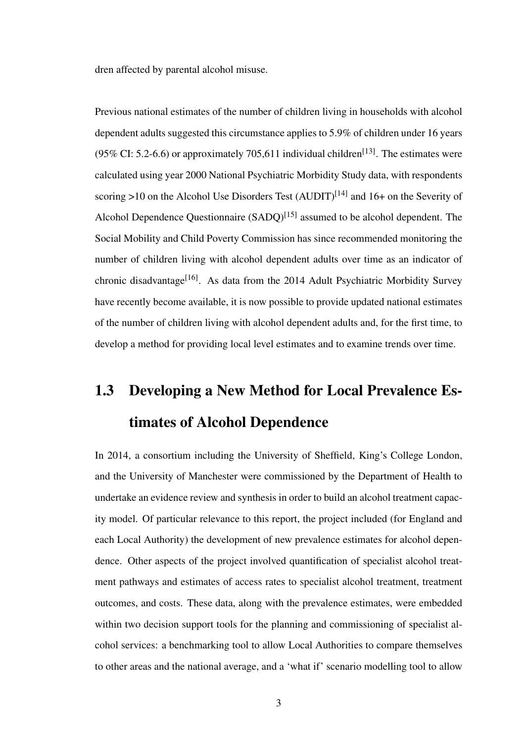dren affected by parental alcohol misuse.

Previous national estimates of the number of children living in households with alcohol dependent adults suggested this circumstance applies to 5.9% of children under 16 years (95% CI: 5.2-6.6) or approximately 705,611 individual children[13]. The estimates were calculated using year 2000 National Psychiatric Morbidity Study data, with respondents scoring >10 on the Alcohol Use Disorders Test (AUDIT)[14] and 16+ on the Severity of Alcohol Dependence Questionnaire (SADQ)[15] assumed to be alcohol dependent. The Social Mobility and Child Poverty Commission has since recommended monitoring the number of children living with alcohol dependent adults over time as an indicator of chronic disadvantage[16]. As data from the 2014 Adult Psychiatric Morbidity Survey have recently become available, it is now possible to provide updated national estimates of the number of children living with alcohol dependent adults and, for the first time, to develop a method for providing local level estimates and to examine trends over time.

## 1.3 Developing a New Method for Local Prevalence Estimates of Alcohol Dependence

In 2014, a consortium including the University of Sheffield, King's College London, and the University of Manchester were commissioned by the Department of Health to undertake an evidence review and synthesis in order to build an alcohol treatment capacity model. Of particular relevance to this report, the project included (for England and each Local Authority) the development of new prevalence estimates for alcohol dependence. Other aspects of the project involved quantification of specialist alcohol treatment pathways and estimates of access rates to specialist alcohol treatment, treatment outcomes, and costs. These data, along with the prevalence estimates, were embedded within two decision support tools for the planning and commissioning of specialist alcohol services: a benchmarking tool to allow Local Authorities to compare themselves to other areas and the national average, and a 'what if' scenario modelling tool to allow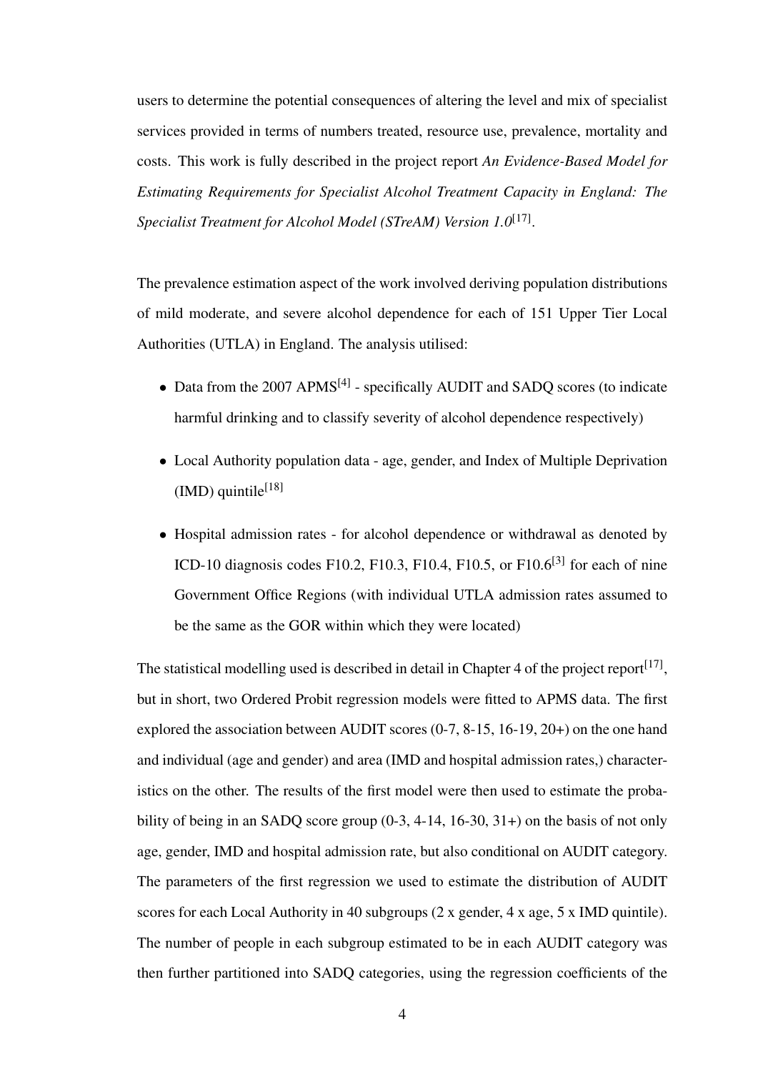users to determine the potential consequences of altering the level and mix of specialist services provided in terms of numbers treated, resource use, prevalence, mortality and costs. This work is fully described in the project report *An Evidence-Based Model for Estimating Requirements for Specialist Alcohol Treatment Capacity in England: The Specialist Treatment for Alcohol Model (STreAM) Version 1.0*[17].

The prevalence estimation aspect of the work involved deriving population distributions of mild moderate, and severe alcohol dependence for each of 151 Upper Tier Local Authorities (UTLA) in England. The analysis utilised:

- Data from the 2007 APMS[4] - specifically AUDIT and SADQ scores (to indicate harmful drinking and to classify severity of alcohol dependence respectively)
- Local Authority population data - age, gender, and Index of Multiple Deprivation (IMD) quintile[18]
- Hospital admission rates - for alcohol dependence or withdrawal as denoted by ICD-10 diagnosis codes F10.2, F10.3, F10.4, F10.5, or F10.6[3] for each of nine Government Office Regions (with individual UTLA admission rates assumed to be the same as the GOR within which they were located)

The statistical modelling used is described in detail in Chapter 4 of the project report[17], but in short, two Ordered Probit regression models were fitted to APMS data. The first explored the association between AUDIT scores (0-7, 8-15, 16-19, 20+) on the one hand and individual (age and gender) and area (IMD and hospital admission rates,) characteristics on the other. The results of the first model were then used to estimate the probability of being in an SADQ score group (0-3, 4-14, 16-30, 31+) on the basis of not only age, gender, IMD and hospital admission rate, but also conditional on AUDIT category. The parameters of the first regression we used to estimate the distribution of AUDIT scores for each Local Authority in 40 subgroups (2 x gender, 4 x age, 5 x IMD quintile). The number of people in each subgroup estimated to be in each AUDIT category was then further partitioned into SADQ categories, using the regression coefficients of the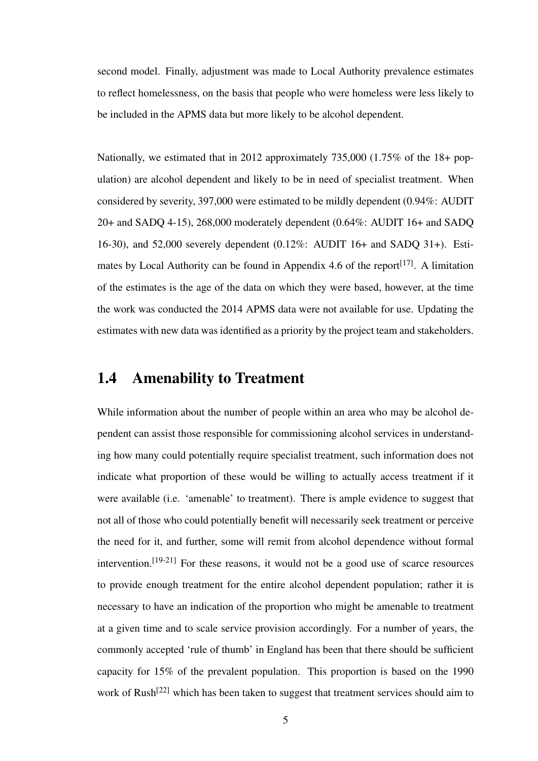second model. Finally, adjustment was made to Local Authority prevalence estimates to reflect homelessness, on the basis that people who were homeless were less likely to be included in the APMS data but more likely to be alcohol dependent.

Nationally, we estimated that in 2012 approximately 735,000 (1.75% of the 18+ population) are alcohol dependent and likely to be in need of specialist treatment. When considered by severity, 397,000 were estimated to be mildly dependent (0.94%: AUDIT 20+ and SADQ 4-15), 268,000 moderately dependent (0.64%: AUDIT 16+ and SADQ 16-30), and 52,000 severely dependent (0.12%: AUDIT 16+ and SADQ 31+). Estimates by Local Authority can be found in Appendix 4.6 of the report[17]. A limitation of the estimates is the age of the data on which they were based, however, at the time the work was conducted the 2014 APMS data were not available for use. Updating the estimates with new data was identified as a priority by the project team and stakeholders.

## 1.4 Amenability to Treatment

While information about the number of people within an area who may be alcohol dependent can assist those responsible for commissioning alcohol services in understanding how many could potentially require specialist treatment, such information does not indicate what proportion of these would be willing to actually access treatment if it were available (i.e. 'amenable' to treatment). There is ample evidence to suggest that not all of those who could potentially benefit will necessarily seek treatment or perceive the need for it, and further, some will remit from alcohol dependence without formal intervention.[19-21] For these reasons, it would not be a good use of scarce resources to provide enough treatment for the entire alcohol dependent population; rather it is necessary to have an indication of the proportion who might be amenable to treatment at a given time and to scale service provision accordingly. For a number of years, the commonly accepted 'rule of thumb' in England has been that there should be sufficient capacity for 15% of the prevalent population. This proportion is based on the 1990 work of Rush[22] which has been taken to suggest that treatment services should aim to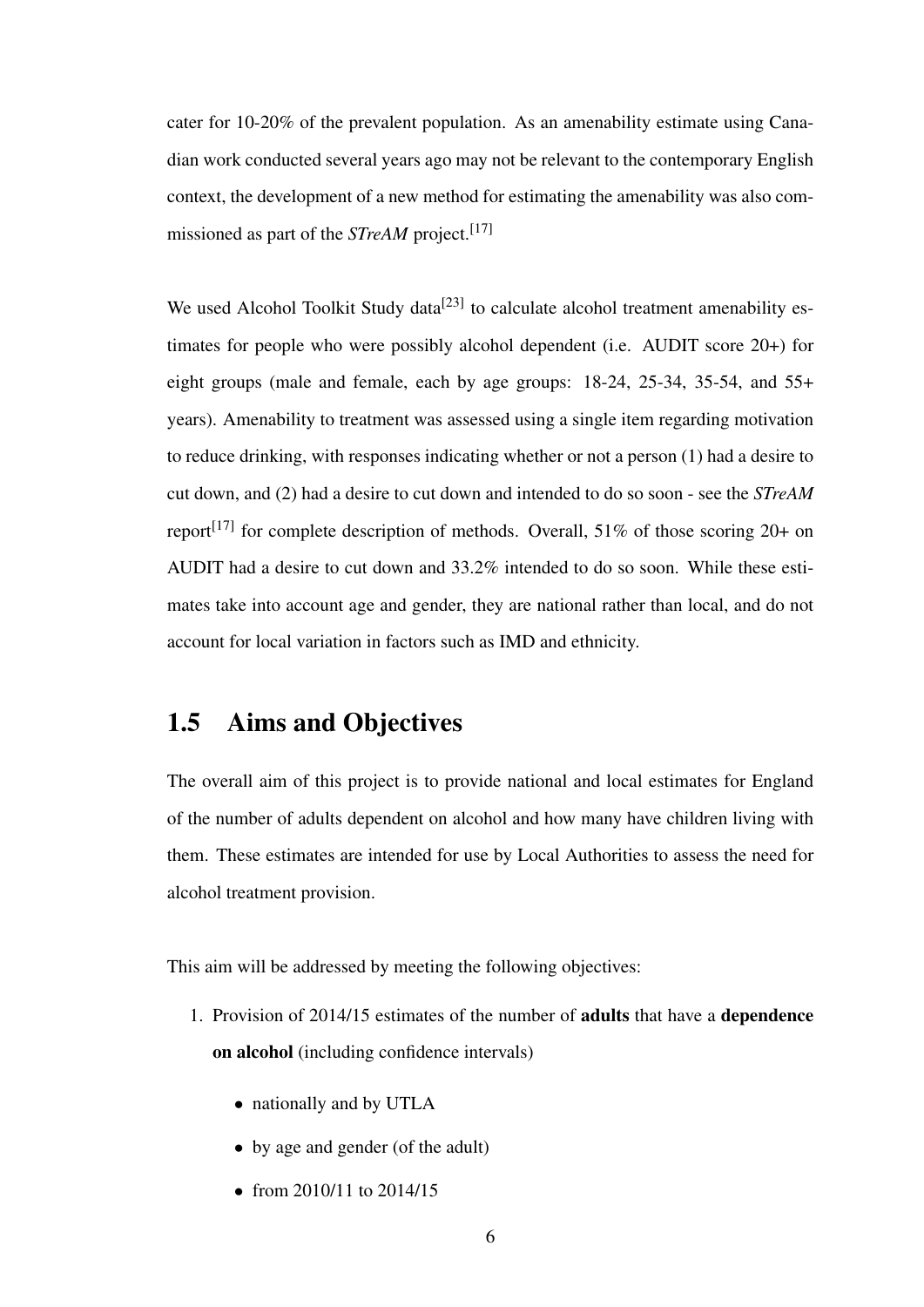cater for 10-20% of the prevalent population. As an amenability estimate using Canadian work conducted several years ago may not be relevant to the contemporary English context, the development of a new method for estimating the amenability was also commissioned as part of the *STreAM* project.[17]

We used Alcohol Toolkit Study data[23] to calculate alcohol treatment amenability estimates for people who were possibly alcohol dependent (i.e. AUDIT score 20+) for eight groups (male and female, each by age groups: 18-24, 25-34, 35-54, and 55+ years). Amenability to treatment was assessed using a single item regarding motivation to reduce drinking, with responses indicating whether or not a person (1) had a desire to cut down, and (2) had a desire to cut down and intended to do so soon - see the *STreAM* report[17] for complete description of methods. Overall, 51% of those scoring 20+ on AUDIT had a desire to cut down and 33.2% intended to do so soon. While these estimates take into account age and gender, they are national rather than local, and do not account for local variation in factors such as IMD and ethnicity.

## 1.5 Aims and Objectives

The overall aim of this project is to provide national and local estimates for England of the number of adults dependent on alcohol and how many have children living with them. These estimates are intended for use by Local Authorities to assess the need for alcohol treatment provision.

This aim will be addressed by meeting the following objectives:

1. Provision of 2014/15 estimates of the number of **adults** that have a **dependence on alcohol** (including confidence intervals)
    - nationally and by UTLA
    - by age and gender (of the adult)
    - from 2010/11 to 2014/15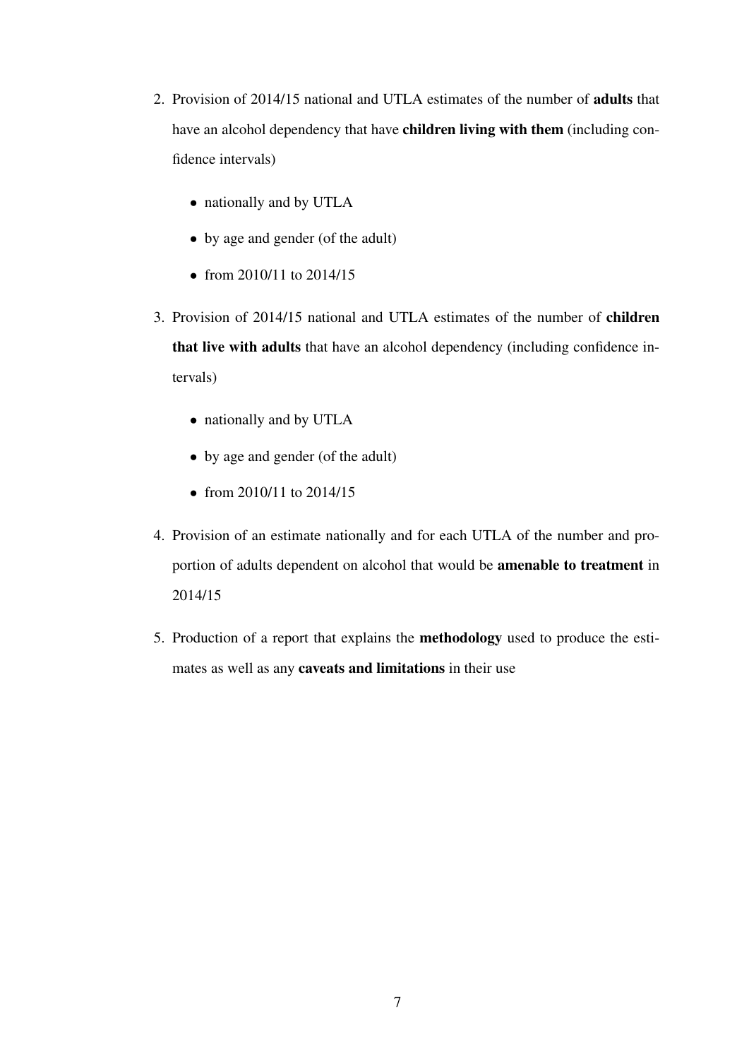2. Provision of 2014/15 national and UTLA estimates of the number of **adults** that have an alcohol dependency that have **children living with them** (including confidence intervals)

   - nationally and by UTLA
   - by age and gender (of the adult)
   - from 2010/11 to 2014/15

3. Provision of 2014/15 national and UTLA estimates of the number of **children that live with adults** that have an alcohol dependency (including confidence intervals)

   - nationally and by UTLA
   - by age and gender (of the adult)
   - from 2010/11 to 2014/15

4. Provision of an estimate nationally and for each UTLA of the number and proportion of adults dependent on alcohol that would be **amenable to treatment** in 2014/15

5. Production of a report that explains the **methodology** used to produce the estimates as well as any **caveats and limitations** in their use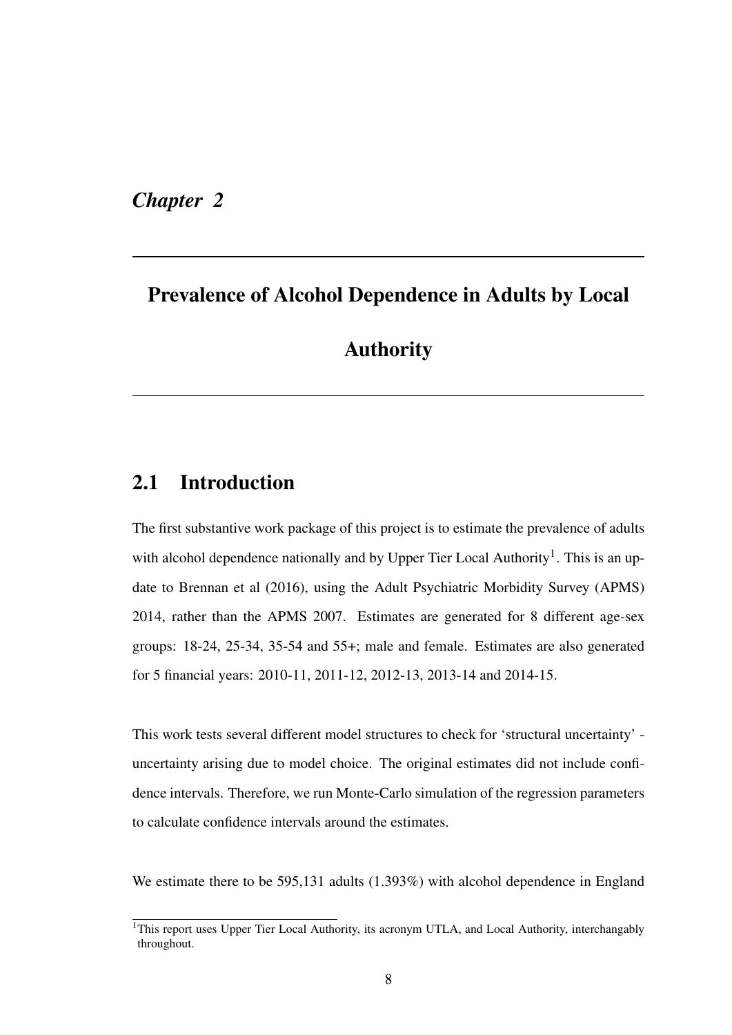*Chapter 2*

# Prevalence of Alcohol Dependence in Adults by Local Authority

## 2.1 Introduction

The first substantive work package of this project is to estimate the prevalence of adults with alcohol dependence nationally and by Upper Tier Local Authority[1]. This is an update to Brennan et al (2016), using the Adult Psychiatric Morbidity Survey (APMS) 2014, rather than the APMS 2007. Estimates are generated for 8 different age-sex groups: 18-24, 25-34, 35-54 and 55+; male and female. Estimates are also generated for 5 financial years: 2010-11, 2011-12, 2012-13, 2013-14 and 2014-15.

This work tests several different model structures to check for 'structural uncertainty' - uncertainty arising due to model choice. The original estimates did not include confidence intervals. Therefore, we run Monte-Carlo simulation of the regression parameters to calculate confidence intervals around the estimates.

We estimate there to be 595,131 adults (1.393%) with alcohol dependence in England

[1]This report uses Upper Tier Local Authority, its acronym UTLA, and Local Authority, interchangably throughout.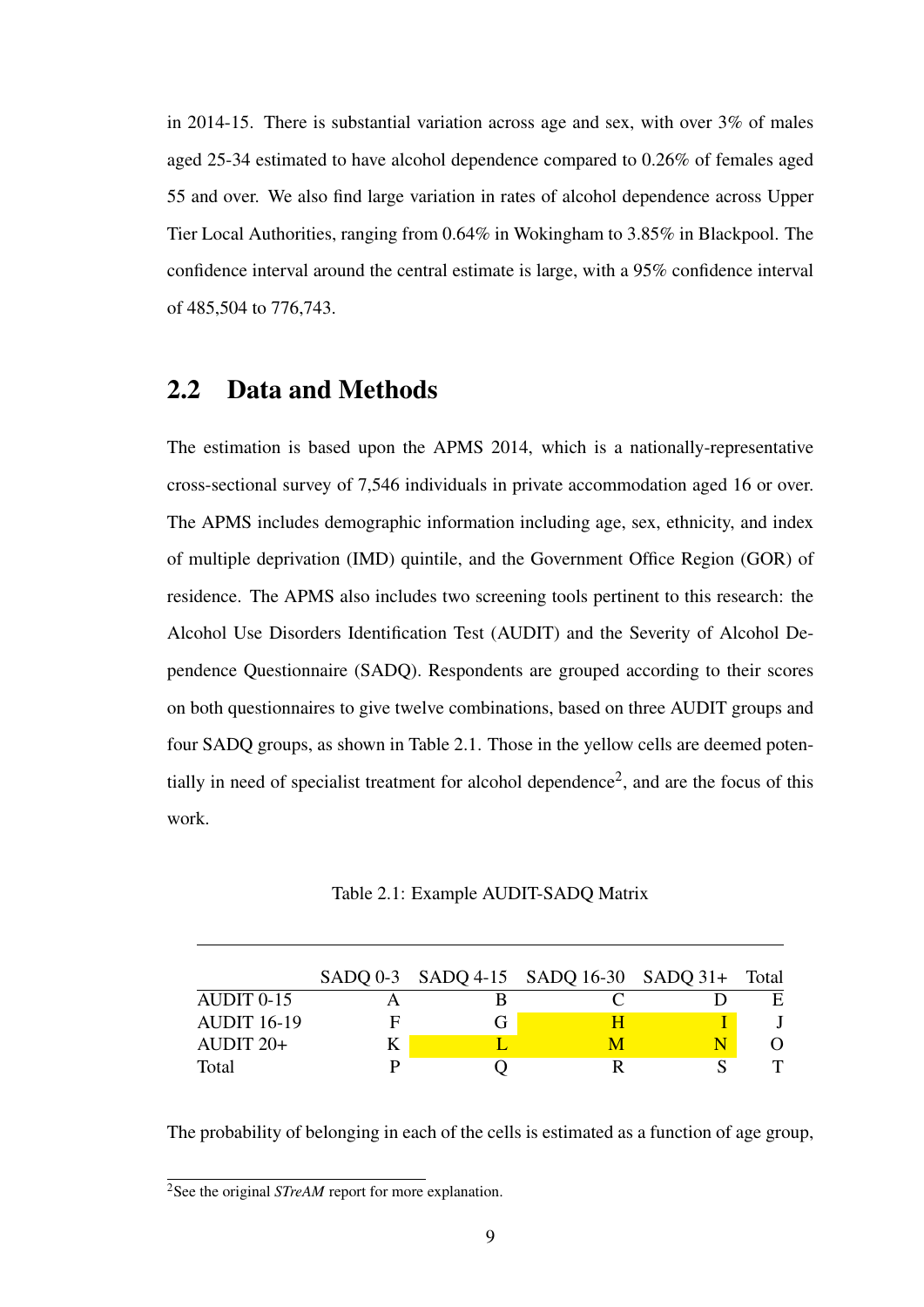in 2014-15. There is substantial variation across age and sex, with over 3% of males aged 25-34 estimated to have alcohol dependence compared to 0.26% of females aged 55 and over. We also find large variation in rates of alcohol dependence across Upper Tier Local Authorities, ranging from 0.64% in Wokingham to 3.85% in Blackpool. The confidence interval around the central estimate is large, with a 95% confidence interval of 485,504 to 776,743.

## 2.2 Data and Methods

The estimation is based upon the APMS 2014, which is a nationally-representative cross-sectional survey of 7,546 individuals in private accommodation aged 16 or over. The APMS includes demographic information including age, sex, ethnicity, and index of multiple deprivation (IMD) quintile, and the Government Office Region (GOR) of residence. The APMS also includes two screening tools pertinent to this research: the Alcohol Use Disorders Identification Test (AUDIT) and the Severity of Alcohol Dependence Questionnaire (SADQ). Respondents are grouped according to their scores on both questionnaires to give twelve combinations, based on three AUDIT groups and four SADQ groups, as shown in Table 2.1. Those in the yellow cells are deemed potentially in need of specialist treatment for alcohol dependence[2], and are the focus of this work.

Table 2.1: Example AUDIT-SADQ Matrix

| | SADQ 0-3 | SADQ 4-15 | SADQ 16-30 | SADQ 31+ | Total |
|---|---|---|---|---|---|
| AUDIT 0-15 | A | B | C | D | E |
| AUDIT 16-19 | F | G | H | I | J |
| AUDIT 20+ | K | L | M | N | O |
| Total | P | Q | R | S | T |

The probability of belonging in each of the cells is estimated as a function of age group,

[2]See the original *STreAM* report for more explanation.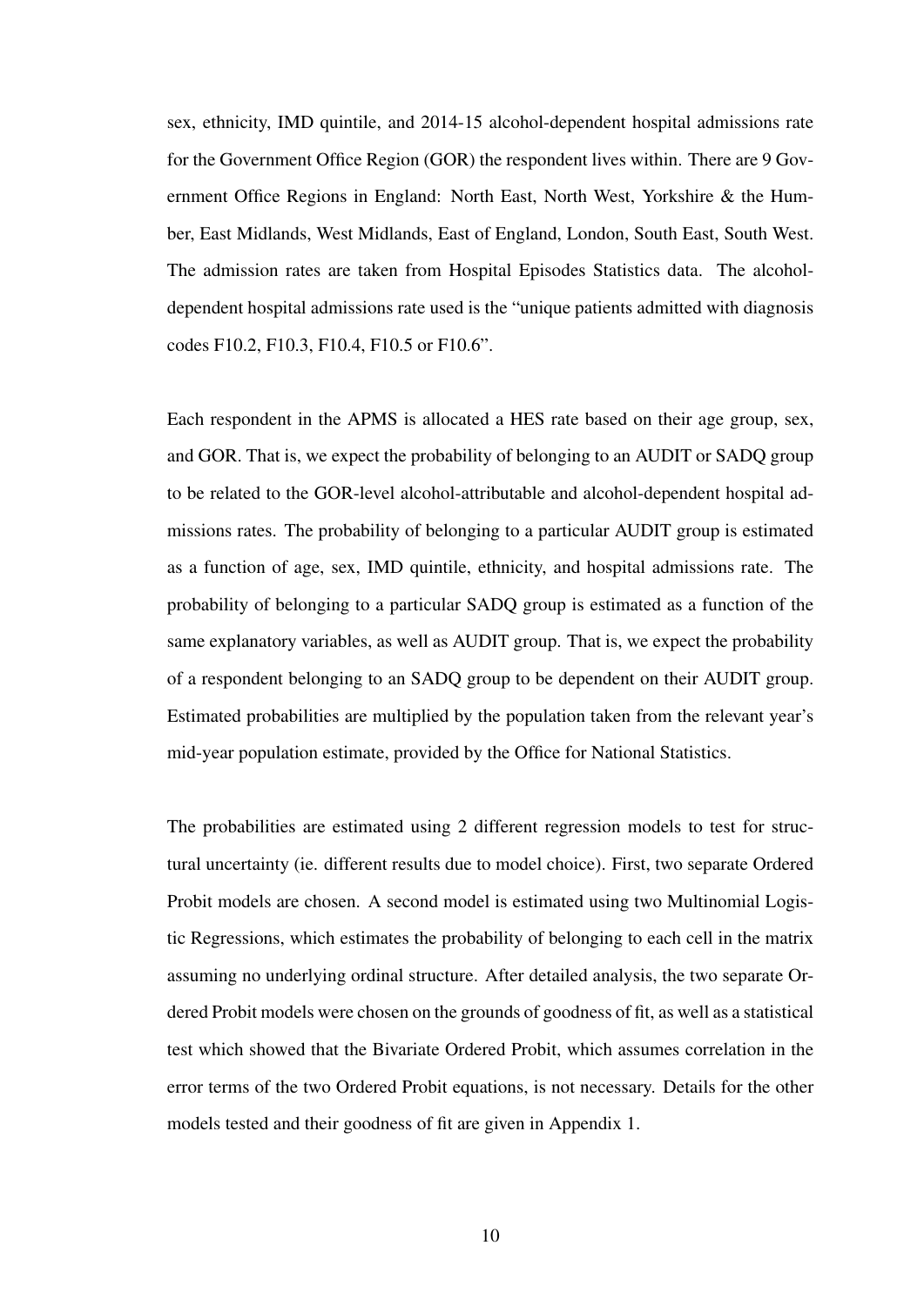sex, ethnicity, IMD quintile, and 2014-15 alcohol-dependent hospital admissions rate for the Government Office Region (GOR) the respondent lives within. There are 9 Government Office Regions in England: North East, North West, Yorkshire & the Humber, East Midlands, West Midlands, East of England, London, South East, South West. The admission rates are taken from Hospital Episodes Statistics data. The alcohol-dependent hospital admissions rate used is the "unique patients admitted with diagnosis codes F10.2, F10.3, F10.4, F10.5 or F10.6".

Each respondent in the APMS is allocated a HES rate based on their age group, sex, and GOR. That is, we expect the probability of belonging to an AUDIT or SADQ group to be related to the GOR-level alcohol-attributable and alcohol-dependent hospital admissions rates. The probability of belonging to a particular AUDIT group is estimated as a function of age, sex, IMD quintile, ethnicity, and hospital admissions rate. The probability of belonging to a particular SADQ group is estimated as a function of the same explanatory variables, as well as AUDIT group. That is, we expect the probability of a respondent belonging to an SADQ group to be dependent on their AUDIT group. Estimated probabilities are multiplied by the population taken from the relevant year's mid-year population estimate, provided by the Office for National Statistics.

The probabilities are estimated using 2 different regression models to test for structural uncertainty (ie. different results due to model choice). First, two separate Ordered Probit models are chosen. A second model is estimated using two Multinomial Logistic Regressions, which estimates the probability of belonging to each cell in the matrix assuming no underlying ordinal structure. After detailed analysis, the two separate Ordered Probit models were chosen on the grounds of goodness of fit, as well as a statistical test which showed that the Bivariate Ordered Probit, which assumes correlation in the error terms of the two Ordered Probit equations, is not necessary. Details for the other models tested and their goodness of fit are given in Appendix 1.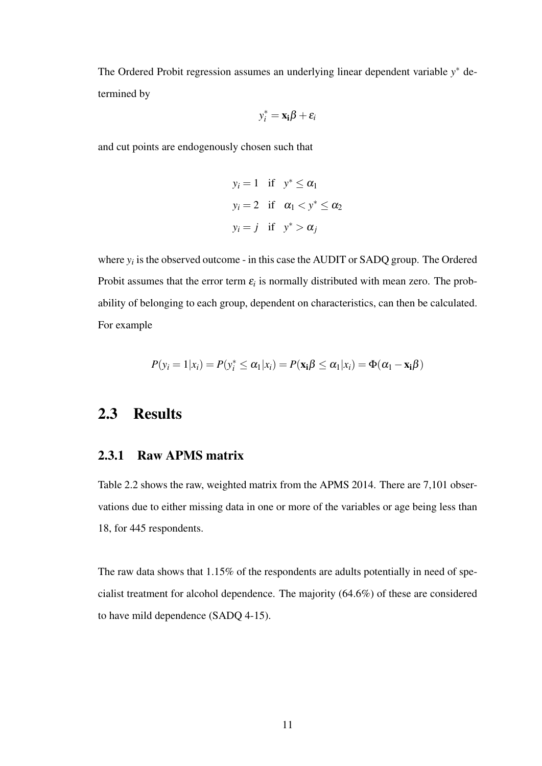The Ordered Probit regression assumes an underlying linear dependent variable $y^*$ determined by

$$y_i^* = \mathbf{x_i}\beta + \varepsilon_i$$

and cut points are endogenously chosen such that

$$\begin{aligned}
y_i &= 1 \quad \text{if} \quad y^* \leq \alpha_1 \\
y_i &= 2 \quad \text{if} \quad \alpha_1 < y^* \leq \alpha_2 \\
y_i &= j \quad \text{if} \quad y^* > \alpha_j
\end{aligned}$$

where $y_i$ is the observed outcome - in this case the AUDIT or SADQ group. The Ordered Probit assumes that the error term $\varepsilon_i$ is normally distributed with mean zero. The probability of belonging to each group, dependent on characteristics, can then be calculated. For example

$$P(y_i = 1|x_i) = P(y_i^* \leq \alpha_1|x_i) = P(\mathbf{x_i}\beta \leq \alpha_1|x_i) = \Phi(\alpha_1 - \mathbf{x_i}\beta)$$

## 2.3 Results

### 2.3.1 Raw APMS matrix

Table 2.2 shows the raw, weighted matrix from the APMS 2014. There are 7,101 observations due to either missing data in one or more of the variables or age being less than 18, for 445 respondents.

The raw data shows that 1.15% of the respondents are adults potentially in need of specialist treatment for alcohol dependence. The majority (64.6%) of these are considered to have mild dependence (SADQ 4-15).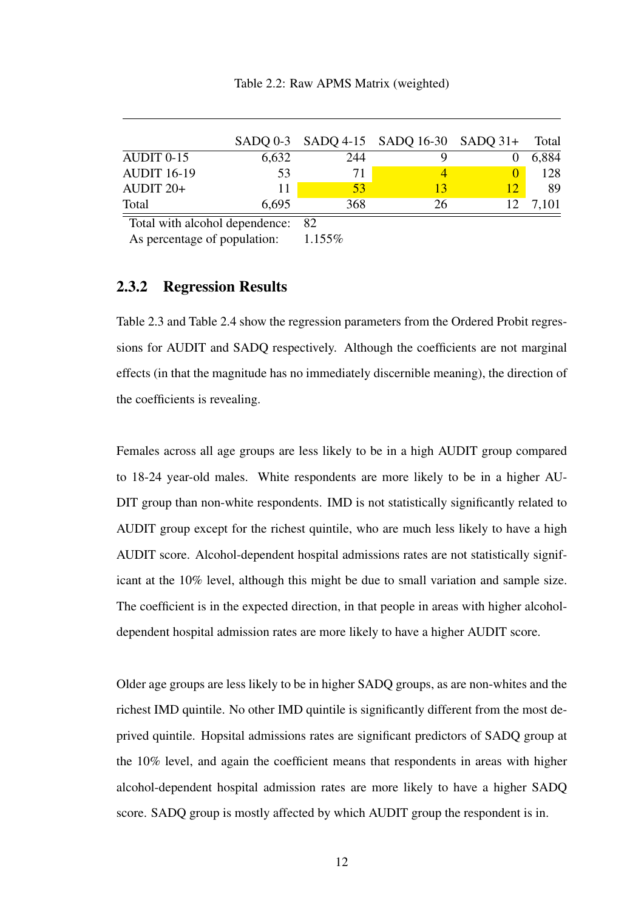Table 2.2: Raw APMS Matrix (weighted)

| | SADQ 0-3 | SADQ 4-15 | SADQ 16-30 | SADQ 31+ | Total |
|---|---|---|---|---|---|
| AUDIT 0-15 | 6,632 | 244 | 9 | 0 | 6,884 |
| AUDIT 16-19 | 53 | 71 | 4 | 0 | 128 |
| AUDIT 20+ | 11 | 53 | 13 | 12 | 89 |
| Total | 6,695 | 368 | 26 | 12 | 7,101 |

| | |
|---|---|
| Total with alcohol dependence: | 82 |
| As percentage of population: | 1.155% |

### 2.3.2 Regression Results

Table 2.3 and Table 2.4 show the regression parameters from the Ordered Probit regressions for AUDIT and SADQ respectively. Although the coefficients are not marginal effects (in that the magnitude has no immediately discernible meaning), the direction of the coefficients is revealing.

Females across all age groups are less likely to be in a high AUDIT group compared to 18-24 year-old males. White respondents are more likely to be in a higher AUDIT group than non-white respondents. IMD is not statistically significantly related to AUDIT group except for the richest quintile, who are much less likely to have a high AUDIT score. Alcohol-dependent hospital admissions rates are not statistically significant at the 10% level, although this might be due to small variation and sample size. The coefficient is in the expected direction, in that people in areas with higher alcohol-dependent hospital admission rates are more likely to have a higher AUDIT score.

Older age groups are less likely to be in higher SADQ groups, as are non-whites and the richest IMD quintile. No other IMD quintile is significantly different from the most deprived quintile. Hopsital admissions rates are significant predictors of SADQ group at the 10% level, and again the coefficient means that respondents in areas with higher alcohol-dependent hospital admission rates are more likely to have a higher SADQ score. SADQ group is mostly affected by which AUDIT group the respondent is in.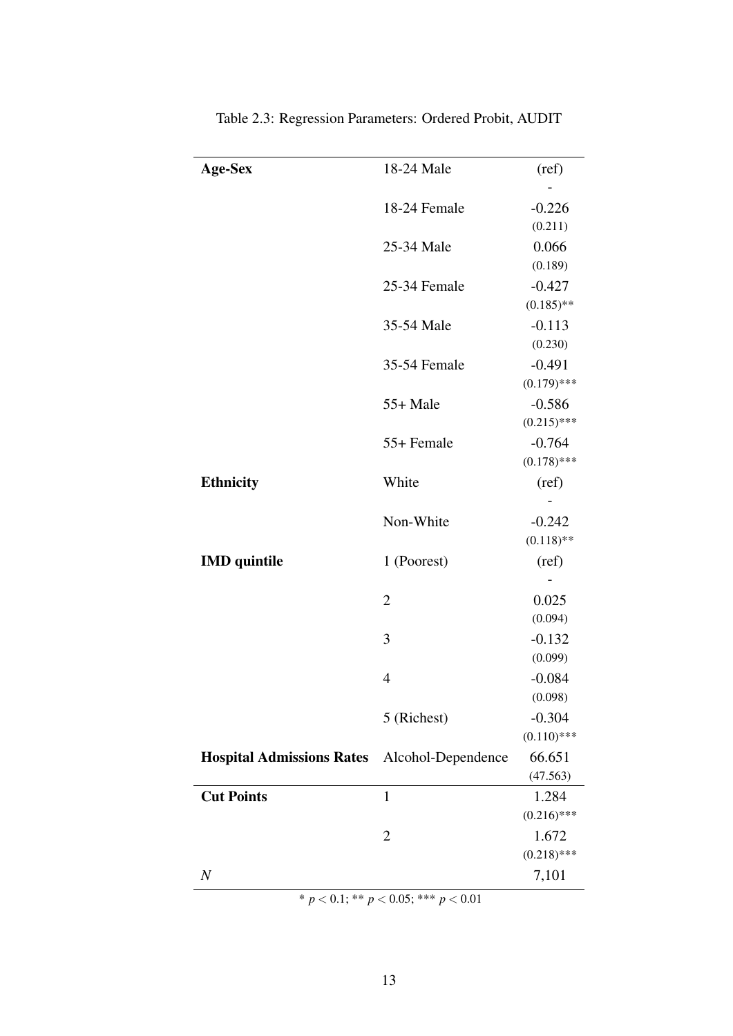Table 2.3: Regression Parameters: Ordered Probit, AUDIT

| | | |
|---|---|---|
| **Age-Sex** | 18-24 Male | (ref) |
| | | - |
| | 18-24 Female | -0.226 |
| | | (0.211) |
| | 25-34 Male | 0.066 |
| | | (0.189) |
| | 25-34 Female | -0.427 |
| | | (0.185)** |
| | 35-54 Male | -0.113 |
| | | (0.230) |
| | 35-54 Female | -0.491 |
| | | (0.179)*** |
| | 55+ Male | -0.586 |
| | | (0.215)*** |
| | 55+ Female | -0.764 |
| | | (0.178)*** |
| **Ethnicity** | White | (ref) |
| | | - |
| | Non-White | -0.242 |
| | | (0.118)** |
| **IMD quintile** | 1 (Poorest) | (ref) |
| | | - |
| | 2 | 0.025 |
| | | (0.094) |
| | 3 | -0.132 |
| | | (0.099) |
| | 4 | -0.084 |
| | | (0.098) |
| | 5 (Richest) | -0.304 |
| | | (0.110)*** |
| **Hospital Admissions Rates** | Alcohol-Dependence | 66.651 |
| | | (47.563) |
| **Cut Points** | 1 | 1.284 |
| | | (0.216)*** |
| | 2 | 1.672 |
| | | (0.218)*** |
| $N$ | | 7,101 |

* $p < 0.1$; ** $p < 0.05$; *** $p < 0.01$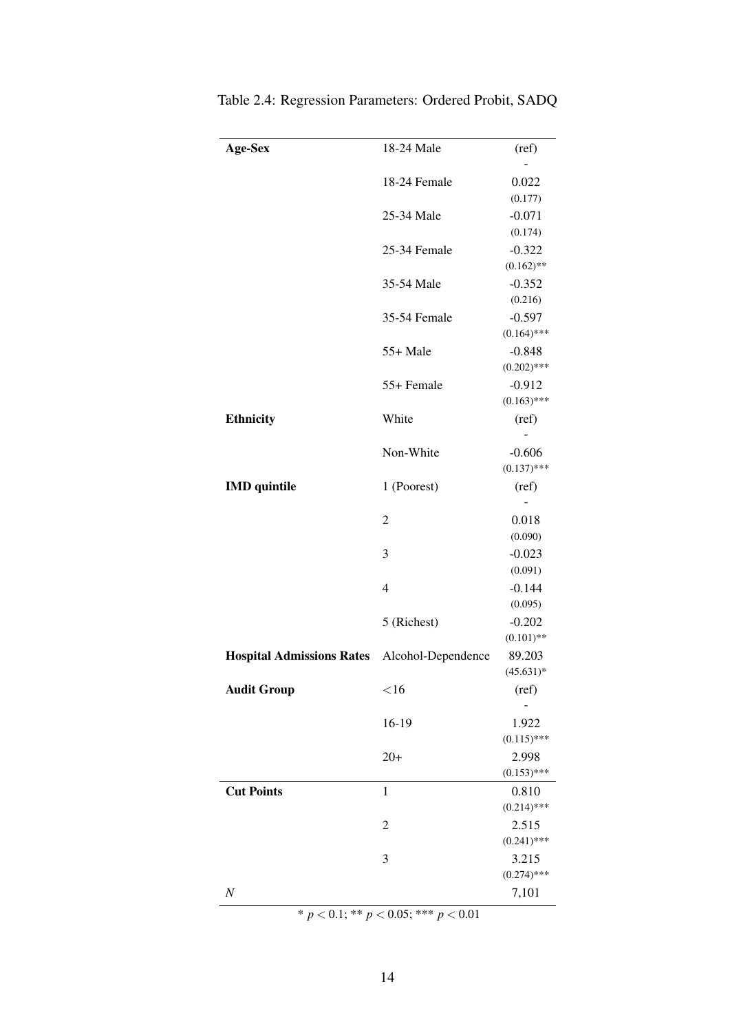Table 2.4: Regression Parameters: Ordered Probit, SADQ

| | | |
|---|---|---|
| **Age-Sex** | 18-24 Male | (ref) <br> - |
| | 18-24 Female | 0.022 <br> (0.177) |
| | 25-34 Male | -0.071 <br> (0.174) |
| | 25-34 Female | -0.322 <br> (0.162)** |
| | 35-54 Male | -0.352 <br> (0.216) |
| | 35-54 Female | -0.597 <br> (0.164)*** |
| | 55+ Male | -0.848 <br> (0.202)*** |
| | 55+ Female | -0.912 <br> (0.163)*** |
| **Ethnicity** | White | (ref) <br> - |
| | Non-White | -0.606 <br> (0.137)*** |
| **IMD quintile** | 1 (Poorest) | (ref) <br> - |
| | 2 | 0.018 <br> (0.090) |
| | 3 | -0.023 <br> (0.091) |
| | 4 | -0.144 <br> (0.095) |
| | 5 (Richest) | -0.202 <br> (0.101)** |
| **Hospital Admissions Rates** | Alcohol-Dependence | 89.203 <br> (45.631)* |
| **Audit Group** | <16 | (ref) <br> - |
| | 16-19 | 1.922 <br> (0.115)*** |
| | 20+ | 2.998 <br> (0.153)*** |
| **Cut Points** | 1 | 0.810 <br> (0.214)*** |
| | 2 | 2.515 <br> (0.241)*** |
| | 3 | 3.215 <br> (0.274)*** |
| $N$ | | 7,101 |

* $p < 0.1$; ** $p < 0.05$; *** $p < 0.01$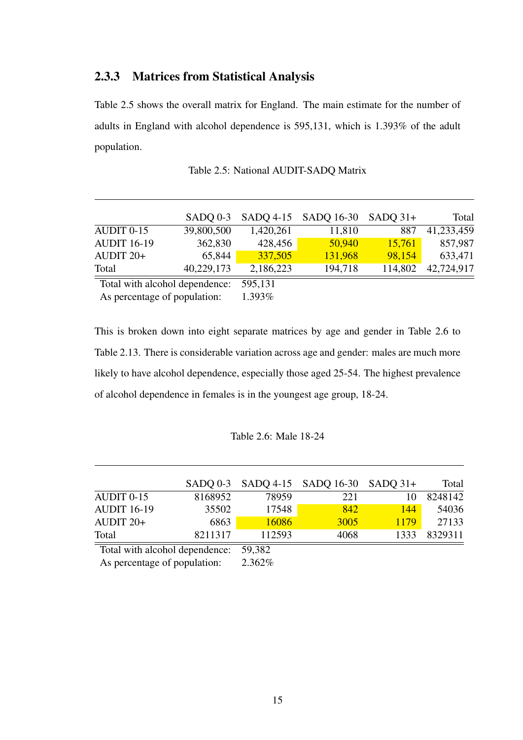### 2.3.3 Matrices from Statistical Analysis

Table 2.5 shows the overall matrix for England. The main estimate for the number of adults in England with alcohol dependence is 595,131, which is 1.393% of the adult population.

Table 2.5: National AUDIT-SADQ Matrix

| | SADQ 0-3 | SADQ 4-15 | SADQ 16-30 | SADQ 31+ | Total |
|---|---|---|---|---|---|
| AUDIT 0-15 | 39,800,500 | 1,420,261 | 11,810 | 887 | 41,233,459 |
| AUDIT 16-19 | 362,830 | 428,456 | 50,940 | 15,761 | 857,987 |
| AUDIT 20+ | 65,844 | 337,505 | 131,968 | 98,154 | 633,471 |
| Total | 40,229,173 | 2,186,223 | 194,718 | 114,802 | 42,724,917 |

| | |
|---|---|
| Total with alcohol dependence: | 595,131 |
| As percentage of population: | 1.393% |

This is broken down into eight separate matrices by age and gender in Table 2.6 to Table 2.13. There is considerable variation across age and gender: males are much more likely to have alcohol dependence, especially those aged 25-54. The highest prevalence of alcohol dependence in females is in the youngest age group, 18-24.

Table 2.6: Male 18-24

| | SADQ 0-3 | SADQ 4-15 | SADQ 16-30 | SADQ 31+ | Total |
|---|---|---|---|---|---|
| AUDIT 0-15 | 8168952 | 78959 | 221 | 10 | 8248142 |
| AUDIT 16-19 | 35502 | 17548 | 842 | 144 | 54036 |
| AUDIT 20+ | 6863 | 16086 | 3005 | 1179 | 27133 |
| Total | 8211317 | 112593 | 4068 | 1333 | 8329311 |

| | |
|---|---|
| Total with alcohol dependence: | 59,382 |
| As percentage of population: | 2.362% |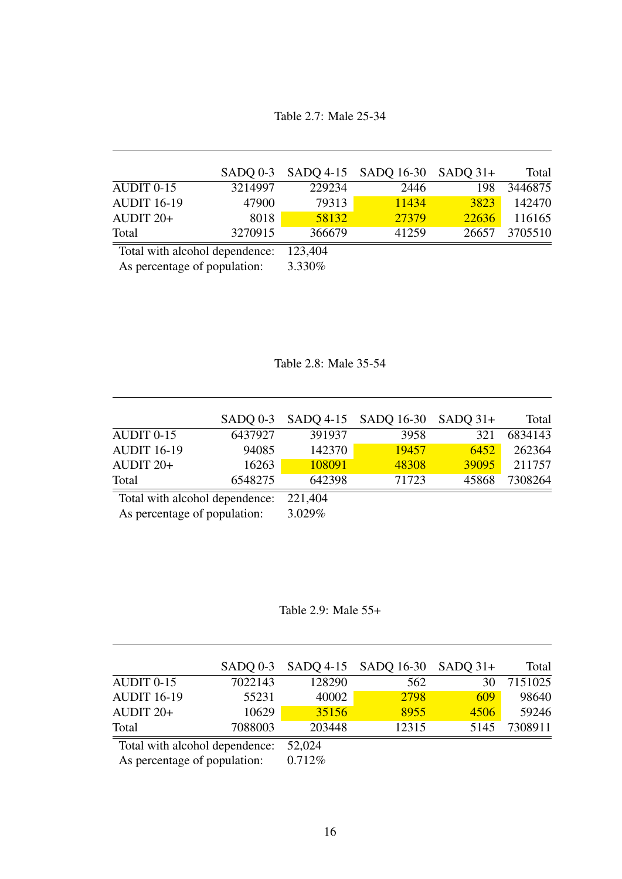Table 2.7: Male 25-34

| | SADQ 0-3 | SADQ 4-15 | SADQ 16-30 | SADQ 31+ | Total |
|---|---|---|---|---|---|
| AUDIT 0-15 | 3214997 | 229234 | 2446 | 198 | 3446875 |
| AUDIT 16-19 | 47900 | 79313 | 11434 | 3823 | 142470 |
| AUDIT 20+ | 8018 | 58132 | 27379 | 22636 | 116165 |
| Total | 3270915 | 366679 | 41259 | 26657 | 3705510 |

| | |
|---|---|
| Total with alcohol dependence: | 123,404 |
| As percentage of population: | 3.330% |

Table 2.8: Male 35-54

| | SADQ 0-3 | SADQ 4-15 | SADQ 16-30 | SADQ 31+ | Total |
|---|---|---|---|---|---|
| AUDIT 0-15 | 6437927 | 391937 | 3958 | 321 | 6834143 |
| AUDIT 16-19 | 94085 | 142370 | 19457 | 6452 | 262364 |
| AUDIT 20+ | 16263 | 108091 | 48308 | 39095 | 211757 |
| Total | 6548275 | 642398 | 71723 | 45868 | 7308264 |

| | |
|---|---|
| Total with alcohol dependence: | 221,404 |
| As percentage of population: | 3.029% |

Table 2.9: Male 55+

| | SADQ 0-3 | SADQ 4-15 | SADQ 16-30 | SADQ 31+ | Total |
|---|---|---|---|---|---|
| AUDIT 0-15 | 7022143 | 128290 | 562 | 30 | 7151025 |
| AUDIT 16-19 | 55231 | 40002 | 2798 | 609 | 98640 |
| AUDIT 20+ | 10629 | 35156 | 8955 | 4506 | 59246 |
| Total | 7088003 | 203448 | 12315 | 5145 | 7308911 |

| | |
|---|---|
| Total with alcohol dependence: | 52,024 |
| As percentage of population: | 0.712% |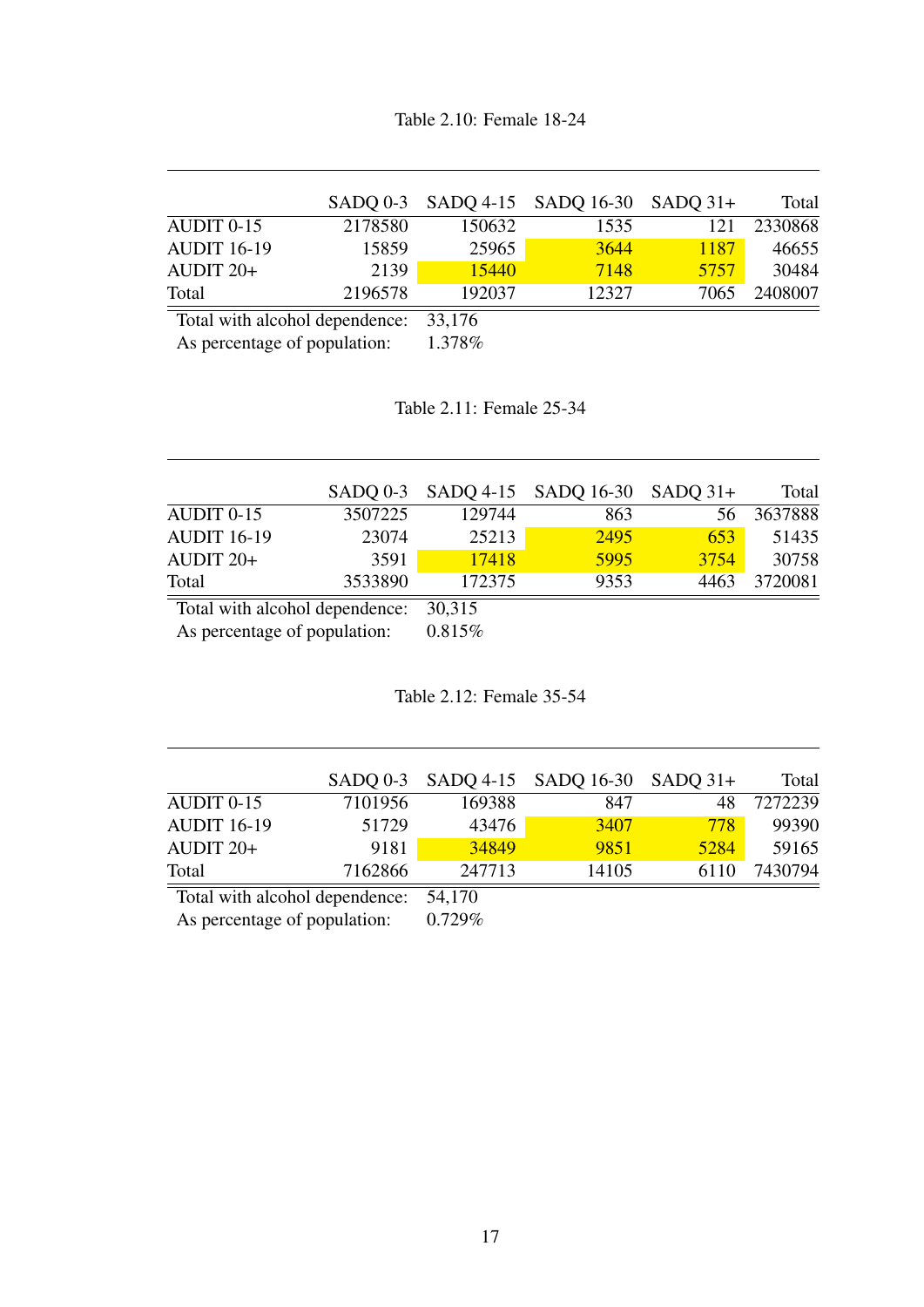Table 2.10: Female 18-24

|  | SADQ 0-3 | SADQ 4-15 | SADQ 16-30 | SADQ 31+ | Total |
|---|---|---|---|---|---|
| AUDIT 0-15 | 2178580 | 150632 | 1535 | 121 | 2330868 |
| AUDIT 16-19 | 15859 | 25965 | 3644 | 1187 | 46655 |
| AUDIT 20+ | 2139 | 15440 | 7148 | 5757 | 30484 |
| Total | 2196578 | 192037 | 12327 | 7065 | 2408007 |

Total with alcohol dependence: 33,176
As percentage of population: 1.378%

Table 2.11: Female 25-34

|  | SADQ 0-3 | SADQ 4-15 | SADQ 16-30 | SADQ 31+ | Total |
|---|---|---|---|---|---|
| AUDIT 0-15 | 3507225 | 129744 | 863 | 56 | 3637888 |
| AUDIT 16-19 | 23074 | 25213 | 2495 | 653 | 51435 |
| AUDIT 20+ | 3591 | 17418 | 5995 | 3754 | 30758 |
| Total | 3533890 | 172375 | 9353 | 4463 | 3720081 |

Total with alcohol dependence: 30,315
As percentage of population: 0.815%

Table 2.12: Female 35-54

|  | SADQ 0-3 | SADQ 4-15 | SADQ 16-30 | SADQ 31+ | Total |
|---|---|---|---|---|---|
| AUDIT 0-15 | 7101956 | 169388 | 847 | 48 | 7272239 |
| AUDIT 16-19 | 51729 | 43476 | 3407 | 778 | 99390 |
| AUDIT 20+ | 9181 | 34849 | 9851 | 5284 | 59165 |
| Total | 7162866 | 247713 | 14105 | 6110 | 7430794 |

Total with alcohol dependence: 54,170
As percentage of population: 0.729%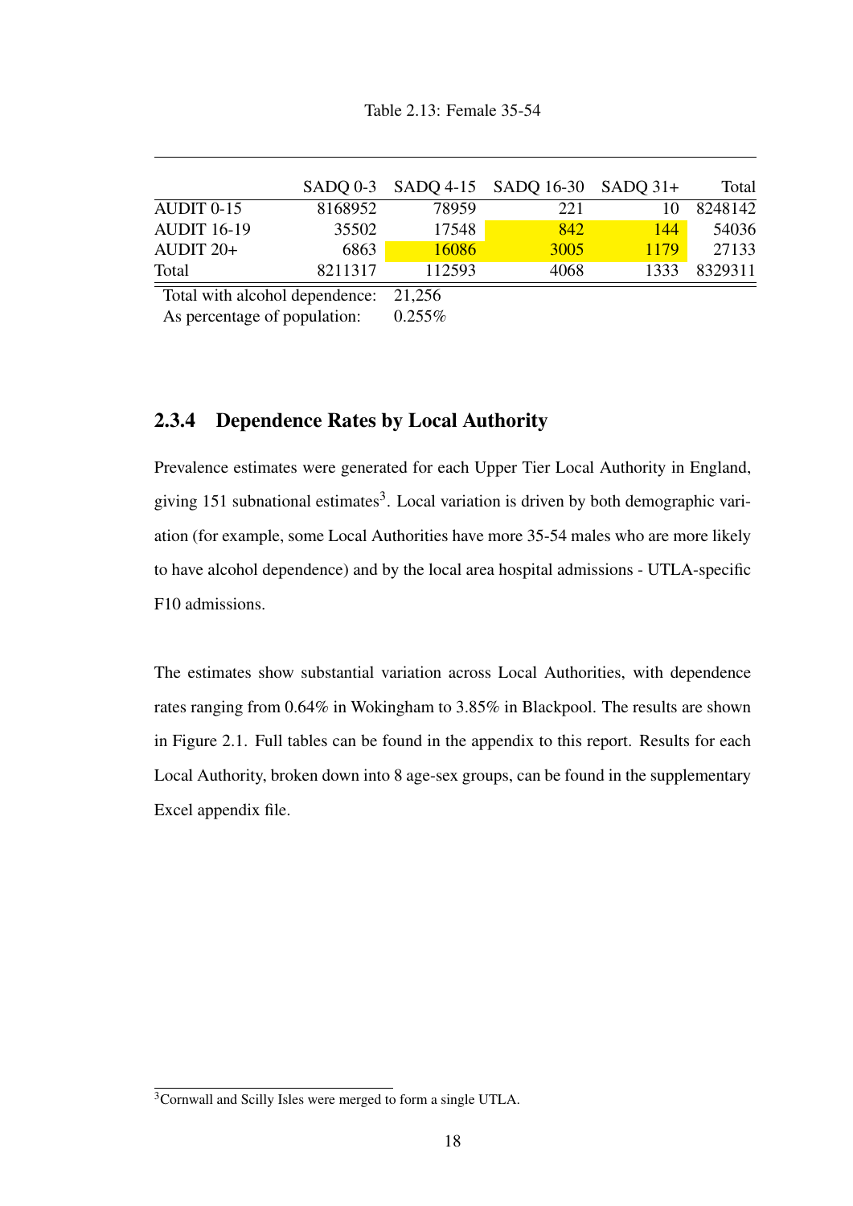Table 2.13: Female 35-54

| | SADQ 0-3 | SADQ 4-15 | SADQ 16-30 | SADQ 31+ | Total |
|---|---|---|---|---|---|
| AUDIT 0-15 | 8168952 | 78959 | 221 | 10 | 8248142 |
| AUDIT 16-19 | 35502 | 17548 | 842 | 144 | 54036 |
| AUDIT 20+ | 6863 | 16086 | 3005 | 1179 | 27133 |
| Total | 8211317 | 112593 | 4068 | 1333 | 8329311 |

| | |
|---|---|
| Total with alcohol dependence: | 21,256 |
| As percentage of population: | 0.255% |

### 2.3.4 Dependence Rates by Local Authority

Prevalence estimates were generated for each Upper Tier Local Authority in England, giving 151 subnational estimates[3]. Local variation is driven by both demographic variation (for example, some Local Authorities have more 35-54 males who are more likely to have alcohol dependence) and by the local area hospital admissions - UTLA-specific F10 admissions.

The estimates show substantial variation across Local Authorities, with dependence rates ranging from 0.64% in Wokingham to 3.85% in Blackpool. The results are shown in Figure 2.1. Full tables can be found in the appendix to this report. Results for each Local Authority, broken down into 8 age-sex groups, can be found in the supplementary Excel appendix file.

[3]Cornwall and Scilly Isles were merged to form a single UTLA.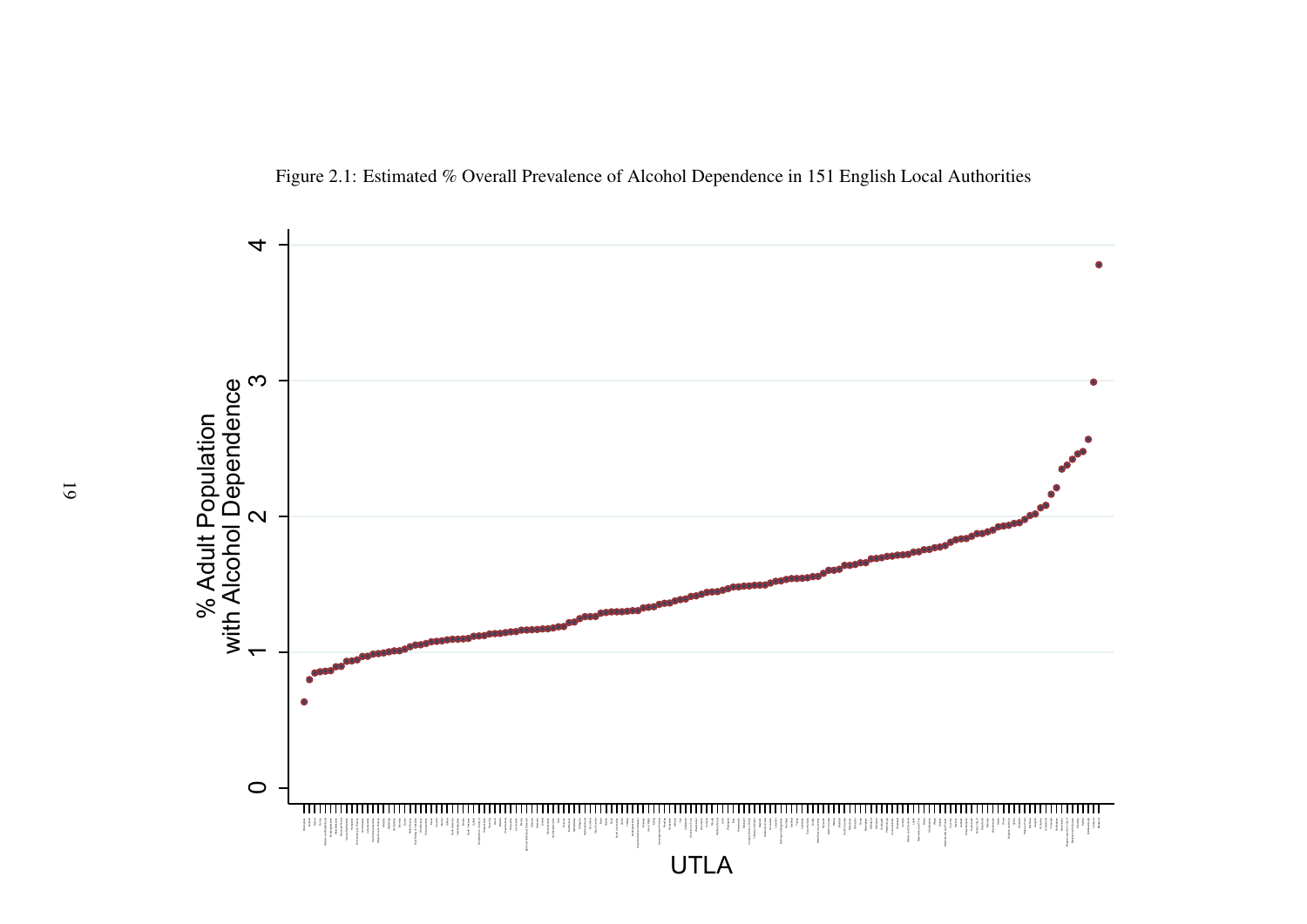Figure 2.1: Estimated % Overall Prevalence of Alcohol Dependence in 151 English Local Authorities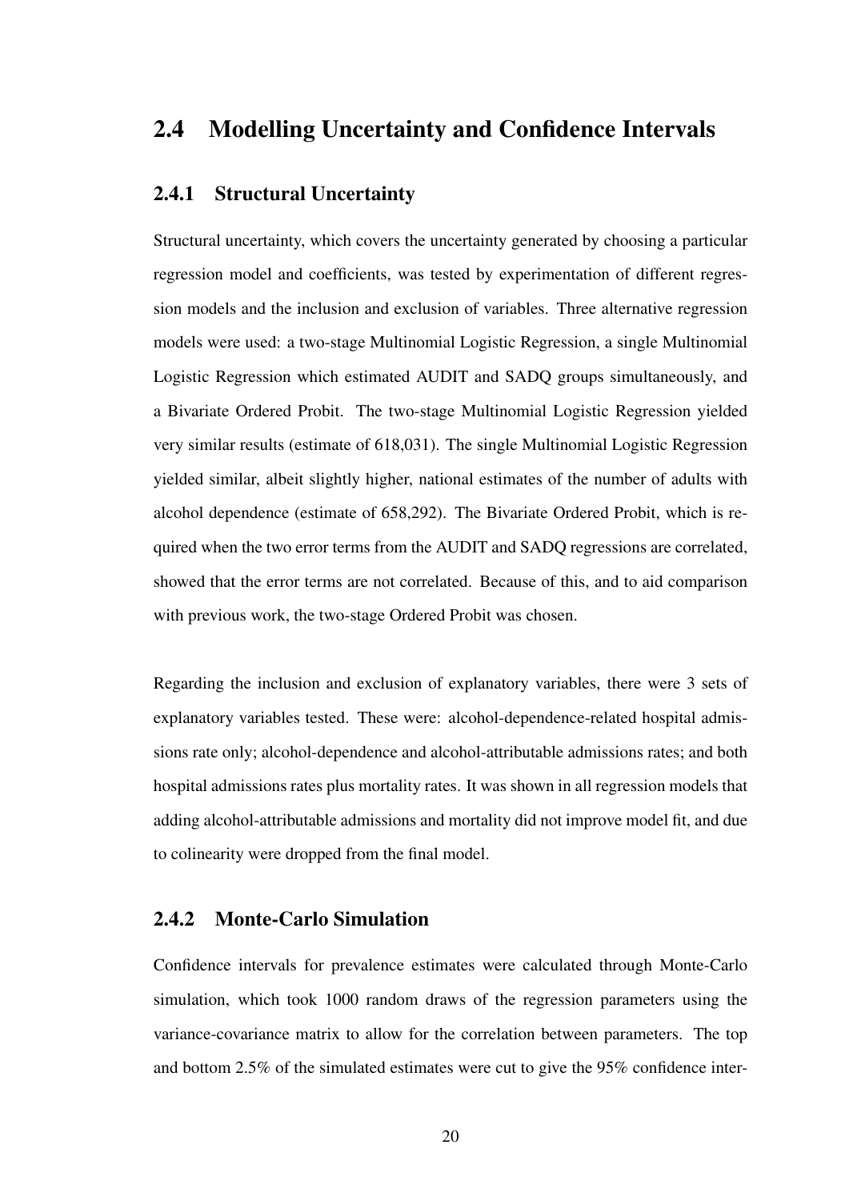## 2.4 Modelling Uncertainty and Confidence Intervals

### 2.4.1 Structural Uncertainty

Structural uncertainty, which covers the uncertainty generated by choosing a particular regression model and coefficients, was tested by experimentation of different regression models and the inclusion and exclusion of variables. Three alternative regression models were used: a two-stage Multinomial Logistic Regression, a single Multinomial Logistic Regression which estimated AUDIT and SADQ groups simultaneously, and a Bivariate Ordered Probit. The two-stage Multinomial Logistic Regression yielded very similar results (estimate of 618,031). The single Multinomial Logistic Regression yielded similar, albeit slightly higher, national estimates of the number of adults with alcohol dependence (estimate of 658,292). The Bivariate Ordered Probit, which is required when the two error terms from the AUDIT and SADQ regressions are correlated, showed that the error terms are not correlated. Because of this, and to aid comparison with previous work, the two-stage Ordered Probit was chosen.

Regarding the inclusion and exclusion of explanatory variables, there were 3 sets of explanatory variables tested. These were: alcohol-dependence-related hospital admissions rate only; alcohol-dependence and alcohol-attributable admissions rates; and both hospital admissions rates plus mortality rates. It was shown in all regression models that adding alcohol-attributable admissions and mortality did not improve model fit, and due to colinearity were dropped from the final model.

### 2.4.2 Monte-Carlo Simulation

Confidence intervals for prevalence estimates were calculated through Monte-Carlo simulation, which took 1000 random draws of the regression parameters using the variance-covariance matrix to allow for the correlation between parameters. The top and bottom 2.5% of the simulated estimates were cut to give the 95% confidence inter-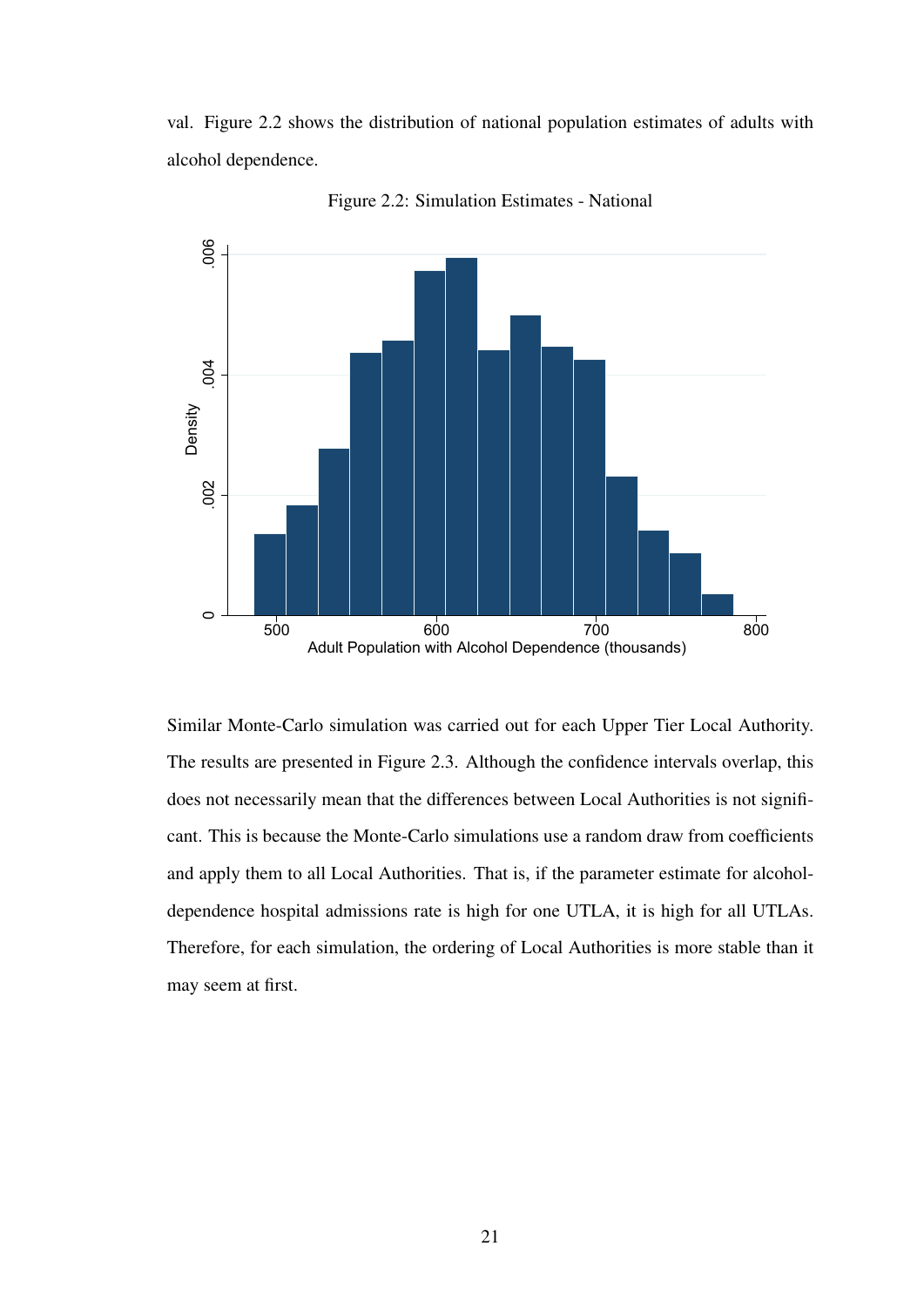val. Figure 2.2 shows the distribution of national population estimates of adults with alcohol dependence.

Figure 2.2: Simulation Estimates - National

Similar Monte-Carlo simulation was carried out for each Upper Tier Local Authority. The results are presented in Figure 2.3. Although the confidence intervals overlap, this does not necessarily mean that the differences between Local Authorities is not significant. This is because the Monte-Carlo simulations use a random draw from coefficients and apply them to all Local Authorities. That is, if the parameter estimate for alcohol-dependence hospital admissions rate is high for one UTLA, it is high for all UTLAs. Therefore, for each simulation, the ordering of Local Authorities is more stable than it may seem at first.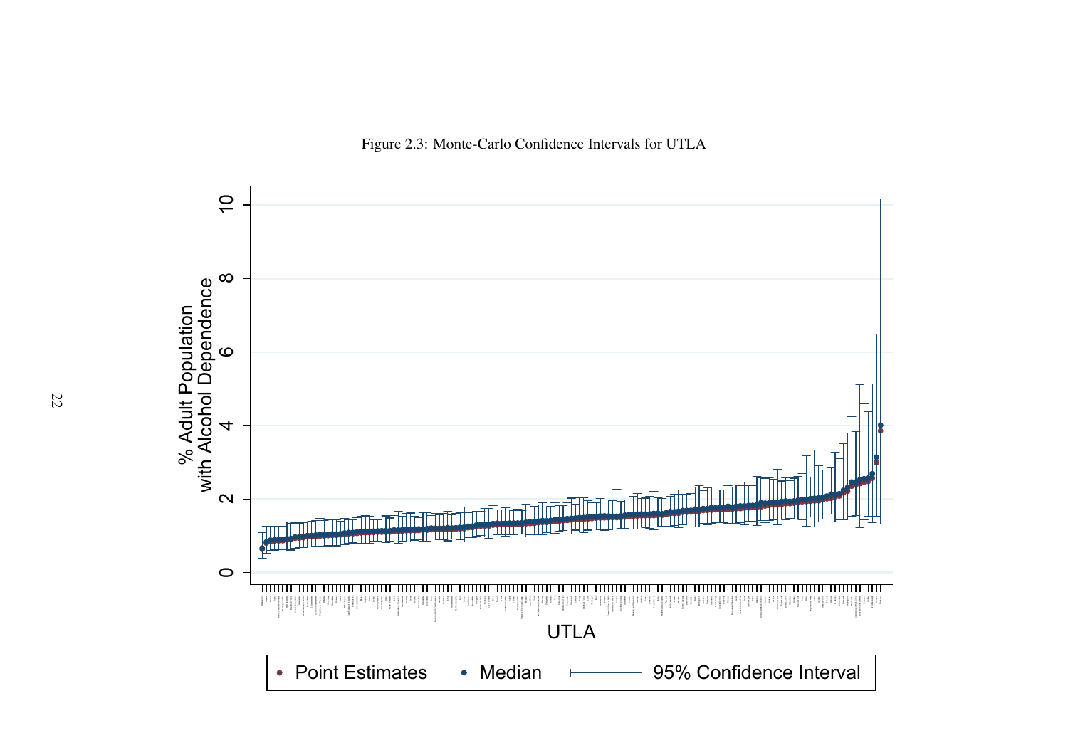Figure 2.3: Monte-Carlo Confidence Intervals for UTLA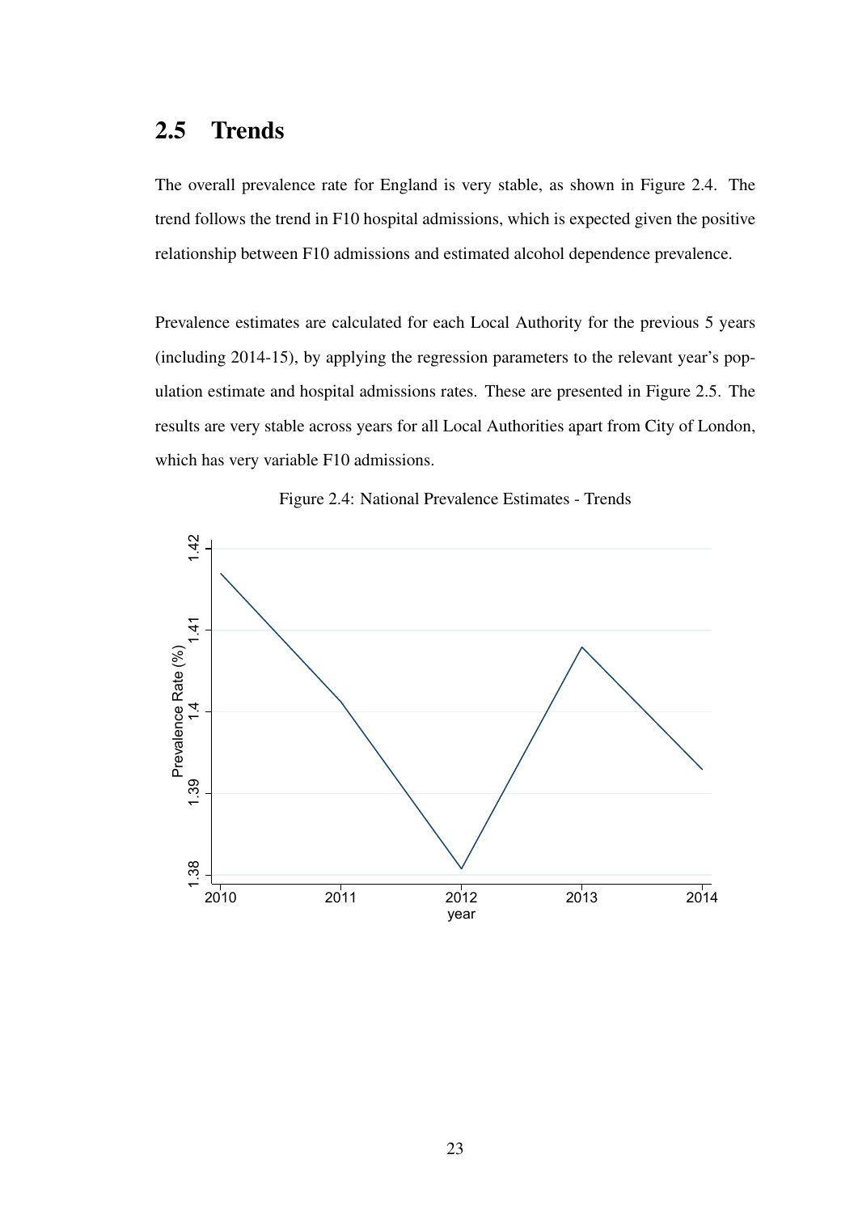## 2.5 Trends

The overall prevalence rate for England is very stable, as shown in Figure 2.4. The trend follows the trend in F10 hospital admissions, which is expected given the positive relationship between F10 admissions and estimated alcohol dependence prevalence.

Prevalence estimates are calculated for each Local Authority for the previous 5 years (including 2014-15), by applying the regression parameters to the relevant year's population estimate and hospital admissions rates. These are presented in Figure 2.5. The results are very stable across years for all Local Authorities apart from City of London, which has very variable F10 admissions.

Figure 2.4: National Prevalence Estimates - Trends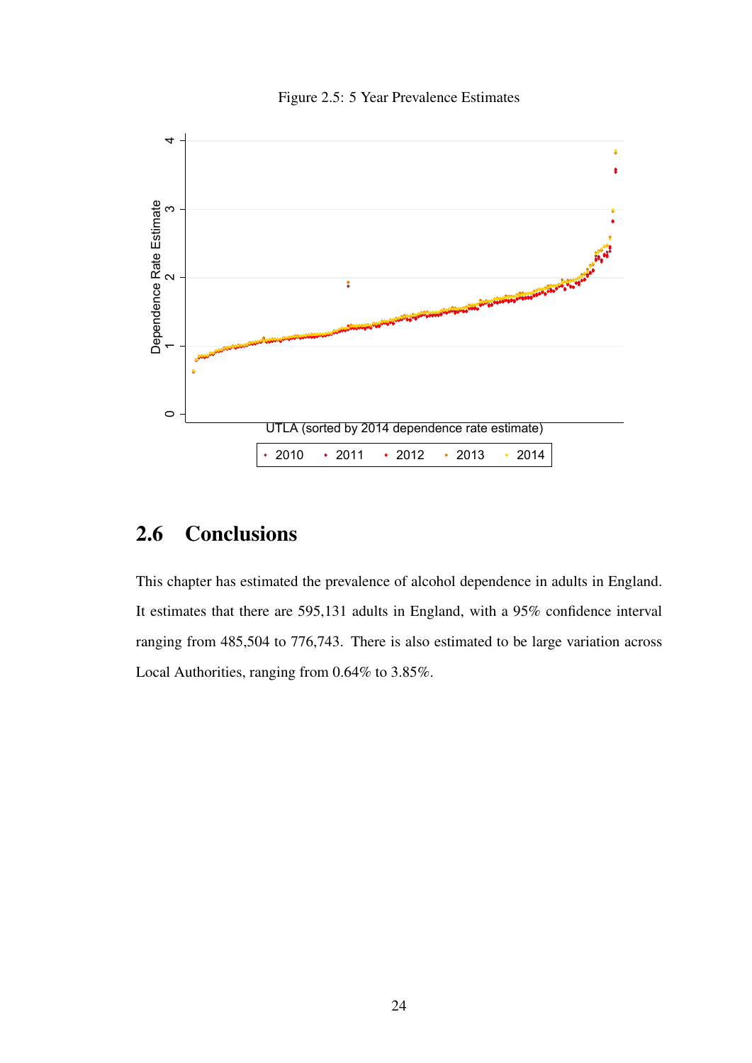Figure 2.5: 5 Year Prevalence Estimates

## 2.6 Conclusions

This chapter has estimated the prevalence of alcohol dependence in adults in England. It estimates that there are 595,131 adults in England, with a 95% confidence interval ranging from 485,504 to 776,743. There is also estimated to be large variation across Local Authorities, ranging from 0.64% to 3.85%.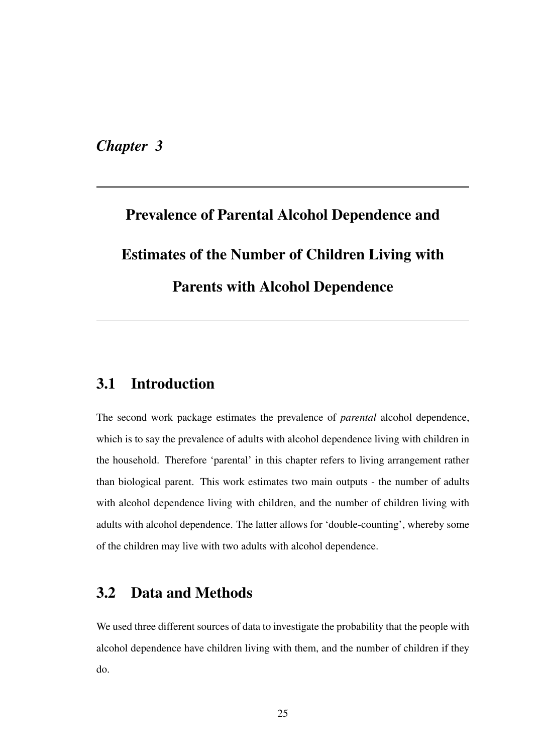*Chapter 3*

# Prevalence of Parental Alcohol Dependence and Estimates of the Number of Children Living with Parents with Alcohol Dependence

## 3.1 Introduction

The second work package estimates the prevalence of *parental* alcohol dependence, which is to say the prevalence of adults with alcohol dependence living with children in the household. Therefore 'parental' in this chapter refers to living arrangement rather than biological parent. This work estimates two main outputs - the number of adults with alcohol dependence living with children, and the number of children living with adults with alcohol dependence. The latter allows for 'double-counting', whereby some of the children may live with two adults with alcohol dependence.

## 3.2 Data and Methods

We used three different sources of data to investigate the probability that the people with alcohol dependence have children living with them, and the number of children if they do.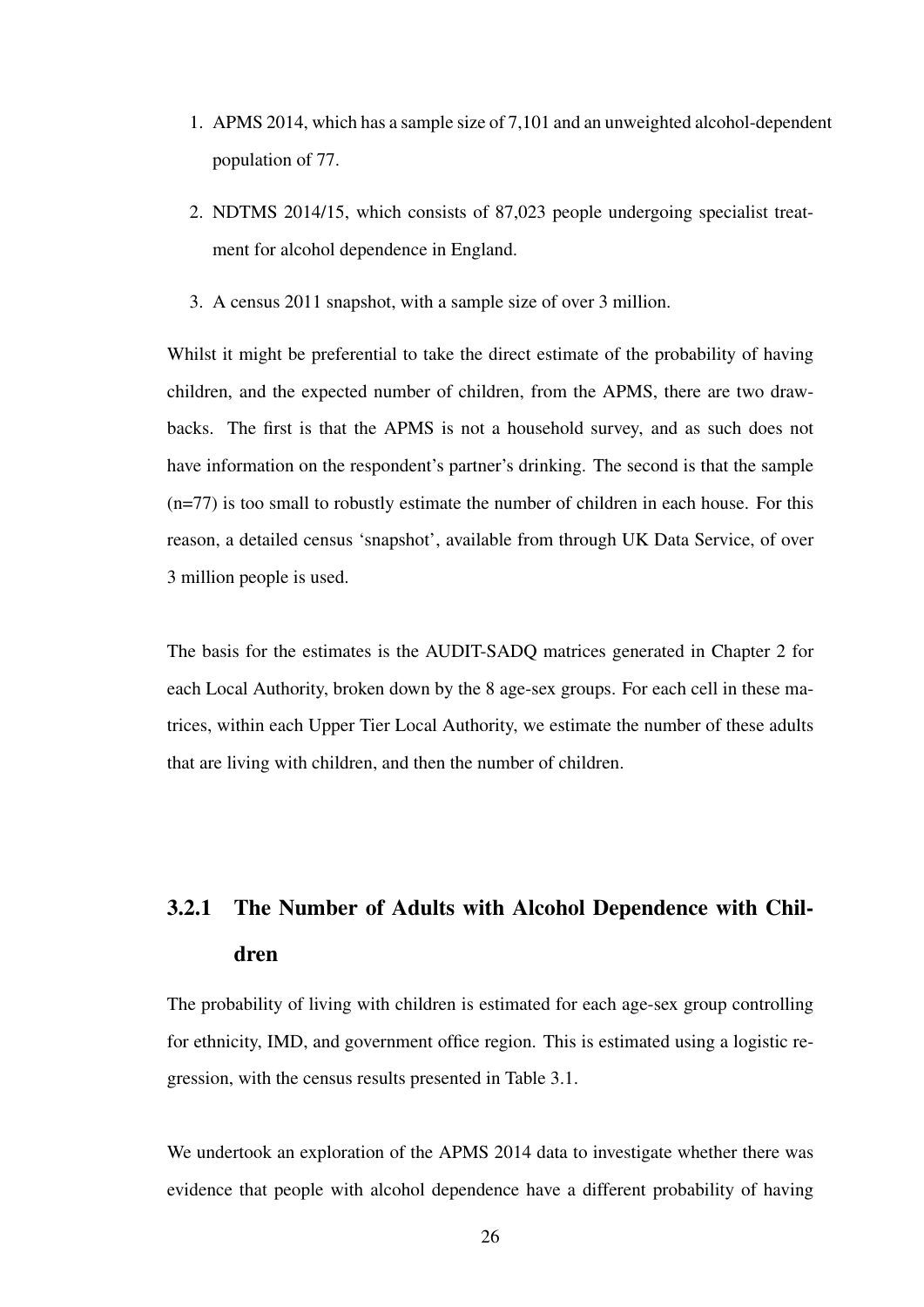1. APMS 2014, which has a sample size of 7,101 and an unweighted alcohol-dependent population of 77.

2. NDTMS 2014/15, which consists of 87,023 people undergoing specialist treatment for alcohol dependence in England.

3. A census 2011 snapshot, with a sample size of over 3 million.

Whilst it might be preferential to take the direct estimate of the probability of having children, and the expected number of children, from the APMS, there are two drawbacks. The first is that the APMS is not a household survey, and as such does not have information on the respondent's partner's drinking. The second is that the sample (n=77) is too small to robustly estimate the number of children in each house. For this reason, a detailed census 'snapshot', available from through UK Data Service, of over 3 million people is used.

The basis for the estimates is the AUDIT-SADQ matrices generated in Chapter 2 for each Local Authority, broken down by the 8 age-sex groups. For each cell in these matrices, within each Upper Tier Local Authority, we estimate the number of these adults that are living with children, and then the number of children.

### 3.2.1 The Number of Adults with Alcohol Dependence with Children

The probability of living with children is estimated for each age-sex group controlling for ethnicity, IMD, and government office region. This is estimated using a logistic regression, with the census results presented in Table 3.1.

We undertook an exploration of the APMS 2014 data to investigate whether there was evidence that people with alcohol dependence have a different probability of having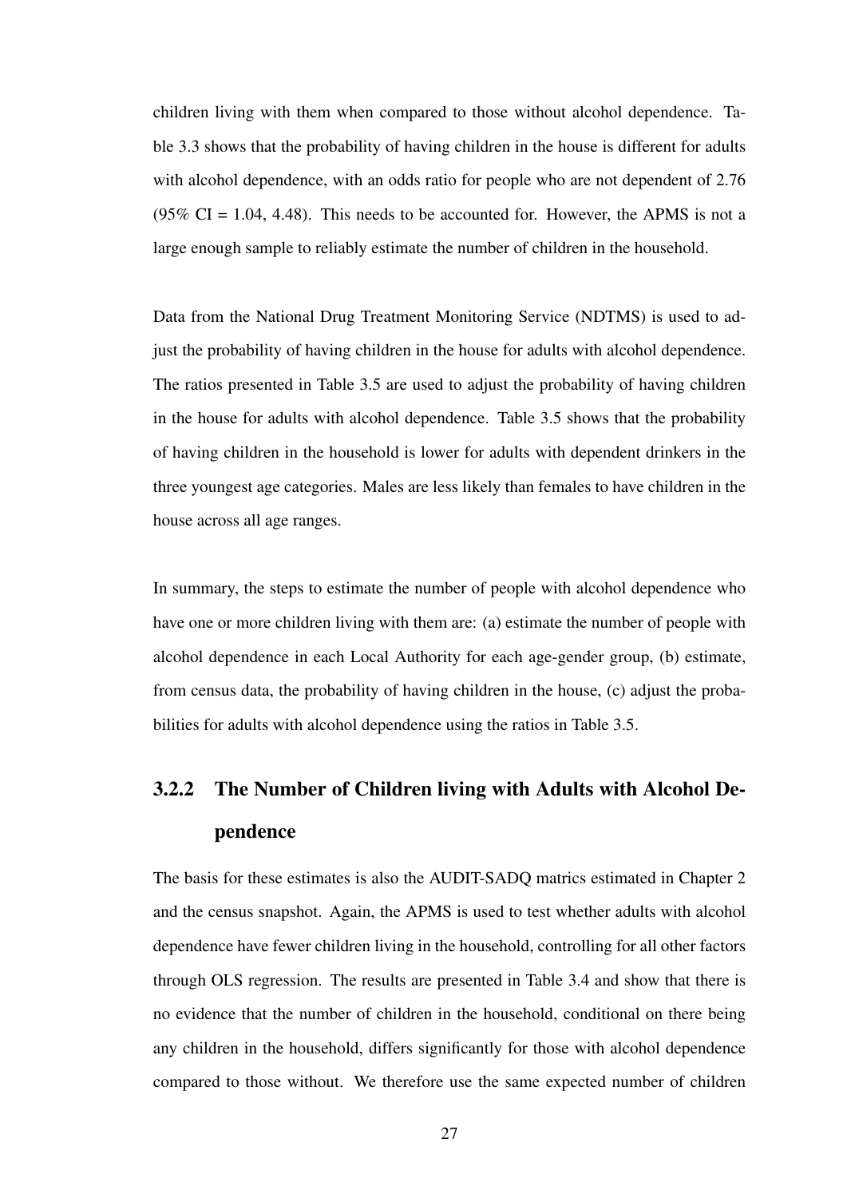children living with them when compared to those without alcohol dependence. Table 3.3 shows that the probability of having children in the house is different for adults with alcohol dependence, with an odds ratio for people who are not dependent of 2.76 (95% CI = 1.04, 4.48). This needs to be accounted for. However, the APMS is not a large enough sample to reliably estimate the number of children in the household.

Data from the National Drug Treatment Monitoring Service (NDTMS) is used to adjust the probability of having children in the house for adults with alcohol dependence. The ratios presented in Table 3.5 are used to adjust the probability of having children in the house for adults with alcohol dependence. Table 3.5 shows that the probability of having children in the household is lower for adults with dependent drinkers in the three youngest age categories. Males are less likely than females to have children in the house across all age ranges.

In summary, the steps to estimate the number of people with alcohol dependence who have one or more children living with them are: (a) estimate the number of people with alcohol dependence in each Local Authority for each age-gender group, (b) estimate, from census data, the probability of having children in the house, (c) adjust the probabilities for adults with alcohol dependence using the ratios in Table 3.5.

### 3.2.2 The Number of Children living with Adults with Alcohol Dependence

The basis for these estimates is also the AUDIT-SADQ matrics estimated in Chapter 2 and the census snapshot. Again, the APMS is used to test whether adults with alcohol dependence have fewer children living in the household, controlling for all other factors through OLS regression. The results are presented in Table 3.4 and show that there is no evidence that the number of children in the household, conditional on there being any children in the household, differs significantly for those with alcohol dependence compared to those without. We therefore use the same expected number of children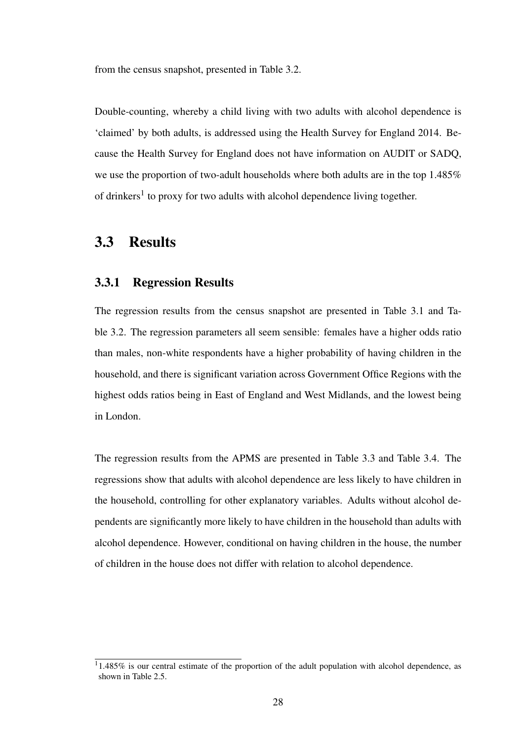from the census snapshot, presented in Table 3.2.

Double-counting, whereby a child living with two adults with alcohol dependence is 'claimed' by both adults, is addressed using the Health Survey for England 2014. Because the Health Survey for England does not have information on AUDIT or SADQ, we use the proportion of two-adult households where both adults are in the top 1.485% of drinkers[1] to proxy for two adults with alcohol dependence living together.

## 3.3 Results

### 3.3.1 Regression Results

The regression results from the census snapshot are presented in Table 3.1 and Table 3.2. The regression parameters all seem sensible: females have a higher odds ratio than males, non-white respondents have a higher probability of having children in the household, and there is significant variation across Government Office Regions with the highest odds ratios being in East of England and West Midlands, and the lowest being in London.

The regression results from the APMS are presented in Table 3.3 and Table 3.4. The regressions show that adults with alcohol dependence are less likely to have children in the household, controlling for other explanatory variables. Adults without alcohol dependents are significantly more likely to have children in the household than adults with alcohol dependence. However, conditional on having children in the house, the number of children in the house does not differ with relation to alcohol dependence.

[1] 1.485% is our central estimate of the proportion of the adult population with alcohol dependence, as shown in Table 2.5.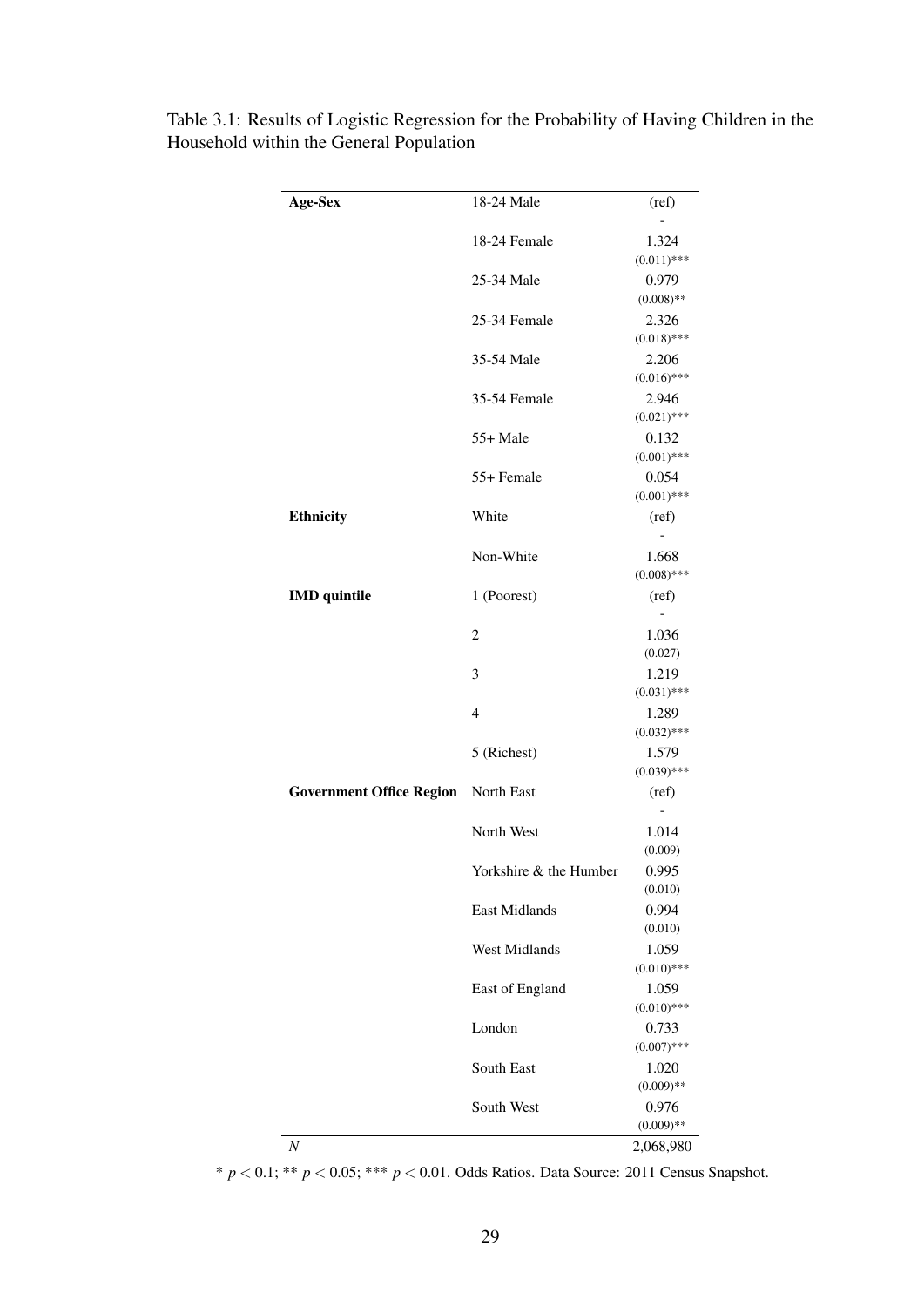Table 3.1: Results of Logistic Regression for the Probability of Having Children in the Household within the General Population

| | | |
|---|---|---|
| **Age-Sex** | 18-24 Male | (ref) <br> - |
| | 18-24 Female | 1.324 <br> (0.011)*** |
| | 25-34 Male | 0.979 <br> (0.008)** |
| | 25-34 Female | 2.326 <br> (0.018)*** |
| | 35-54 Male | 2.206 <br> (0.016)*** |
| | 35-54 Female | 2.946 <br> (0.021)*** |
| | 55+ Male | 0.132 <br> (0.001)*** |
| | 55+ Female | 0.054 <br> (0.001)*** |
| **Ethnicity** | White | (ref) <br> - |
| | Non-White | 1.668 <br> (0.008)*** |
| **IMD quintile** | 1 (Poorest) | (ref) <br> - |
| | 2 | 1.036 <br> (0.027) |
| | 3 | 1.219 <br> (0.031)*** |
| | 4 | 1.289 <br> (0.032)*** |
| | 5 (Richest) | 1.579 <br> (0.039)*** |
| **Government Office Region** | North East | (ref) <br> - |
| | North West | 1.014 <br> (0.009) |
| | Yorkshire & the Humber | 0.995 <br> (0.010) |
| | East Midlands | 0.994 <br> (0.010) |
| | West Midlands | 1.059 <br> (0.010)*** |
| | East of England | 1.059 <br> (0.010)*** |
| | London | 0.733 <br> (0.007)*** |
| | South East | 1.020 <br> (0.009)** |
| | South West | 0.976 <br> (0.009)** |
| $N$ | | 2,068,980 |

* $p < 0.1$; ** $p < 0.05$; *** $p < 0.01$. Odds Ratios. Data Source: 2011 Census Snapshot.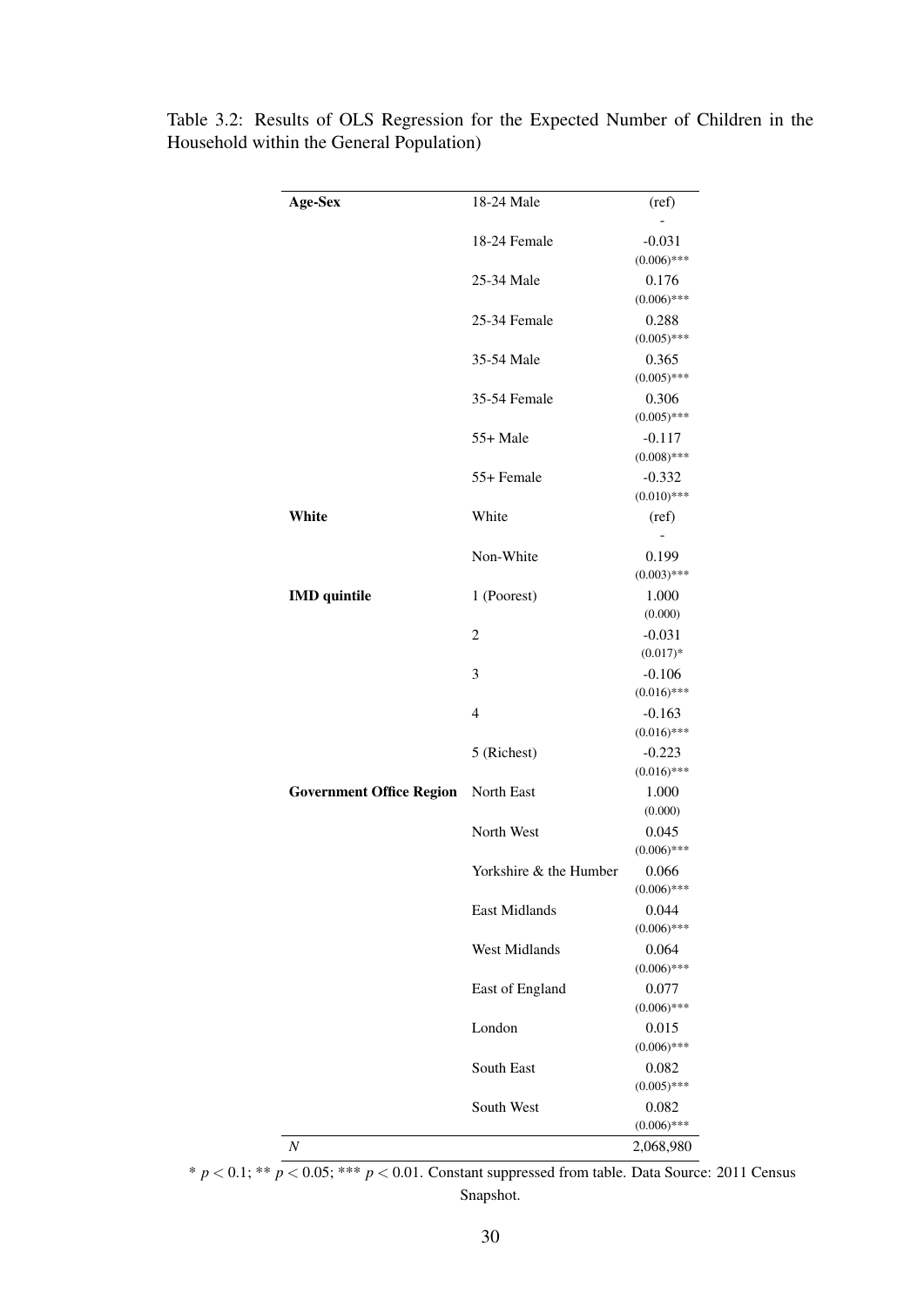Table 3.2: Results of OLS Regression for the Expected Number of Children in the Household within the General Population)

| | | |
|---|---|---|
| **Age-Sex** | 18-24 Male | (ref) <br> - |
| | 18-24 Female | -0.031 <br> (0.006)*** |
| | 25-34 Male | 0.176 <br> (0.006)*** |
| | 25-34 Female | 0.288 <br> (0.005)*** |
| | 35-54 Male | 0.365 <br> (0.005)*** |
| | 35-54 Female | 0.306 <br> (0.005)*** |
| | 55+ Male | -0.117 <br> (0.008)*** |
| | 55+ Female | -0.332 <br> (0.010)*** |
| **White** | White | (ref) <br> - |
| | Non-White | 0.199 <br> (0.003)*** |
| **IMD quintile** | 1 (Poorest) | 1.000 <br> (0.000) |
| | 2 | -0.031 <br> (0.017)* |
| | 3 | -0.106 <br> (0.016)*** |
| | 4 | -0.163 <br> (0.016)*** |
| | 5 (Richest) | -0.223 <br> (0.016)*** |
| **Government Office Region** | North East | 1.000 <br> (0.000) |
| | North West | 0.045 <br> (0.006)*** |
| | Yorkshire & the Humber | 0.066 <br> (0.006)*** |
| | East Midlands | 0.044 <br> (0.006)*** |
| | West Midlands | 0.064 <br> (0.006)*** |
| | East of England | 0.077 <br> (0.006)*** |
| | London | 0.015 <br> (0.006)*** |
| | South East | 0.082 <br> (0.005)*** |
| | South West | 0.082 <br> (0.006)*** |
| $N$ | | 2,068,980 |

* $p < 0.1$; ** $p < 0.05$; *** $p < 0.01$. Constant suppressed from table. Data Source: 2011 Census Snapshot.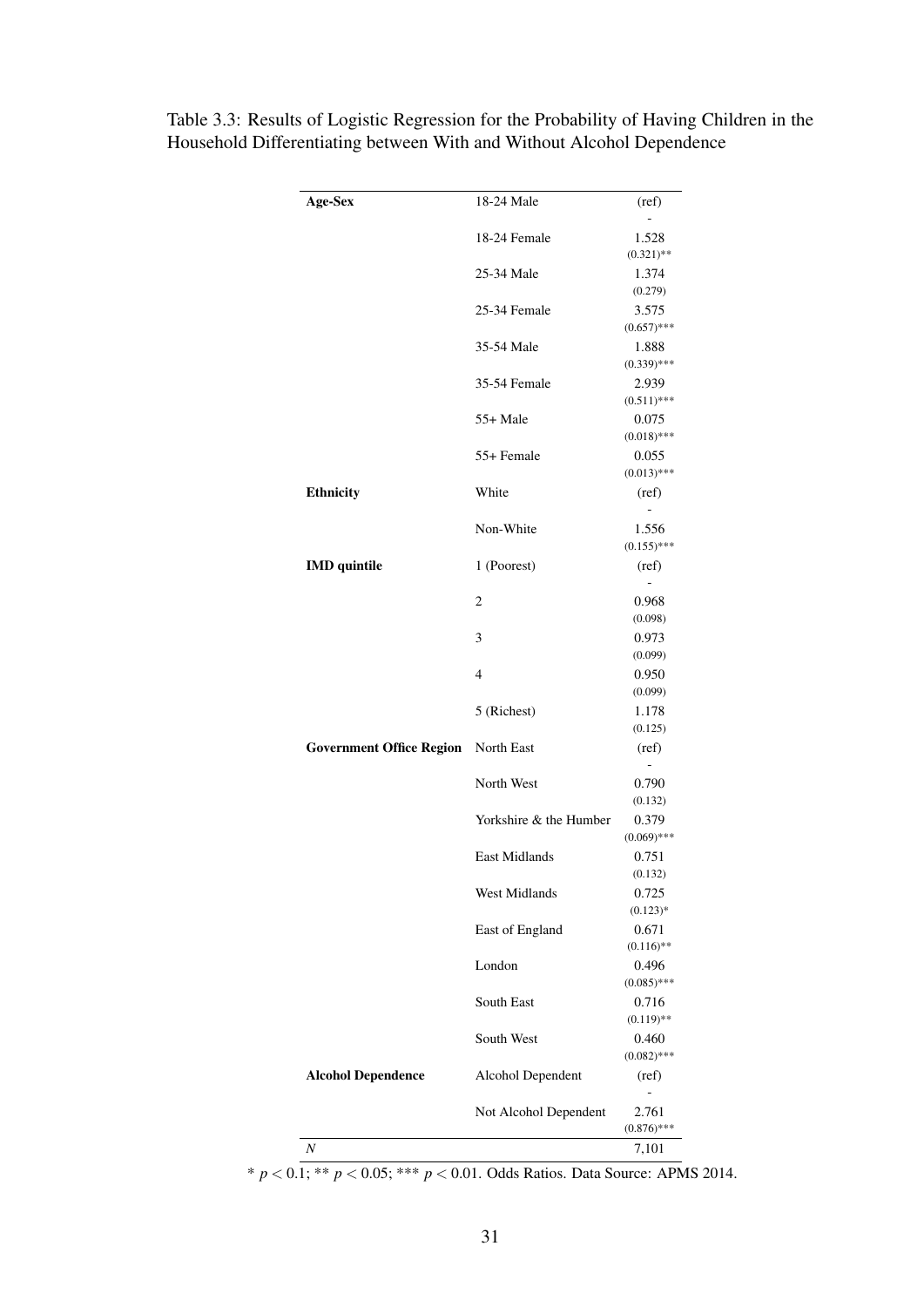Table 3.3: Results of Logistic Regression for the Probability of Having Children in the Household Differentiating between With and Without Alcohol Dependence

| | | |
|---|---|---|
| **Age-Sex** | 18-24 Male | (ref) - |
| | 18-24 Female | 1.528 (0.321)** |
| | 25-34 Male | 1.374 (0.279) |
| | 25-34 Female | 3.575 (0.657)*** |
| | 35-54 Male | 1.888 (0.339)*** |
| | 35-54 Female | 2.939 (0.511)*** |
| | 55+ Male | 0.075 (0.018)*** |
| | 55+ Female | 0.055 (0.013)*** |
| **Ethnicity** | White | (ref) - |
| | Non-White | 1.556 (0.155)*** |
| **IMD quintile** | 1 (Poorest) | (ref) - |
| | 2 | 0.968 (0.098) |
| | 3 | 0.973 (0.099) |
| | 4 | 0.950 (0.099) |
| | 5 (Richest) | 1.178 (0.125) |
| **Government Office Region** | North East | (ref) - |
| | North West | 0.790 (0.132) |
| | Yorkshire & the Humber | 0.379 (0.069)*** |
| | East Midlands | 0.751 (0.132) |
| | West Midlands | 0.725 (0.123)* |
| | East of England | 0.671 (0.116)** |
| | London | 0.496 (0.085)*** |
| | South East | 0.716 (0.119)** |
| | South West | 0.460 (0.082)*** |
| **Alcohol Dependence** | Alcohol Dependent | (ref) - |
| | Not Alcohol Dependent | 2.761 (0.876)*** |
| *N* | | 7,101 |

* $p < 0.1$; ** $p < 0.05$; *** $p < 0.01$. Odds Ratios. Data Source: APMS 2014.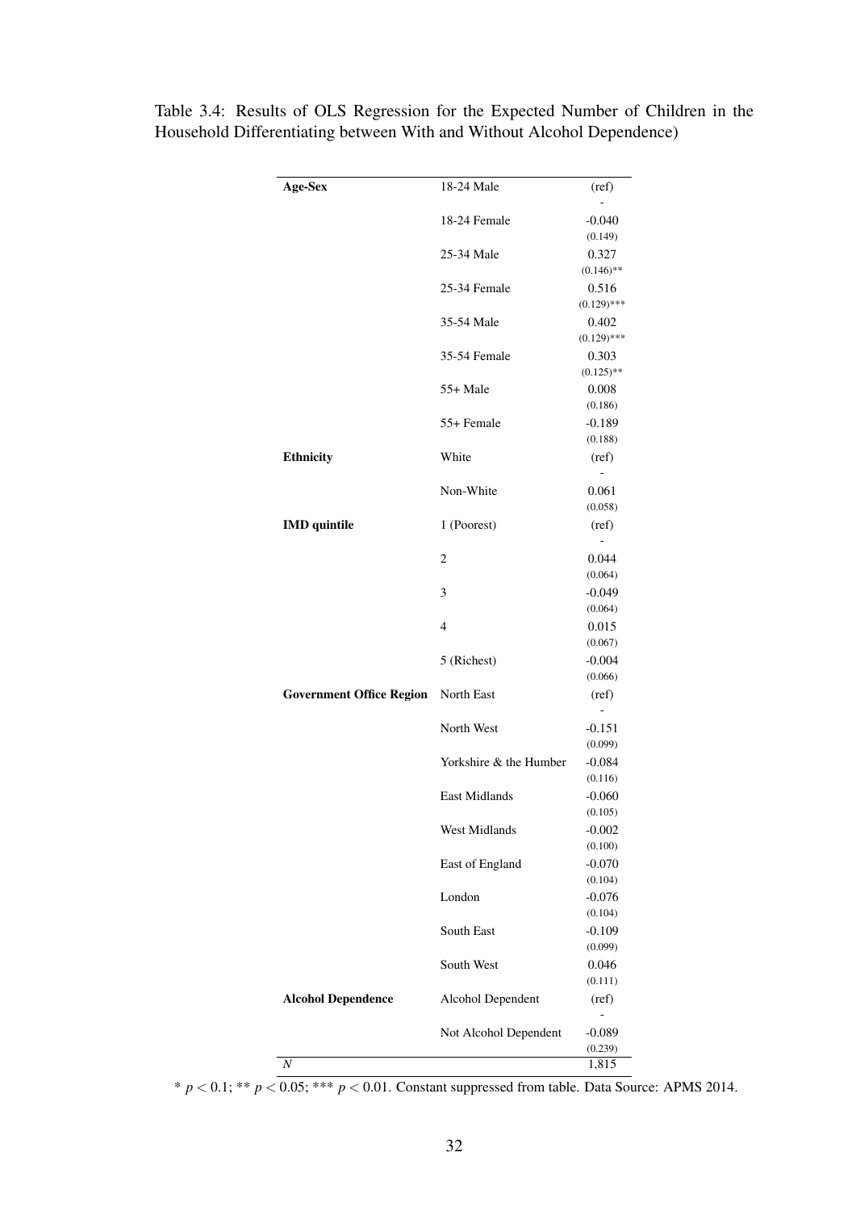Table 3.4: Results of OLS Regression for the Expected Number of Children in the Household Differentiating between With and Without Alcohol Dependence)

| | | |
|---|---|---|
| **Age-Sex** | 18-24 Male | (ref) |
| | | - |
| | 18-24 Female | -0.040 |
| | | (0.149) |
| | 25-34 Male | 0.327 |
| | | (0.146)** |
| | 25-34 Female | 0.516 |
| | | (0.129)*** |
| | 35-54 Male | 0.402 |
| | | (0.129)*** |
| | 35-54 Female | 0.303 |
| | | (0.125)** |
| | 55+ Male | 0.008 |
| | | (0.186) |
| | 55+ Female | -0.189 |
| | | (0.188) |
| **Ethnicity** | White | (ref) |
| | | - |
| | Non-White | 0.061 |
| | | (0.058) |
| **IMD quintile** | 1 (Poorest) | (ref) |
| | | - |
| | 2 | 0.044 |
| | | (0.064) |
| | 3 | -0.049 |
| | | (0.064) |
| | 4 | 0.015 |
| | | (0.067) |
| | 5 (Richest) | -0.004 |
| | | (0.066) |
| **Government Office Region** | North East | (ref) |
| | | - |
| | North West | -0.151 |
| | | (0.099) |
| | Yorkshire & the Humber | -0.084 |
| | | (0.116) |
| | East Midlands | -0.060 |
| | | (0.105) |
| | West Midlands | -0.002 |
| | | (0.100) |
| | East of England | -0.070 |
| | | (0.104) |
| | London | -0.076 |
| | | (0.104) |
| | South East | -0.109 |
| | | (0.099) |
| | South West | 0.046 |
| | | (0.111) |
| **Alcohol Dependence** | Alcohol Dependent | (ref) |
| | | - |
| | Not Alcohol Dependent | -0.089 |
| | | (0.239) |
| *N* | | 1,815 |

* $p < 0.1$; ** $p < 0.05$; *** $p < 0.01$. Constant suppressed from table. Data Source: APMS 2014.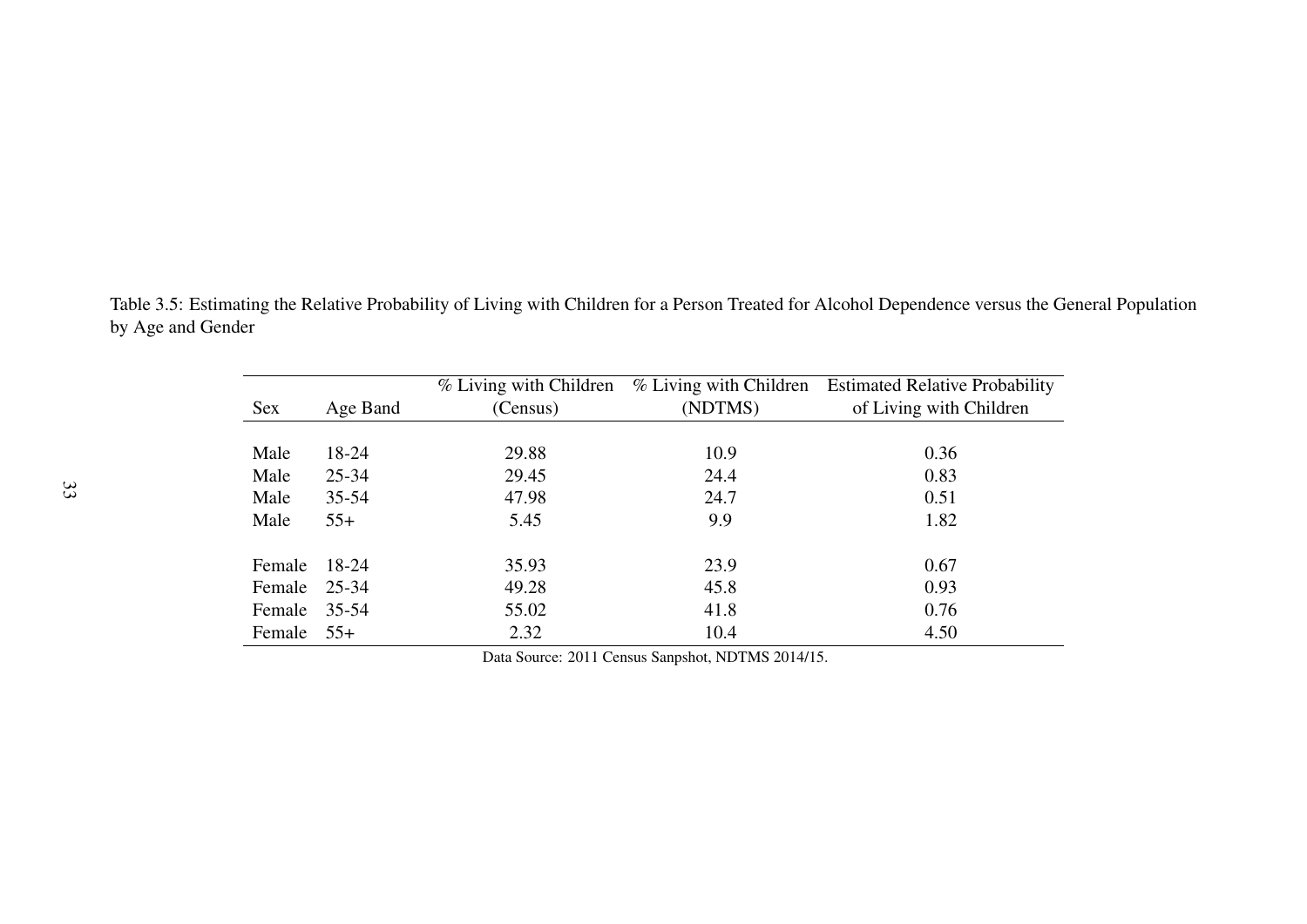Table 3.5: Estimating the Relative Probability of Living with Children for a Person Treated for Alcohol Dependence versus the General Population by Age and Gender

| Sex | Age Band | % Living with Children (Census) | % Living with Children (NDTMS) | Estimated Relative Probability of Living with Children |
|---|---|---|---|---|
| Male | 18-24 | 29.88 | 10.9 | 0.36 |
| Male | 25-34 | 29.45 | 24.4 | 0.83 |
| Male | 35-54 | 47.98 | 24.7 | 0.51 |
| Male | 55+ | 5.45 | 9.9 | 1.82 |
| Female | 18-24 | 35.93 | 23.9 | 0.67 |
| Female | 25-34 | 49.28 | 45.8 | 0.93 |
| Female | 35-54 | 55.02 | 41.8 | 0.76 |
| Female | 55+ | 2.32 | 10.4 | 4.50 |

Data Source: 2011 Census Sanpshot, NDTMS 2014/15.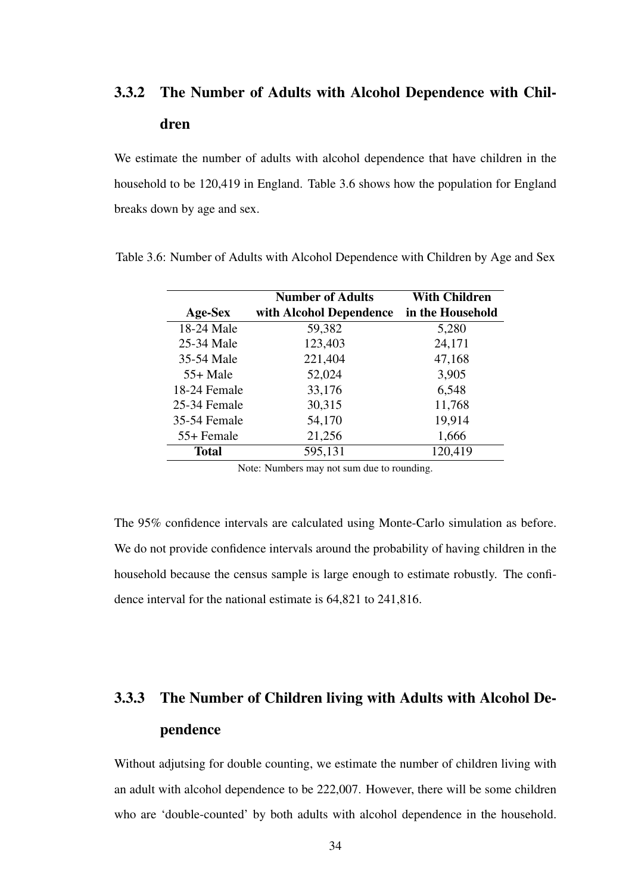### 3.3.2 The Number of Adults with Alcohol Dependence with Children

We estimate the number of adults with alcohol dependence that have children in the household to be 120,419 in England. Table 3.6 shows how the population for England breaks down by age and sex.

Table 3.6: Number of Adults with Alcohol Dependence with Children by Age and Sex

| Age-Sex | Number of Adults with Alcohol Dependence | With Children in the Household |
|---|---|---|
| 18-24 Male | 59,382 | 5,280 |
| 25-34 Male | 123,403 | 24,171 |
| 35-54 Male | 221,404 | 47,168 |
| 55+ Male | 52,024 | 3,905 |
| 18-24 Female | 33,176 | 6,548 |
| 25-34 Female | 30,315 | 11,768 |
| 35-54 Female | 54,170 | 19,914 |
| 55+ Female | 21,256 | 1,666 |
| **Total** | 595,131 | 120,419 |

Note: Numbers may not sum due to rounding.

The 95% confidence intervals are calculated using Monte-Carlo simulation as before. We do not provide confidence intervals around the probability of having children in the household because the census sample is large enough to estimate robustly. The confidence interval for the national estimate is 64,821 to 241,816.

### 3.3.3 The Number of Children living with Adults with Alcohol Dependence

Without adjutsing for double counting, we estimate the number of children living with an adult with alcohol dependence to be 222,007. However, there will be some children who are 'double-counted' by both adults with alcohol dependence in the household.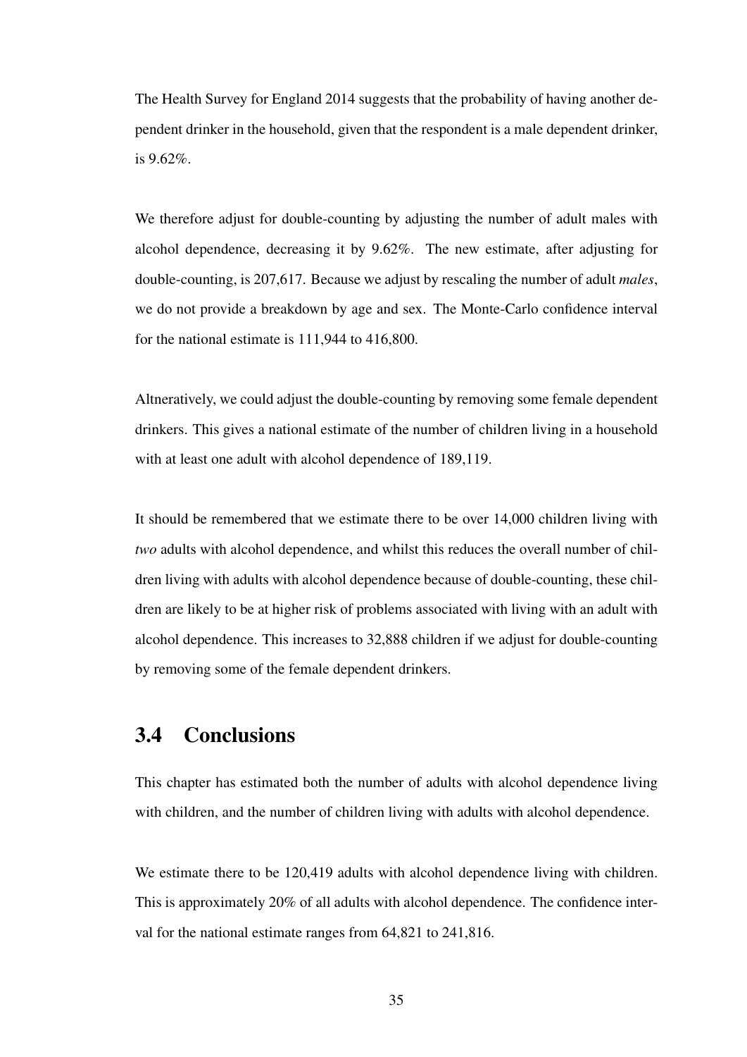The Health Survey for England 2014 suggests that the probability of having another dependent drinker in the household, given that the respondent is a male dependent drinker, is 9.62%.

We therefore adjust for double-counting by adjusting the number of adult males with alcohol dependence, decreasing it by 9.62%. The new estimate, after adjusting for double-counting, is 207,617. Because we adjust by rescaling the number of adult *males*, we do not provide a breakdown by age and sex. The Monte-Carlo confidence interval for the national estimate is 111,944 to 416,800.

Altneratively, we could adjust the double-counting by removing some female dependent drinkers. This gives a national estimate of the number of children living in a household with at least one adult with alcohol dependence of 189,119.

It should be remembered that we estimate there to be over 14,000 children living with *two* adults with alcohol dependence, and whilst this reduces the overall number of children living with adults with alcohol dependence because of double-counting, these children are likely to be at higher risk of problems associated with living with an adult with alcohol dependence. This increases to 32,888 children if we adjust for double-counting by removing some of the female dependent drinkers.

## 3.4 Conclusions

This chapter has estimated both the number of adults with alcohol dependence living with children, and the number of children living with adults with alcohol dependence.

We estimate there to be 120,419 adults with alcohol dependence living with children. This is approximately 20% of all adults with alcohol dependence. The confidence interval for the national estimate ranges from 64,821 to 241,816.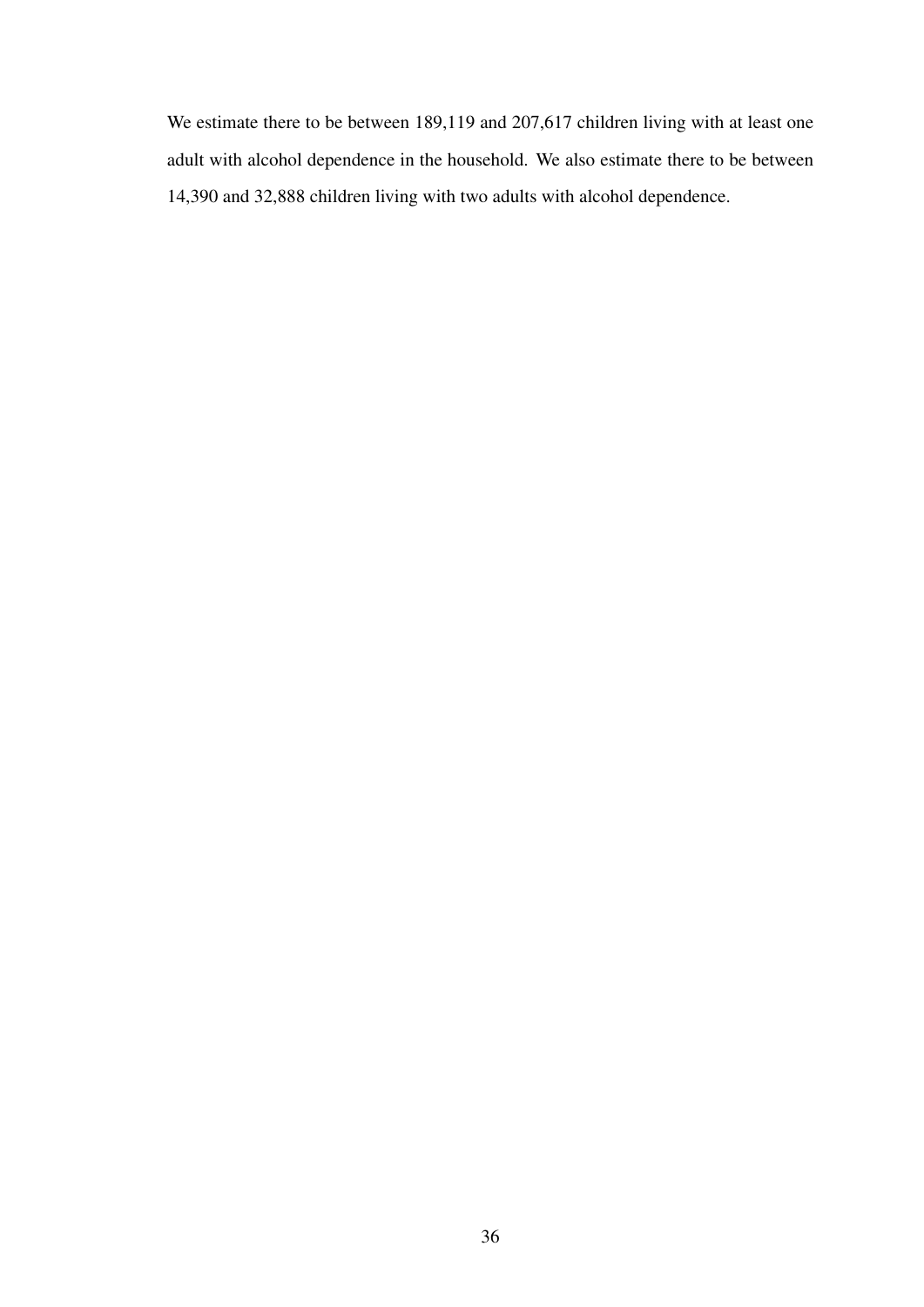We estimate there to be between 189,119 and 207,617 children living with at least one adult with alcohol dependence in the household. We also estimate there to be between 14,390 and 32,888 children living with two adults with alcohol dependence.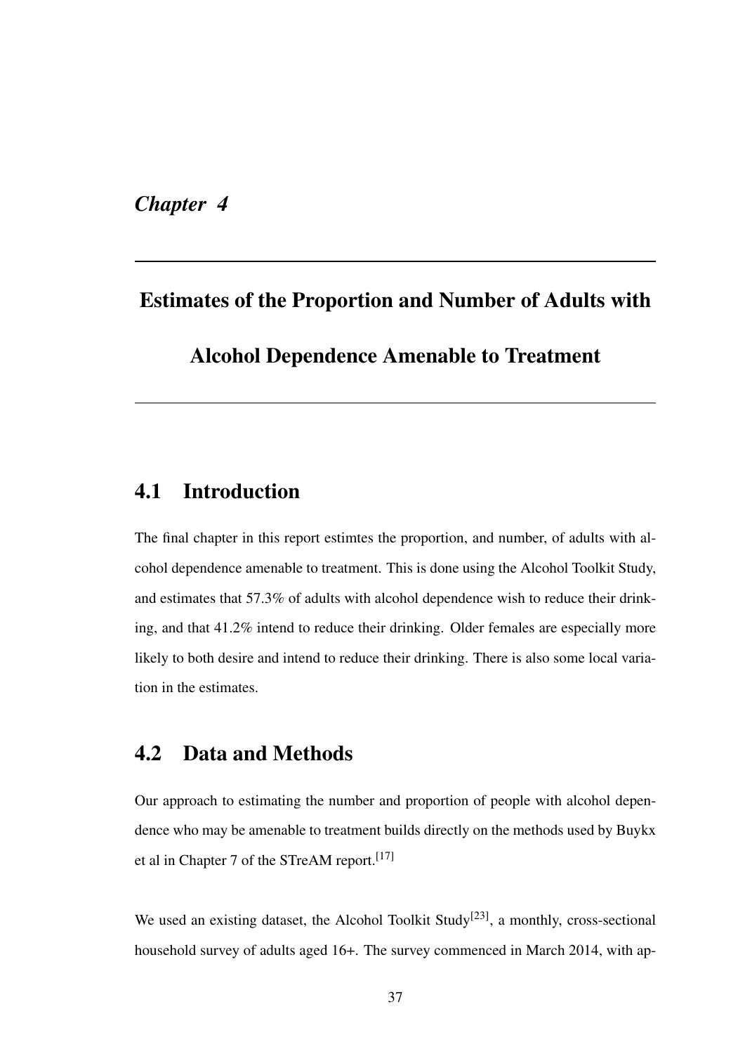*Chapter 4*

# Estimates of the Proportion and Number of Adults with Alcohol Dependence Amenable to Treatment

## 4.1 Introduction

The final chapter in this report estimtes the proportion, and number, of adults with alcohol dependence amenable to treatment. This is done using the Alcohol Toolkit Study, and estimates that 57.3% of adults with alcohol dependence wish to reduce their drinking, and that 41.2% intend to reduce their drinking. Older females are especially more likely to both desire and intend to reduce their drinking. There is also some local variation in the estimates.

## 4.2 Data and Methods

Our approach to estimating the number and proportion of people with alcohol dependence who may be amenable to treatment builds directly on the methods used by Buykx et al in Chapter 7 of the STreAM report.[17]

We used an existing dataset, the Alcohol Toolkit Study[23], a monthly, cross-sectional household survey of adults aged 16+. The survey commenced in March 2014, with ap-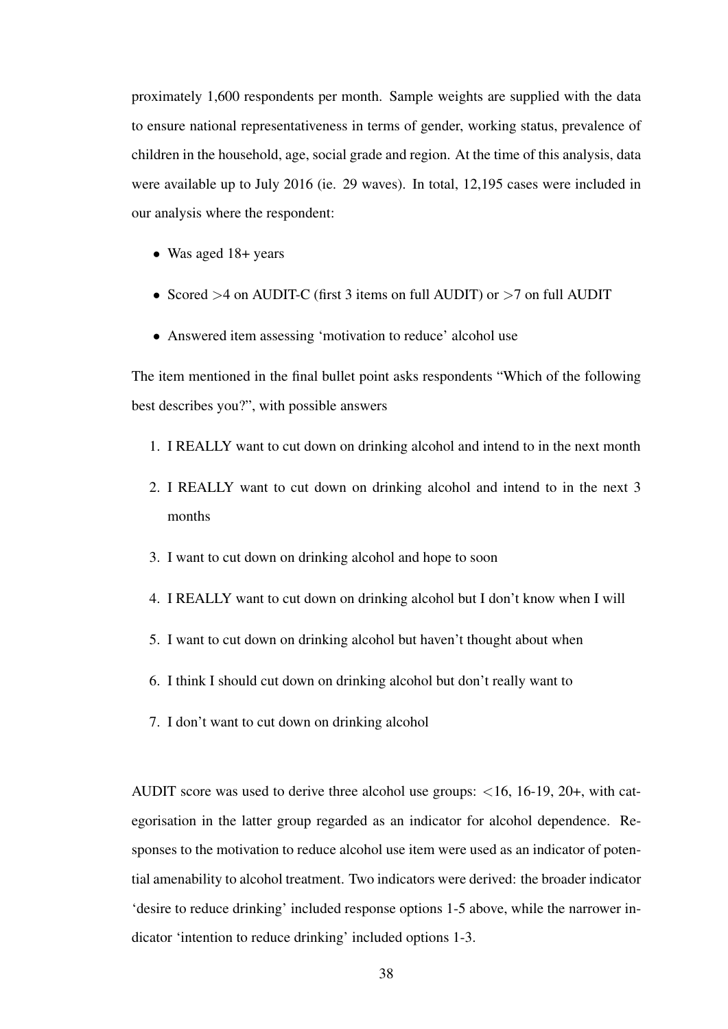proximately 1,600 respondents per month. Sample weights are supplied with the data to ensure national representativeness in terms of gender, working status, prevalence of children in the household, age, social grade and region. At the time of this analysis, data were available up to July 2016 (ie. 29 waves). In total, 12,195 cases were included in our analysis where the respondent:

- Was aged 18+ years
- Scored >4 on AUDIT-C (first 3 items on full AUDIT) or >7 on full AUDIT
- Answered item assessing 'motivation to reduce' alcohol use

The item mentioned in the final bullet point asks respondents "Which of the following best describes you?", with possible answers

1. I REALLY want to cut down on drinking alcohol and intend to in the next month
2. I REALLY want to cut down on drinking alcohol and intend to in the next 3 months
3. I want to cut down on drinking alcohol and hope to soon
4. I REALLY want to cut down on drinking alcohol but I don't know when I will
5. I want to cut down on drinking alcohol but haven't thought about when
6. I think I should cut down on drinking alcohol but don't really want to
7. I don't want to cut down on drinking alcohol

AUDIT score was used to derive three alcohol use groups: <16, 16-19, 20+, with categorisation in the latter group regarded as an indicator for alcohol dependence. Responses to the motivation to reduce alcohol use item were used as an indicator of potential amenability to alcohol treatment. Two indicators were derived: the broader indicator 'desire to reduce drinking' included response options 1-5 above, while the narrower indicator 'intention to reduce drinking' included options 1-3.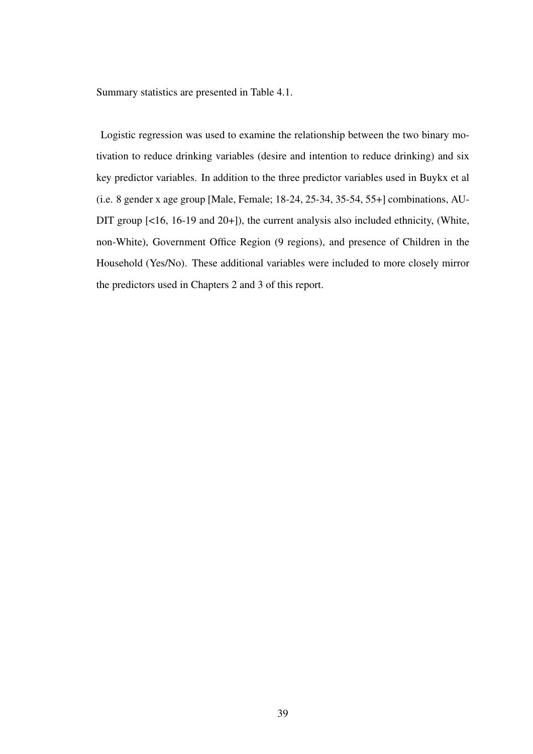Summary statistics are presented in Table 4.1.

Logistic regression was used to examine the relationship between the two binary motivation to reduce drinking variables (desire and intention to reduce drinking) and six key predictor variables. In addition to the three predictor variables used in Buykx et al (i.e. 8 gender x age group [Male, Female; 18-24, 25-34, 35-54, 55+] combinations, AUDIT group [<16, 16-19 and 20+]), the current analysis also included ethnicity, (White, non-White), Government Office Region (9 regions), and presence of Children in the Household (Yes/No). These additional variables were included to more closely mirror the predictors used in Chapters 2 and 3 of this report.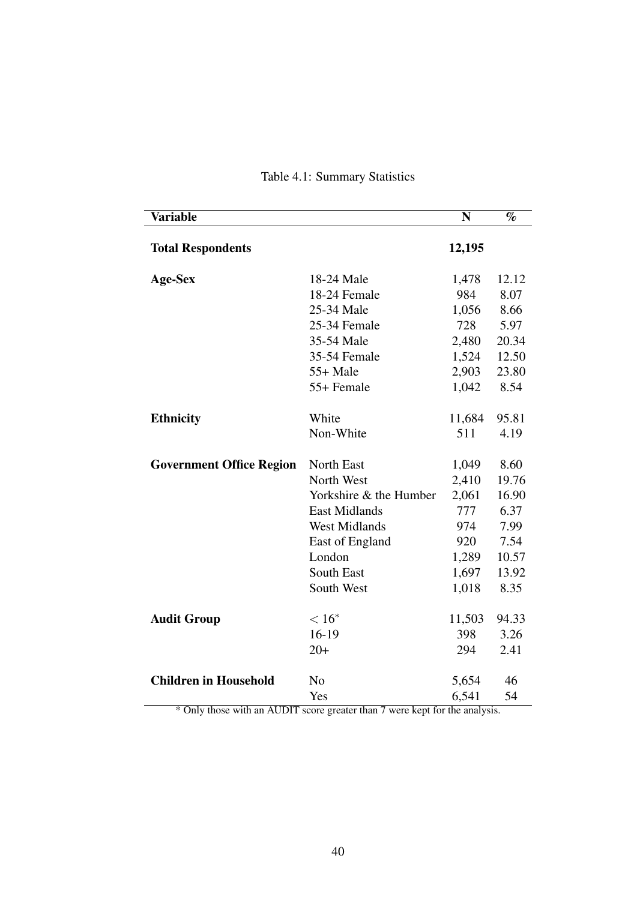Table 4.1: Summary Statistics

| Variable | | N | % |
|---|---|---|---|
| **Total Respondents** | | **12,195** | |
| **Age-Sex** | 18-24 Male | 1,478 | 12.12 |
| | 18-24 Female | 984 | 8.07 |
| | 25-34 Male | 1,056 | 8.66 |
| | 25-34 Female | 728 | 5.97 |
| | 35-54 Male | 2,480 | 20.34 |
| | 35-54 Female | 1,524 | 12.50 |
| | 55+ Male | 2,903 | 23.80 |
| | 55+ Female | 1,042 | 8.54 |
| **Ethnicity** | White | 11,684 | 95.81 |
| | Non-White | 511 | 4.19 |
| **Government Office Region** | North East | 1,049 | 8.60 |
| | North West | 2,410 | 19.76 |
| | Yorkshire & the Humber | 2,061 | 16.90 |
| | East Midlands | 777 | 6.37 |
| | West Midlands | 974 | 7.99 |
| | East of England | 920 | 7.54 |
| | London | 1,289 | 10.57 |
| | South East | 1,697 | 13.92 |
| | South West | 1,018 | 8.35 |
| **Audit Group** | $< 16^{*}$ | 11,503 | 94.33 |
| | 16-19 | 398 | 3.26 |
| | 20+ | 294 | 2.41 |
| **Children in Household** | No | 5,654 | 46 |
| | Yes | 6,541 | 54 |

* Only those with an AUDIT score greater than 7 were kept for the analysis.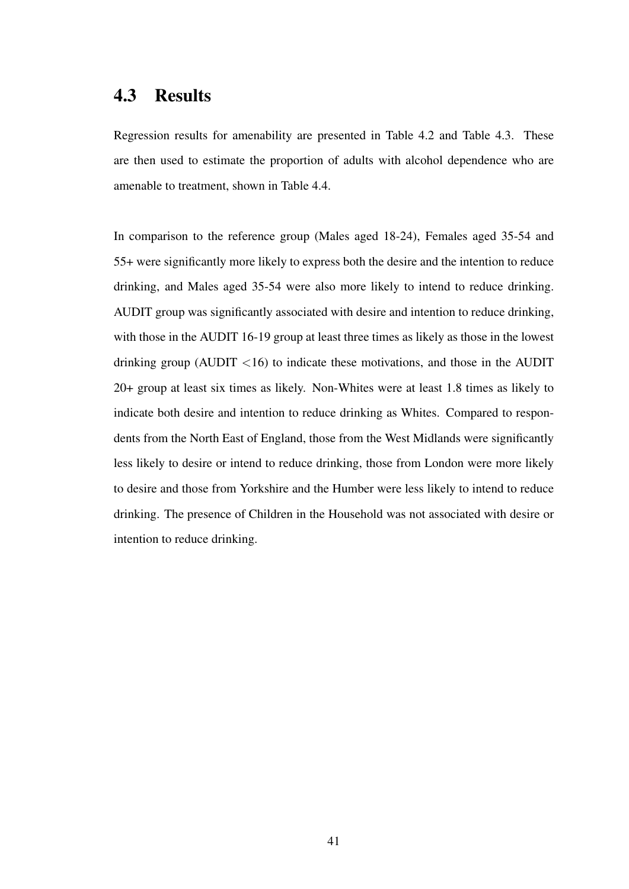## 4.3 Results

Regression results for amenability are presented in Table 4.2 and Table 4.3. These are then used to estimate the proportion of adults with alcohol dependence who are amenable to treatment, shown in Table 4.4.

In comparison to the reference group (Males aged 18-24), Females aged 35-54 and 55+ were significantly more likely to express both the desire and the intention to reduce drinking, and Males aged 35-54 were also more likely to intend to reduce drinking. AUDIT group was significantly associated with desire and intention to reduce drinking, with those in the AUDIT 16-19 group at least three times as likely as those in the lowest drinking group (AUDIT <16) to indicate these motivations, and those in the AUDIT 20+ group at least six times as likely. Non-Whites were at least 1.8 times as likely to indicate both desire and intention to reduce drinking as Whites. Compared to respondents from the North East of England, those from the West Midlands were significantly less likely to desire or intend to reduce drinking, those from London were more likely to desire and those from Yorkshire and the Humber were less likely to intend to reduce drinking. The presence of Children in the Household was not associated with desire or intention to reduce drinking.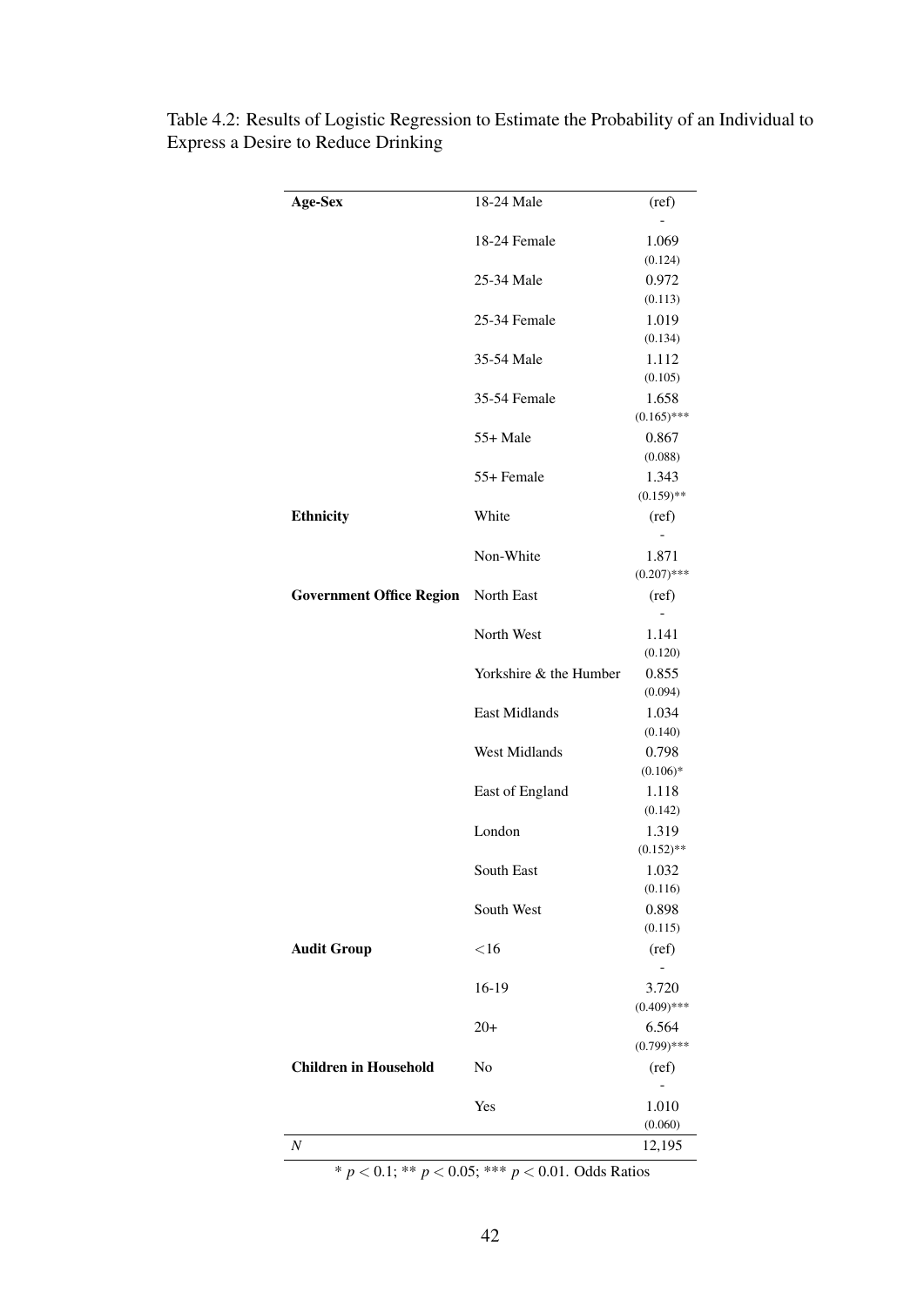Table 4.2: Results of Logistic Regression to Estimate the Probability of an Individual to Express a Desire to Reduce Drinking

| | | |
|---|---|---|
| **Age-Sex** | 18-24 Male | (ref) -|
| | 18-24 Female | 1.069 (0.124) |
| | 25-34 Male | 0.972 (0.113) |
| | 25-34 Female | 1.019 (0.134) |
| | 35-54 Male | 1.112 (0.105) |
| | 35-54 Female | 1.658 (0.165)*** |
| | 55+ Male | 0.867 (0.088) |
| | 55+ Female | 1.343 (0.159)** |
| **Ethnicity** | White | (ref) - |
| | Non-White | 1.871 (0.207)*** |
| **Government Office Region** | North East | (ref) - |
| | North West | 1.141 (0.120) |
| | Yorkshire & the Humber | 0.855 (0.094) |
| | East Midlands | 1.034 (0.140) |
| | West Midlands | 0.798 (0.106)* |
| | East of England | 1.118 (0.142) |
| | London | 1.319 (0.152)** |
| | South East | 1.032 (0.116) |
| | South West | 0.898 (0.115) |
| **Audit Group** | <16 | (ref) - |
| | 16-19 | 3.720 (0.409)*** |
| | 20+ | 6.564 (0.799)*** |
| **Children in Household** | No | (ref) - |
| | Yes | 1.010 (0.060) |
| $N$ | | 12,195 |

* $p < 0.1$; ** $p < 0.05$; *** $p < 0.01$. Odds Ratios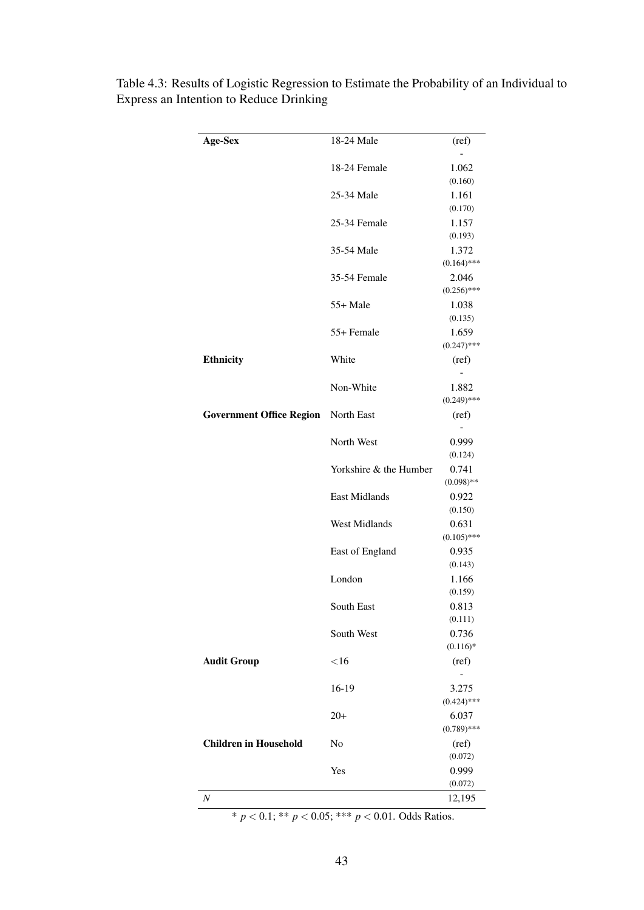Table 4.3: Results of Logistic Regression to Estimate the Probability of an Individual to Express an Intention to Reduce Drinking

| | | |
|---|---|---|
| **Age-Sex** | 18-24 Male | (ref) <br> - |
| | 18-24 Female | 1.062 <br> (0.160) |
| | 25-34 Male | 1.161 <br> (0.170) |
| | 25-34 Female | 1.157 <br> (0.193) |
| | 35-54 Male | 1.372 <br> (0.164)*** |
| | 35-54 Female | 2.046 <br> (0.256)*** |
| | 55+ Male | 1.038 <br> (0.135) |
| | 55+ Female | 1.659 <br> (0.247)*** |
| **Ethnicity** | White | (ref) <br> - |
| | Non-White | 1.882 <br> (0.249)*** |
| **Government Office Region** | North East | (ref) <br> - |
| | North West | 0.999 <br> (0.124) |
| | Yorkshire & the Humber | 0.741 <br> (0.098)** |
| | East Midlands | 0.922 <br> (0.150) |
| | West Midlands | 0.631 <br> (0.105)*** |
| | East of England | 0.935 <br> (0.143) |
| | London | 1.166 <br> (0.159) |
| | South East | 0.813 <br> (0.111) |
| | South West | 0.736 <br> (0.116)* |
| **Audit Group** | <16 | (ref) <br> - |
| | 16-19 | 3.275 <br> (0.424)*** |
| | 20+ | 6.037 <br> (0.789)*** |
| **Children in Household** | No | (ref) <br> (0.072) |
| | Yes | 0.999 <br> (0.072) |
| *N* | | 12,195 |

* $p < 0.1$; ** $p < 0.05$; *** $p < 0.01$. Odds Ratios.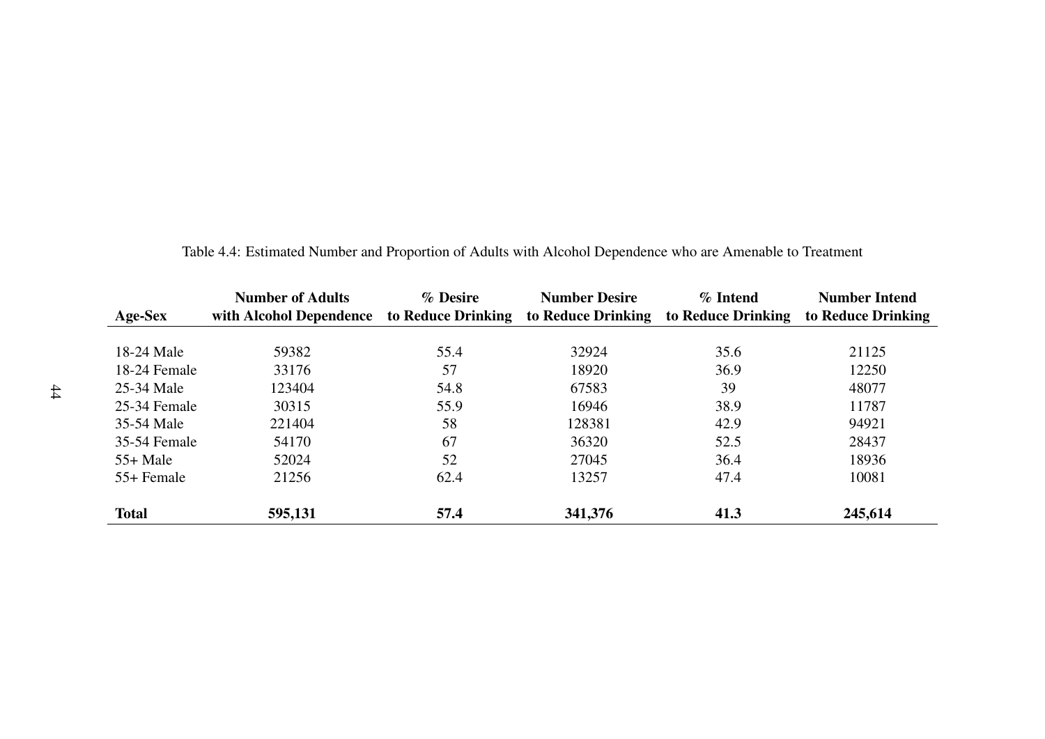Table 4.4: Estimated Number and Proportion of Adults with Alcohol Dependence who are Amenable to Treatment

| Age-Sex | Number of Adults with Alcohol Dependence | % Desire to Reduce Drinking | Number Desire to Reduce Drinking | % Intend to Reduce Drinking | Number Intend to Reduce Drinking |
|---|---|---|---|---|---|
| 18-24 Male | 59382 | 55.4 | 32924 | 35.6 | 21125 |
| 18-24 Female | 33176 | 57 | 18920 | 36.9 | 12250 |
| 25-34 Male | 123404 | 54.8 | 67583 | 39 | 48077 |
| 25-34 Female | 30315 | 55.9 | 16946 | 38.9 | 11787 |
| 35-54 Male | 221404 | 58 | 128381 | 42.9 | 94921 |
| 35-54 Female | 54170 | 67 | 36320 | 52.5 | 28437 |
| 55+ Male | 52024 | 52 | 27045 | 36.4 | 18936 |
| 55+ Female | 21256 | 62.4 | 13257 | 47.4 | 10081 |
| **Total** | **595,131** | **57.4** | **341,376** | **41.3** | **245,614** |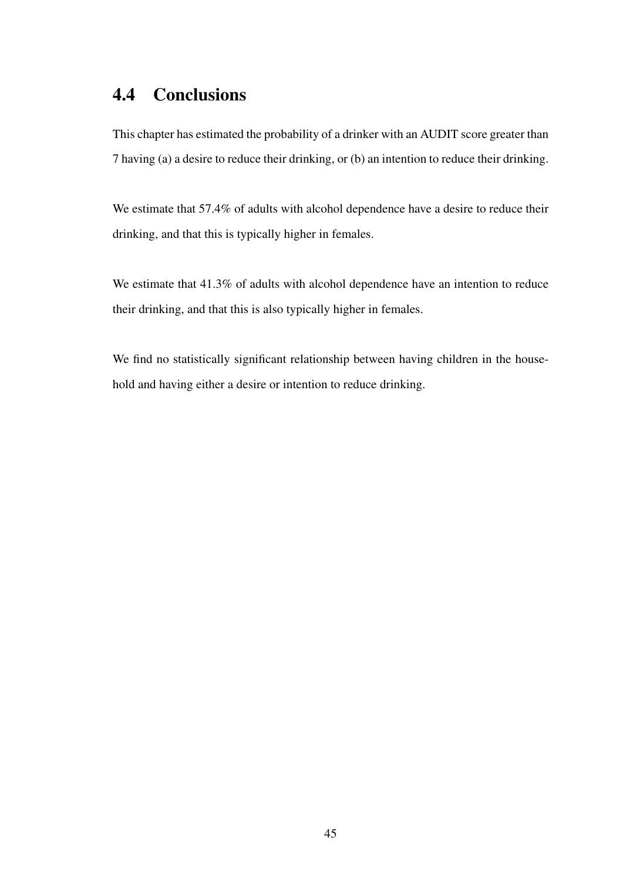## 4.4 Conclusions

This chapter has estimated the probability of a drinker with an AUDIT score greater than 7 having (a) a desire to reduce their drinking, or (b) an intention to reduce their drinking.

We estimate that 57.4% of adults with alcohol dependence have a desire to reduce their drinking, and that this is typically higher in females.

We estimate that 41.3% of adults with alcohol dependence have an intention to reduce their drinking, and that this is also typically higher in females.

We find no statistically significant relationship between having children in the household and having either a desire or intention to reduce drinking.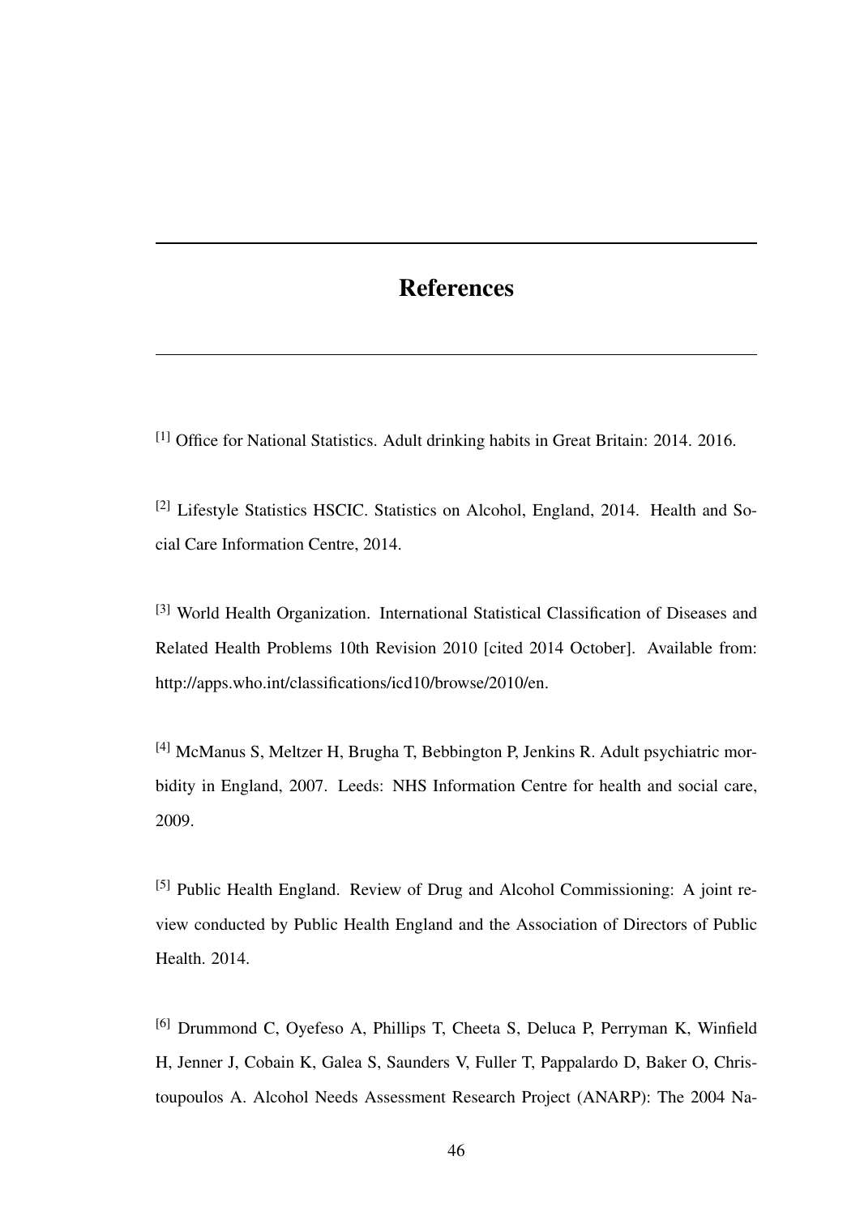# References

[1] Office for National Statistics. Adult drinking habits in Great Britain: 2014. 2016.

[2] Lifestyle Statistics HSCIC. Statistics on Alcohol, England, 2014. Health and Social Care Information Centre, 2014.

[3] World Health Organization. International Statistical Classification of Diseases and Related Health Problems 10th Revision 2010 [cited 2014 October]. Available from: http://apps.who.int/classifications/icd10/browse/2010/en.

[4] McManus S, Meltzer H, Brugha T, Bebbington P, Jenkins R. Adult psychiatric morbidity in England, 2007. Leeds: NHS Information Centre for health and social care, 2009.

[5] Public Health England. Review of Drug and Alcohol Commissioning: A joint review conducted by Public Health England and the Association of Directors of Public Health. 2014.

[6] Drummond C, Oyefeso A, Phillips T, Cheeta S, Deluca P, Perryman K, Winfield H, Jenner J, Cobain K, Galea S, Saunders V, Fuller T, Pappalardo D, Baker O, Christoupoulos A. Alcohol Needs Assessment Research Project (ANARP): The 2004 Na-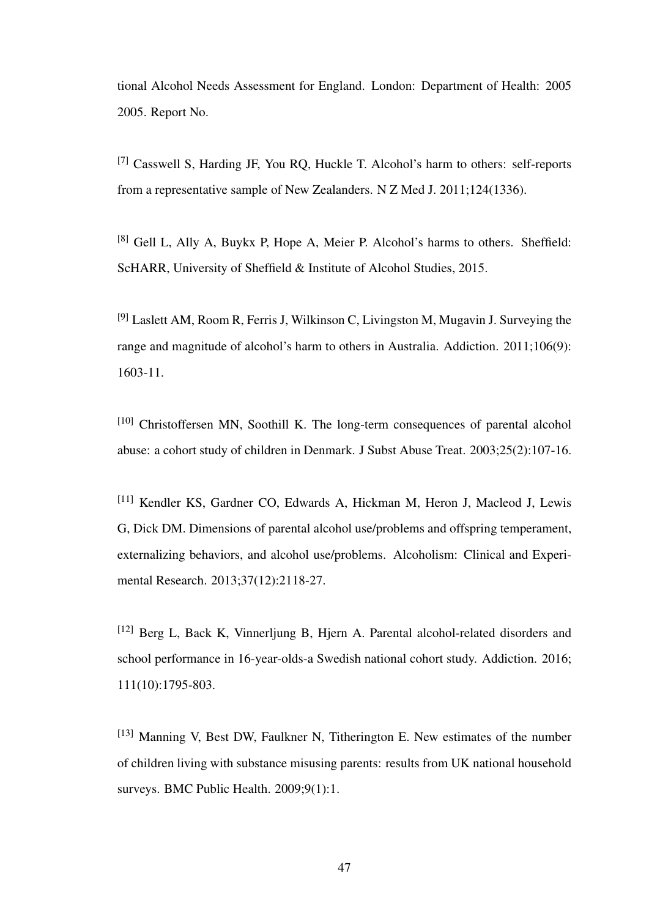tional Alcohol Needs Assessment for England. London: Department of Health: 2005 2005. Report No.

[7] Casswell S, Harding JF, You RQ, Huckle T. Alcohol's harm to others: self-reports from a representative sample of New Zealanders. N Z Med J. 2011;124(1336).

[8] Gell L, Ally A, Buykx P, Hope A, Meier P. Alcohol's harms to others. Sheffield: ScHARR, University of Sheffield & Institute of Alcohol Studies, 2015.

[9] Laslett AM, Room R, Ferris J, Wilkinson C, Livingston M, Mugavin J. Surveying the range and magnitude of alcohol's harm to others in Australia. Addiction. 2011;106(9): 1603-11.

[10] Christoffersen MN, Soothill K. The long-term consequences of parental alcohol abuse: a cohort study of children in Denmark. J Subst Abuse Treat. 2003;25(2):107-16.

[11] Kendler KS, Gardner CO, Edwards A, Hickman M, Heron J, Macleod J, Lewis G, Dick DM. Dimensions of parental alcohol use/problems and offspring temperament, externalizing behaviors, and alcohol use/problems. Alcoholism: Clinical and Experimental Research. 2013;37(12):2118-27.

[12] Berg L, Back K, Vinnerljung B, Hjern A. Parental alcohol-related disorders and school performance in 16-year-olds-a Swedish national cohort study. Addiction. 2016; 111(10):1795-803.

[13] Manning V, Best DW, Faulkner N, Titherington E. New estimates of the number of children living with substance misusing parents: results from UK national household surveys. BMC Public Health. 2009;9(1):1.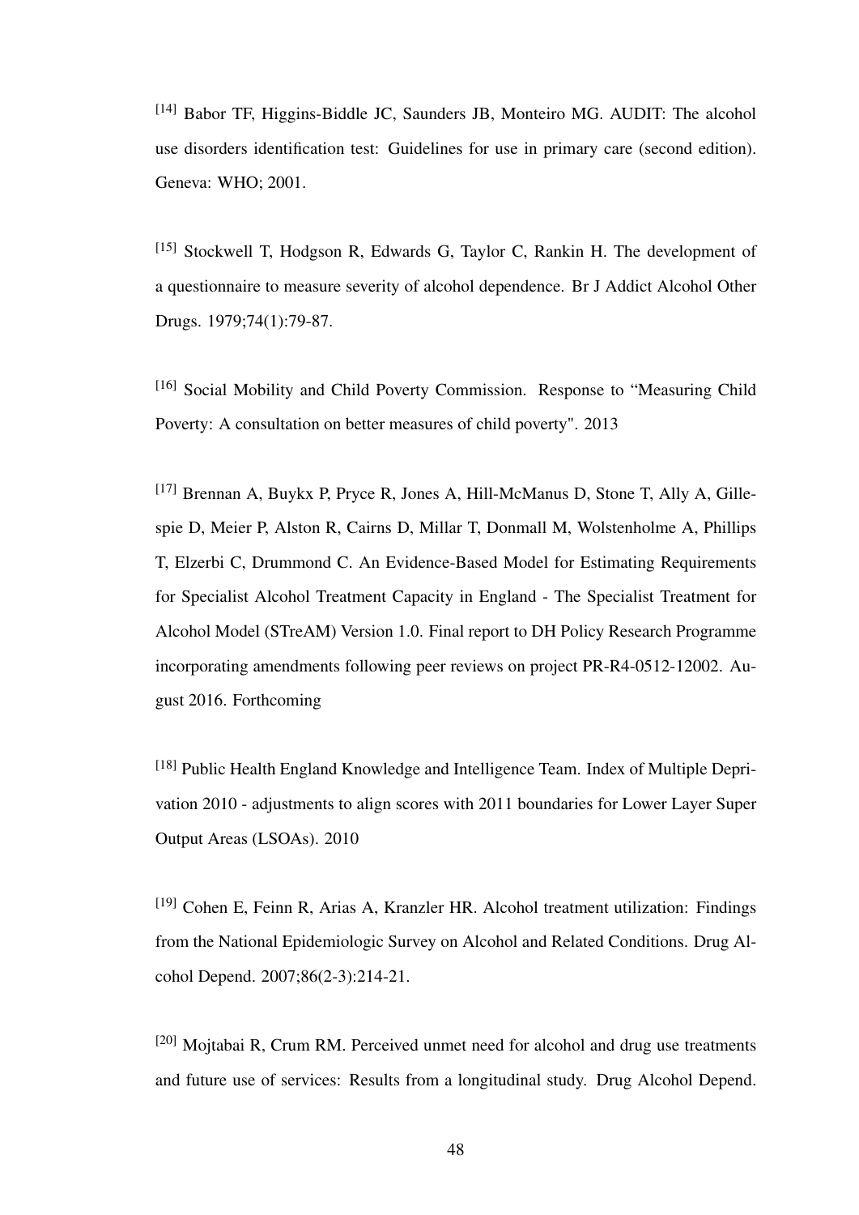[14] Babor TF, Higgins-Biddle JC, Saunders JB, Monteiro MG. AUDIT: The alcohol use disorders identification test: Guidelines for use in primary care (second edition). Geneva: WHO; 2001.

[15] Stockwell T, Hodgson R, Edwards G, Taylor C, Rankin H. The development of a questionnaire to measure severity of alcohol dependence. Br J Addict Alcohol Other Drugs. 1979;74(1):79-87.

[16] Social Mobility and Child Poverty Commission. Response to "Measuring Child Poverty: A consultation on better measures of child poverty". 2013

[17] Brennan A, Buykx P, Pryce R, Jones A, Hill-McManus D, Stone T, Ally A, Gillespie D, Meier P, Alston R, Cairns D, Millar T, Donmall M, Wolstenholme A, Phillips T, Elzerbi C, Drummond C. An Evidence-Based Model for Estimating Requirements for Specialist Alcohol Treatment Capacity in England - The Specialist Treatment for Alcohol Model (STreAM) Version 1.0. Final report to DH Policy Research Programme incorporating amendments following peer reviews on project PR-R4-0512-12002. August 2016. Forthcoming

[18] Public Health England Knowledge and Intelligence Team. Index of Multiple Deprivation 2010 - adjustments to align scores with 2011 boundaries for Lower Layer Super Output Areas (LSOAs). 2010

[19] Cohen E, Feinn R, Arias A, Kranzler HR. Alcohol treatment utilization: Findings from the National Epidemiologic Survey on Alcohol and Related Conditions. Drug Alcohol Depend. 2007;86(2-3):214-21.

[20] Mojtabai R, Crum RM. Perceived unmet need for alcohol and drug use treatments and future use of services: Results from a longitudinal study. Drug Alcohol Depend.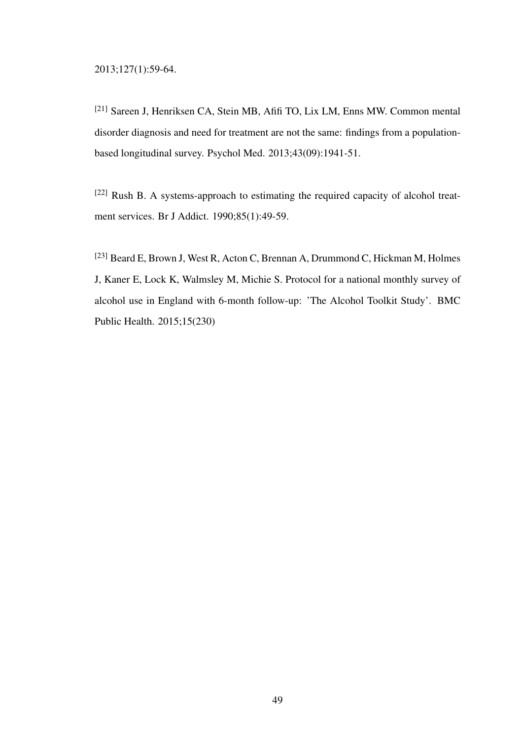2013;127(1):59-64.

[21] Sareen J, Henriksen CA, Stein MB, Afifi TO, Lix LM, Enns MW. Common mental disorder diagnosis and need for treatment are not the same: findings from a population-based longitudinal survey. Psychol Med. 2013;43(09):1941-51.

[22] Rush B. A systems-approach to estimating the required capacity of alcohol treatment services. Br J Addict. 1990;85(1):49-59.

[23] Beard E, Brown J, West R, Acton C, Brennan A, Drummond C, Hickman M, Holmes J, Kaner E, Lock K, Walmsley M, Michie S. Protocol for a national monthly survey of alcohol use in England with 6-month follow-up: 'The Alcohol Toolkit Study'. BMC Public Health. 2015;15(230)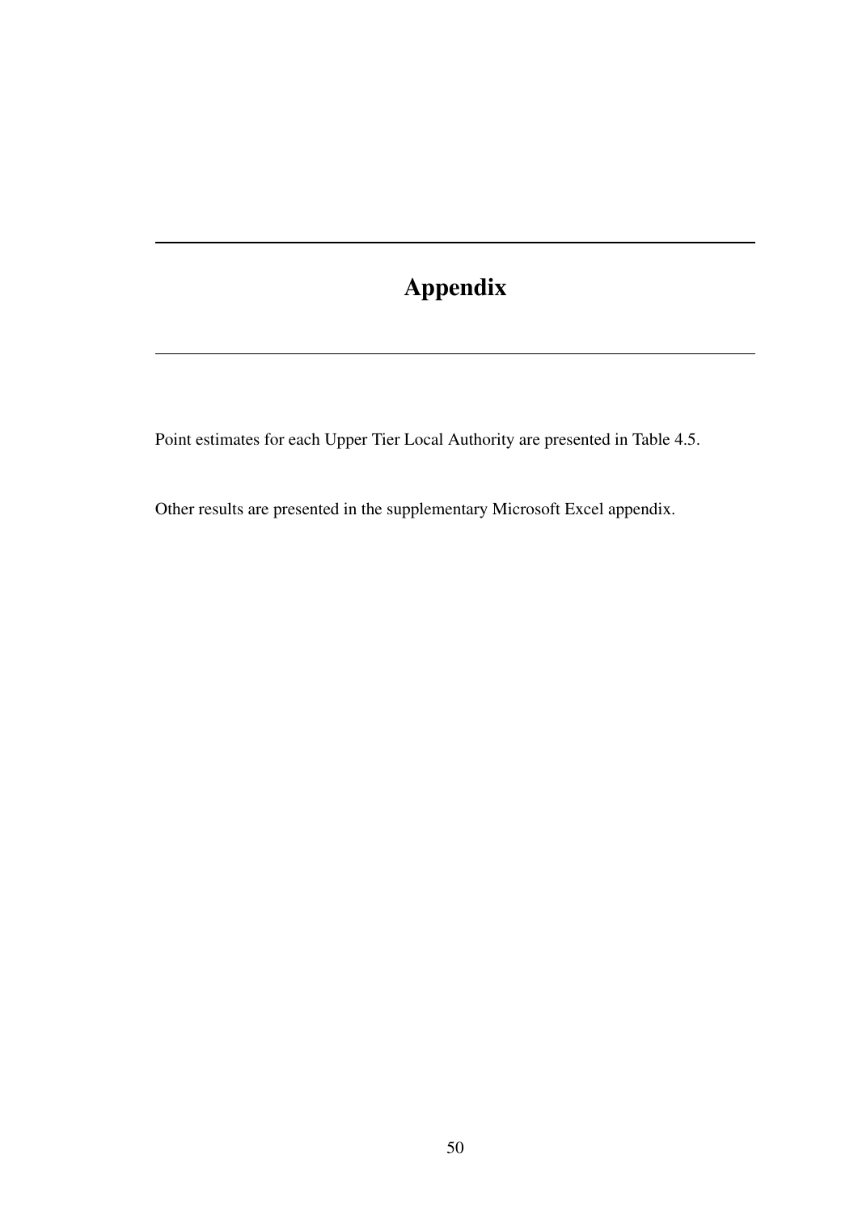# Appendix

Point estimates for each Upper Tier Local Authority are presented in Table 4.5.

Other results are presented in the supplementary Microsoft Excel appendix.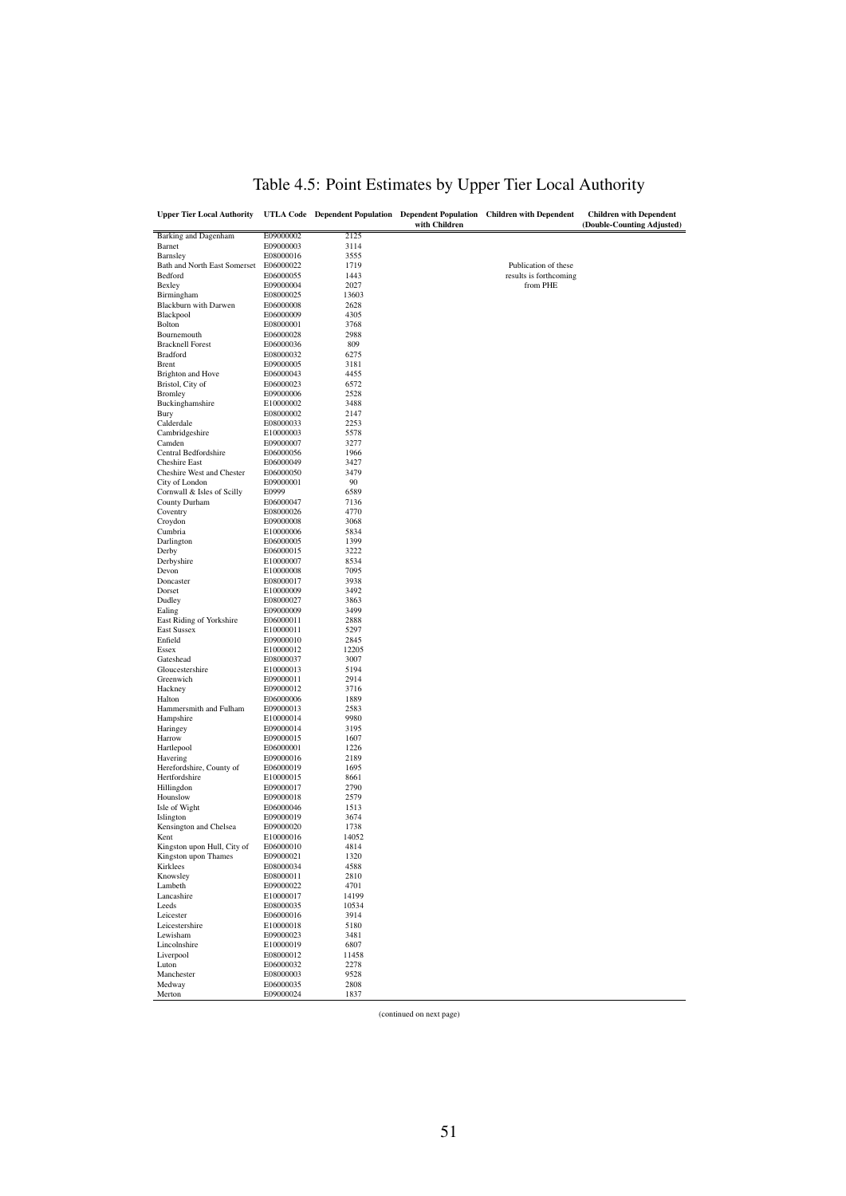# Table 4.5: Point Estimates by Upper Tier Local Authority

| Upper Tier Local Authority | UTLA Code | Dependent Population | Dependent Population with Children | Children with Dependent | Children with Dependent (Double-Counting Adjusted) |
|---|---|---|---|---|---|
| Barking and Dagenham | E09000002 | 2125 | | | |
| Barnet | E09000003 | 3114 | | | |
| Barnsley | E08000016 | 3555 | | | |
| Bath and North East Somerset | E06000022 | 1719 | | Publication of these | |
| Bedford | E06000055 | 1443 | | results is forthcoming | |
| Bexley | E09000004 | 2027 | | from PHE | |
| Birmingham | E08000025 | 13603 | | | |
| Blackburn with Darwen | E06000008 | 2628 | | | |
| Blackpool | E06000009 | 4305 | | | |
| Bolton | E08000001 | 3768 | | | |
| Bournemouth | E06000028 | 2988 | | | |
| Bracknell Forest | E06000036 | 809 | | | |
| Bradford | E08000032 | 6275 | | | |
| Brent | E09000005 | 3181 | | | |
| Brighton and Hove | E06000043 | 4455 | | | |
| Bristol, City of | E06000023 | 6572 | | | |
| Bromley | E09000006 | 2528 | | | |
| Buckinghamshire | E10000002 | 3488 | | | |
| Bury | E08000002 | 2147 | | | |
| Calderdale | E08000033 | 2253 | | | |
| Cambridgeshire | E10000003 | 5578 | | | |
| Camden | E09000007 | 3277 | | | |
| Central Bedfordshire | E06000056 | 1966 | | | |
| Cheshire East | E06000049 | 3427 | | | |
| Cheshire West and Chester | E06000050 | 3479 | | | |
| City of London | E09000001 | 90 | | | |
| Cornwall & Isles of Scilly | E0999 | 6589 | | | |
| County Durham | E06000047 | 7136 | | | |
| Coventry | E08000026 | 4770 | | | |
| Croydon | E09000008 | 3068 | | | |
| Cumbria | E10000006 | 5834 | | | |
| Darlington | E06000005 | 1399 | | | |
| Derby | E06000015 | 3222 | | | |
| Derbyshire | E10000007 | 8534 | | | |
| Devon | E10000008 | 7095 | | | |
| Doncaster | E08000017 | 3938 | | | |
| Dorset | E10000009 | 3492 | | | |
| Dudley | E08000027 | 3863 | | | |
| Ealing | E09000009 | 3499 | | | |
| East Riding of Yorkshire | E06000011 | 2888 | | | |
| East Sussex | E10000011 | 5297 | | | |
| Enfield | E09000010 | 2845 | | | |
| Essex | E10000012 | 12205 | | | |
| Gateshead | E08000037 | 3007 | | | |
| Gloucestershire | E10000013 | 5194 | | | |
| Greenwich | E09000011 | 2914 | | | |
| Hackney | E09000012 | 3716 | | | |
| Halton | E06000006 | 1889 | | | |
| Hammersmith and Fulham | E09000013 | 2583 | | | |
| Hampshire | E10000014 | 9980 | | | |
| Haringey | E09000014 | 3195 | | | |
| Harrow | E09000015 | 1607 | | | |
| Hartlepool | E06000001 | 1226 | | | |
| Havering | E09000016 | 2189 | | | |
| Herefordshire, County of | E06000019 | 1695 | | | |
| Hertfordshire | E10000015 | 8661 | | | |
| Hillingdon | E09000017 | 2790 | | | |
| Hounslow | E09000018 | 2579 | | | |
| Isle of Wight | E06000046 | 1513 | | | |
| Islington | E09000019 | 3674 | | | |
| Kensington and Chelsea | E09000020 | 1738 | | | |
| Kent | E10000016 | 14052 | | | |
| Kingston upon Hull, City of | E06000010 | 4814 | | | |
| Kingston upon Thames | E09000021 | 1320 | | | |
| Kirklees | E08000034 | 4588 | | | |
| Knowsley | E08000011 | 2810 | | | |
| Lambeth | E09000022 | 4701 | | | |
| Lancashire | E10000017 | 14199 | | | |
| Leeds | E08000035 | 10534 | | | |
| Leicester | E06000016 | 3914 | | | |
| Leicestershire | E10000018 | 5180 | | | |
| Lewisham | E09000023 | 3481 | | | |
| Lincolnshire | E10000019 | 6807 | | | |
| Liverpool | E08000012 | 11458 | | | |
| Luton | E06000032 | 2278 | | | |
| Manchester | E08000003 | 9528 | | | |
| Medway | E06000035 | 2808 | | | |
| Merton | E09000024 | 1837 | | | |

(continued on next page)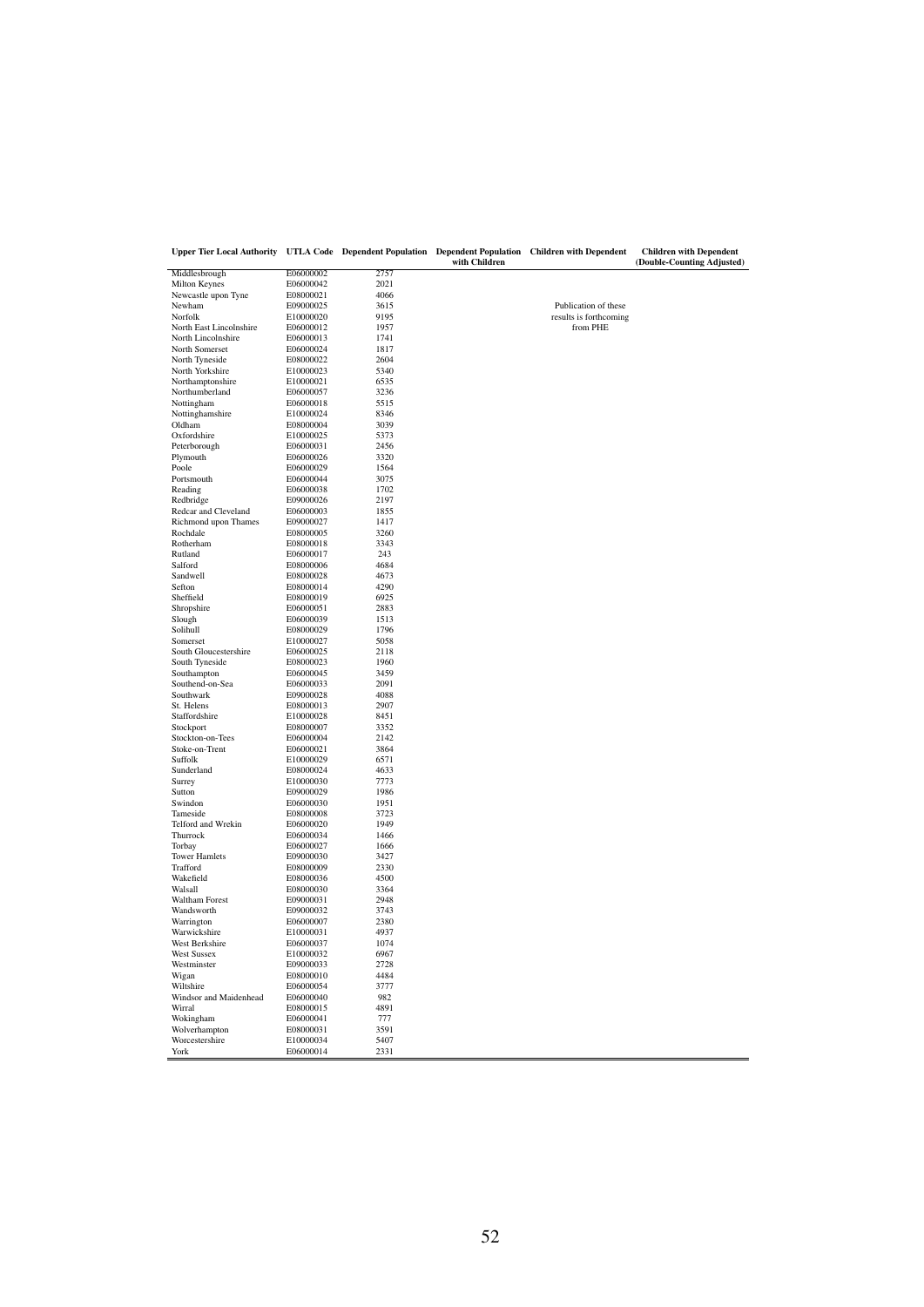| Upper Tier Local Authority | UTLA Code | Dependent Population | Dependent Population with Children | Children with Dependent | Children with Dependent (Double-Counting Adjusted) |
|---|---|---|---|---|---|
| Middlesbrough | E06000002 | 2757 | | | |
| Milton Keynes | E06000042 | 2021 | | | |
| Newcastle upon Tyne | E08000021 | 4066 | | | |
| Newham | E09000025 | 3615 | | Publication of these | |
| Norfolk | E10000020 | 9195 | | results is forthcoming | |
| North East Lincolnshire | E06000012 | 1957 | | from PHE | |
| North Lincolnshire | E06000013 | 1741 | | | |
| North Somerset | E06000024 | 1817 | | | |
| North Tyneside | E08000022 | 2604 | | | |
| North Yorkshire | E10000023 | 5340 | | | |
| Northamptonshire | E10000021 | 6535 | | | |
| Northumberland | E06000057 | 3236 | | | |
| Nottingham | E06000018 | 5515 | | | |
| Nottinghamshire | E10000024 | 8346 | | | |
| Oldham | E08000004 | 3039 | | | |
| Oxfordshire | E10000025 | 5373 | | | |
| Peterborough | E06000031 | 2456 | | | |
| Plymouth | E06000026 | 3320 | | | |
| Poole | E06000029 | 1564 | | | |
| Portsmouth | E06000044 | 3075 | | | |
| Reading | E06000038 | 1702 | | | |
| Redbridge | E09000026 | 2197 | | | |
| Redcar and Cleveland | E06000003 | 1855 | | | |
| Richmond upon Thames | E09000027 | 1417 | | | |
| Rochdale | E08000005 | 3260 | | | |
| Rotherham | E08000018 | 3343 | | | |
| Rutland | E06000017 | 243 | | | |
| Salford | E08000006 | 4684 | | | |
| Sandwell | E08000028 | 4673 | | | |
| Sefton | E08000014 | 4290 | | | |
| Sheffield | E08000019 | 6925 | | | |
| Shropshire | E06000051 | 2883 | | | |
| Slough | E06000039 | 1513 | | | |
| Solihull | E08000029 | 1796 | | | |
| Somerset | E10000027 | 5058 | | | |
| South Gloucestershire | E06000025 | 2118 | | | |
| South Tyneside | E08000023 | 1960 | | | |
| Southampton | E06000045 | 3459 | | | |
| Southend-on-Sea | E06000033 | 2091 | | | |
| Southwark | E09000028 | 4088 | | | |
| St. Helens | E08000013 | 2907 | | | |
| Staffordshire | E10000028 | 8451 | | | |
| Stockport | E08000007 | 3352 | | | |
| Stockton-on-Tees | E06000004 | 2142 | | | |
| Stoke-on-Trent | E06000021 | 3864 | | | |
| Suffolk | E10000029 | 6571 | | | |
| Sunderland | E08000024 | 4633 | | | |
| Surrey | E10000030 | 7773 | | | |
| Sutton | E09000029 | 1986 | | | |
| Swindon | E06000030 | 1951 | | | |
| Tameside | E08000008 | 3723 | | | |
| Telford and Wrekin | E06000020 | 1949 | | | |
| Thurrock | E06000034 | 1466 | | | |
| Torbay | E06000027 | 1666 | | | |
| Tower Hamlets | E09000030 | 3427 | | | |
| Trafford | E08000009 | 2330 | | | |
| Wakefield | E08000036 | 4500 | | | |
| Walsall | E08000030 | 3364 | | | |
| Waltham Forest | E09000031 | 2948 | | | |
| Wandsworth | E09000032 | 3743 | | | |
| Warrington | E06000007 | 2380 | | | |
| Warwickshire | E10000031 | 4937 | | | |
| West Berkshire | E06000037 | 1074 | | | |
| West Sussex | E10000032 | 6967 | | | |
| Westminster | E09000033 | 2728 | | | |
| Wigan | E08000010 | 4484 | | | |
| Wiltshire | E06000054 | 3777 | | | |
| Windsor and Maidenhead | E06000040 | 982 | | | |
| Wirral | E08000015 | 4891 | | | |
| Wokingham | E06000041 | 777 | | | |
| Wolverhampton | E08000031 | 3591 | | | |
| Worcestershire | E10000034 | 5407 | | | |
| York | E06000014 | 2331 | | | |